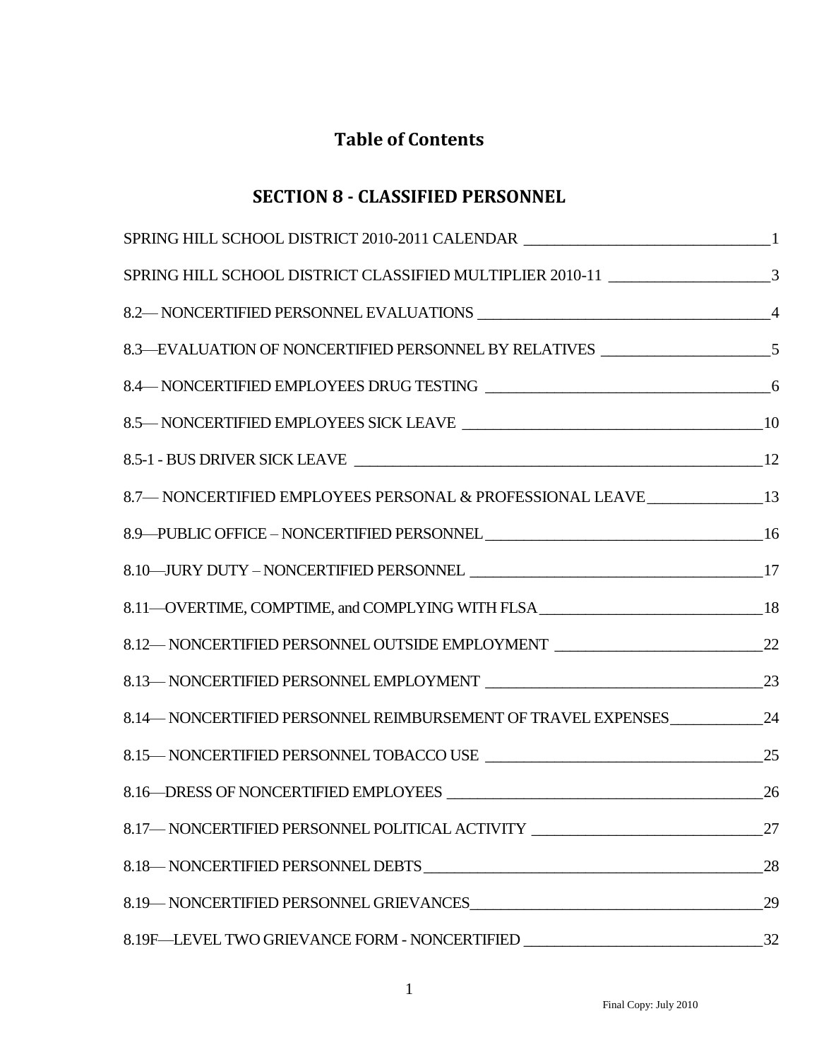# Table of Contents

## SECTION 8 - CLASSIFIED PERSONNEL

SPRING HILL SCHOOL DISTRICT 2010-2011 CALENDAR ________________________________ 1

SPRING HILL SCHOOL DISTRICT CLASSIFIED MULTIPLIER 2010-11 ____________________ 3

8.2— NONCERTIFIED PERSONNEL EVALUATIONS ______________________________________ 4

8.3—EVALUATION OF NONCERTIFIED PERSONNEL BY RELATIVES _____________________ 5

8.4— NONCERTIFIED EMPLOYEES DRUG TESTING ____________________________________ 6

8.5— NONCERTIFIED EMPLOYEES SICK LEAVE ________________________________________ 10

8.5-1 - BUS DRIVER SICK LEAVE _______________________________________________________ 12

8.7— NONCERTIFIED EMPLOYEES PERSONAL & PROFESSIONAL LEAVE _______________ 13

8.9—PUBLIC OFFICE – NONCERTIFIED PERSONNEL ___________________________________ 16

8.10—JURY DUTY – NONCERTIFIED PERSONNEL ______________________________________ 17

8.11—OVERTIME, COMPTIME, and COMPLYING WITH FLSA _____________________________ 18

8.12— NONCERTIFIED PERSONNEL OUTSIDE EMPLOYMENT ___________________________ 22

8.13— NONCERTIFIED PERSONNEL EMPLOYMENT ____________________________________ 23

8.14— NONCERTIFIED PERSONNEL REIMBURSEMENT OF TRAVEL EXPENSES ____________ 24

8.15— NONCERTIFIED PERSONNEL TOBACCO USE ___________________________________ 25

8.16—DRESS OF NONCERTIFIED EMPLOYEES __________________________________________ 26

8.17— NONCERTIFIED PERSONNEL POLITICAL ACTIVITY _______________________________ 27

8.18— NONCERTIFIED PERSONNEL DEBTS ______________________________________________ 28

8.19— NONCERTIFIED PERSONNEL GRIEVANCES ________________________________________ 29

8.19F—LEVEL TWO GRIEVANCE FORM - NONCERTIFIED ________________________________ 32

Final Copy: July 2010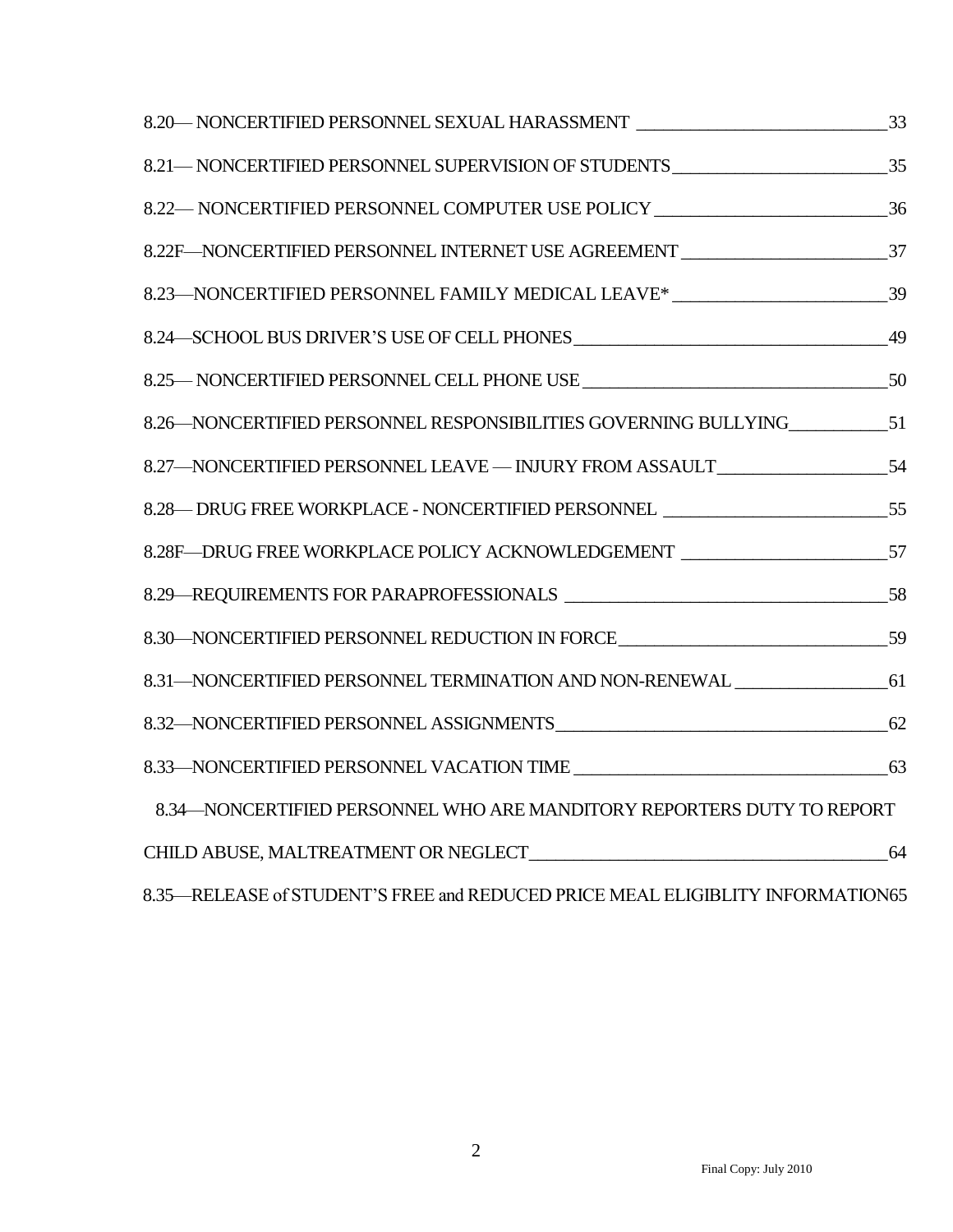8.20— NONCERTIFIED PERSONNEL SEXUAL HARASSMENT ____________________________ 33

8.21— NONCERTIFIED PERSONNEL SUPERVISION OF STUDENTS________________________ 35

8.22— NONCERTIFIED PERSONNEL COMPUTER USE POLICY __________________________ 36

8.22F—NONCERTIFIED PERSONNEL INTERNET USE AGREEMENT _______________________ 37

8.23—NONCERTIFIED PERSONNEL FAMILY MEDICAL LEAVE* ________________________ 39

8.24—SCHOOL BUS DRIVER'S USE OF CELL PHONES___________________________________ 49

8.25— NONCERTIFIED PERSONNEL CELL PHONE USE __________________________________ 50

8.26—NONCERTIFIED PERSONNEL RESPONSIBILITIES GOVERNING BULLYING___________ 51

8.27—NONCERTIFIED PERSONNEL LEAVE — INJURY FROM ASSAULT___________________ 54

8.28— DRUG FREE WORKPLACE - NONCERTIFIED PERSONNEL _________________________ 55

8.28F—DRUG FREE WORKPLACE POLICY ACKNOWLEDGEMENT _______________________ 57

8.29—REQUIREMENTS FOR PARAPROFESSIONALS ___________________________________ 58

8.30—NONCERTIFIED PERSONNEL REDUCTION IN FORCE______________________________ 59

8.31—NONCERTIFIED PERSONNEL TERMINATION AND NON-RENEWAL _________________ 61

8.32—NONCERTIFIED PERSONNEL ASSIGNMENTS_____________________________________ 62

8.33—NONCERTIFIED PERSONNEL VACATION TIME ___________________________________ 63

8.34—NONCERTIFIED PERSONNEL WHO ARE MANDITORY REPORTERS DUTY TO REPORT CHILD ABUSE, MALTREATMENT OR NEGLECT________________________________________ 64

8.35—RELEASE of STUDENT'S FREE and REDUCED PRICE MEAL ELIGIBLITY INFORMATION65

Final Copy: July 2010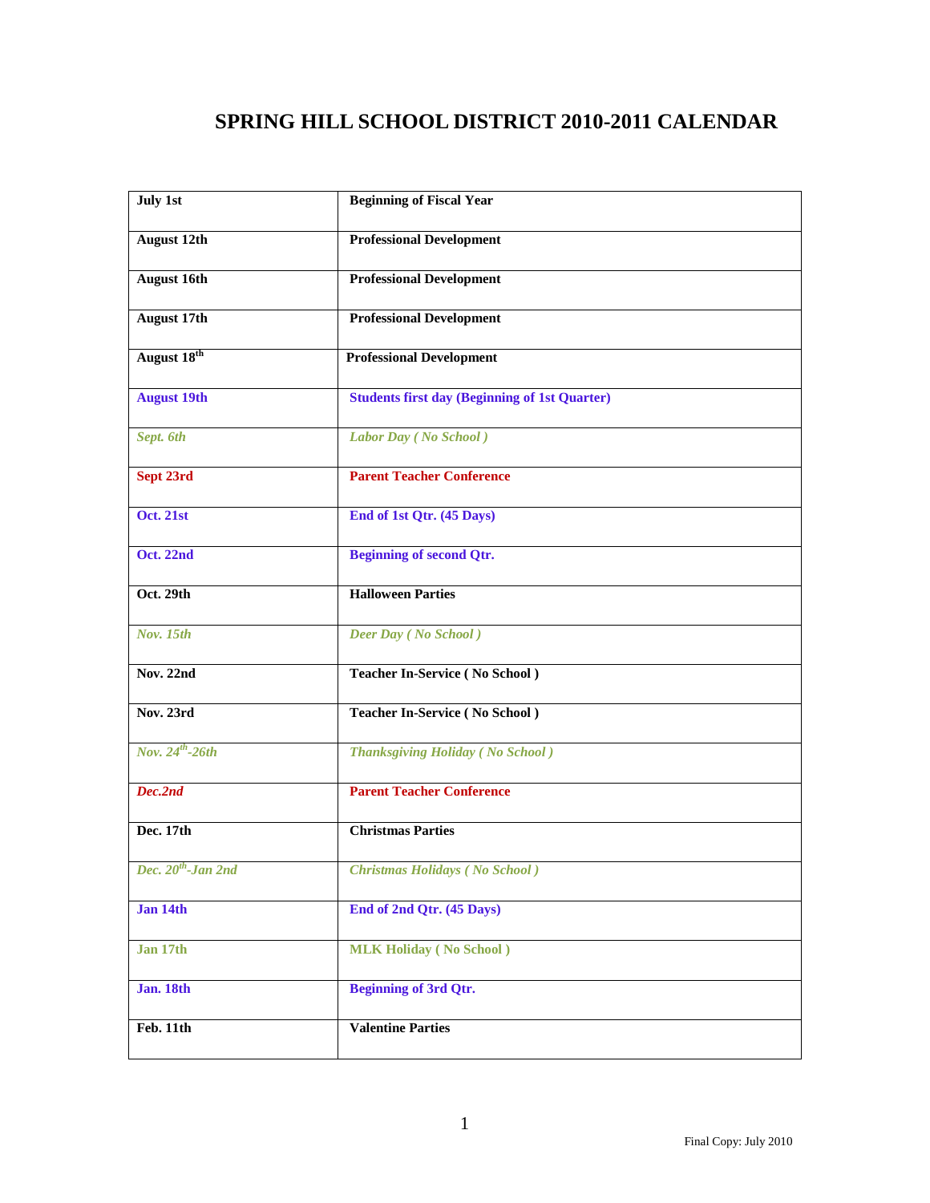# SPRING HILL SCHOOL DISTRICT 2010-2011 CALENDAR

| | |
|---|---|
| **July 1st** | **Beginning of Fiscal Year** |
| **August 12th** | **Professional Development** |
| **August 16th** | **Professional Development** |
| **August 17th** | **Professional Development** |
| **August 18th** | **Professional Development** |
| **August 19th** | **Students first day (Beginning of 1st Quarter)** |
| ***Sept. 6th*** | ***Labor Day ( No School )*** |
| **Sept 23rd** | **Parent Teacher Conference** |
| **Oct. 21st** | **End of 1st Qtr. (45 Days)** |
| **Oct. 22nd** | **Beginning of second Qtr.** |
| **Oct. 29th** | **Halloween Parties** |
| ***Nov. 15th*** | ***Deer Day ( No School )*** |
| **Nov. 22nd** | **Teacher In-Service ( No School )** |
| **Nov. 23rd** | **Teacher In-Service ( No School )** |
| ***Nov. 24th-26th*** | ***Thanksgiving Holiday ( No School )*** |
| ***Dec.2nd*** | **Parent Teacher Conference** |
| **Dec. 17th** | **Christmas Parties** |
| ***Dec. 20th-Jan 2nd*** | ***Christmas Holidays ( No School )*** |
| **Jan 14th** | **End of 2nd Qtr. (45 Days)** |
| **Jan 17th** | **MLK Holiday ( No School )** |
| **Jan. 18th** | **Beginning of 3rd Qtr.** |
| **Feb. 11th** | **Valentine Parties** |

Final Copy: July 2010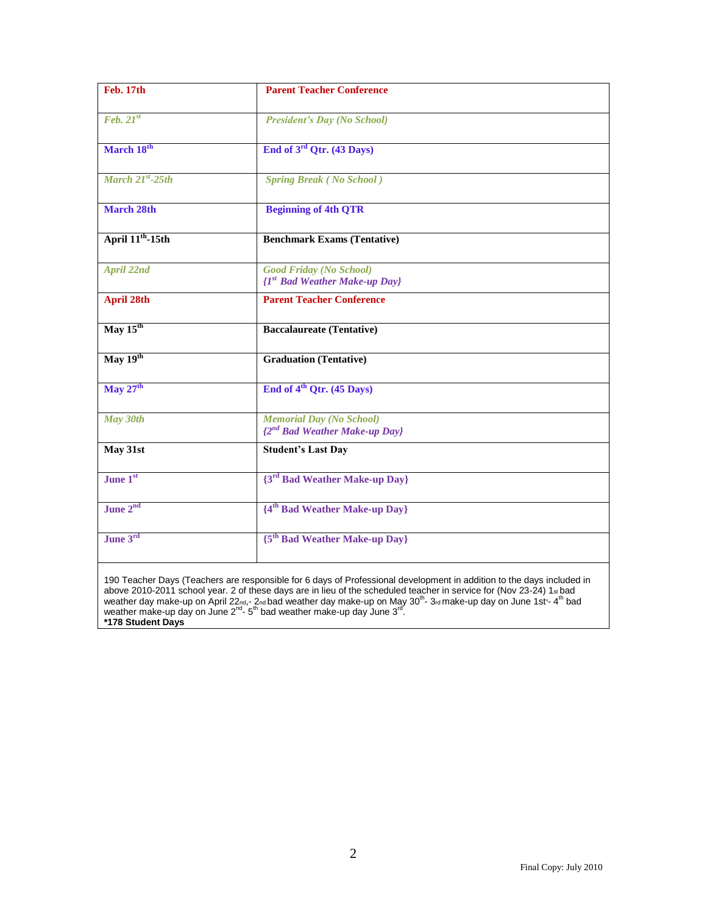| Feb. 17th | Parent Teacher Conference |
|---|---|
| *Feb. 21st* | *President's Day (No School)* |
| March 18th | End of 3rd Qtr. (43 Days) |
| *March 21st-25th* | *Spring Break ( No School )* |
| March 28th | Beginning of 4th QTR |
| April 11th-15th | Benchmark Exams (Tentative) |
| *April 22nd* | *Good Friday (No School)* *{1st Bad Weather Make-up Day}* |
| April 28th | Parent Teacher Conference |
| May 15th | Baccalaureate (Tentative) |
| May 19th | Graduation (Tentative) |
| May 27th | End of 4th Qtr. (45 Days) |
| *May 30th* | *Memorial Day (No School)* *{2nd Bad Weather Make-up Day}* |
| May 31st | Student's Last Day |
| June 1st | {3rd Bad Weather Make-up Day} |
| June 2nd | {4th Bad Weather Make-up Day} |
| June 3rd | {5th Bad Weather Make-up Day} |

190 Teacher Days (Teachers are responsible for 6 days of Professional development in addition to the days included in above 2010-2011 school year. 2 of these days are in lieu of the scheduled teacher in service for (Nov 23-24) 1st bad weather day make-up on April 22nd,- 2nd bad weather day make-up on May 30th- 3rd make-up day on June 1st- 4th bad weather make-up day on June 2nd- 5th bad weather make-up day June 3rd.
**\*178 Student Days**

Final Copy: July 2010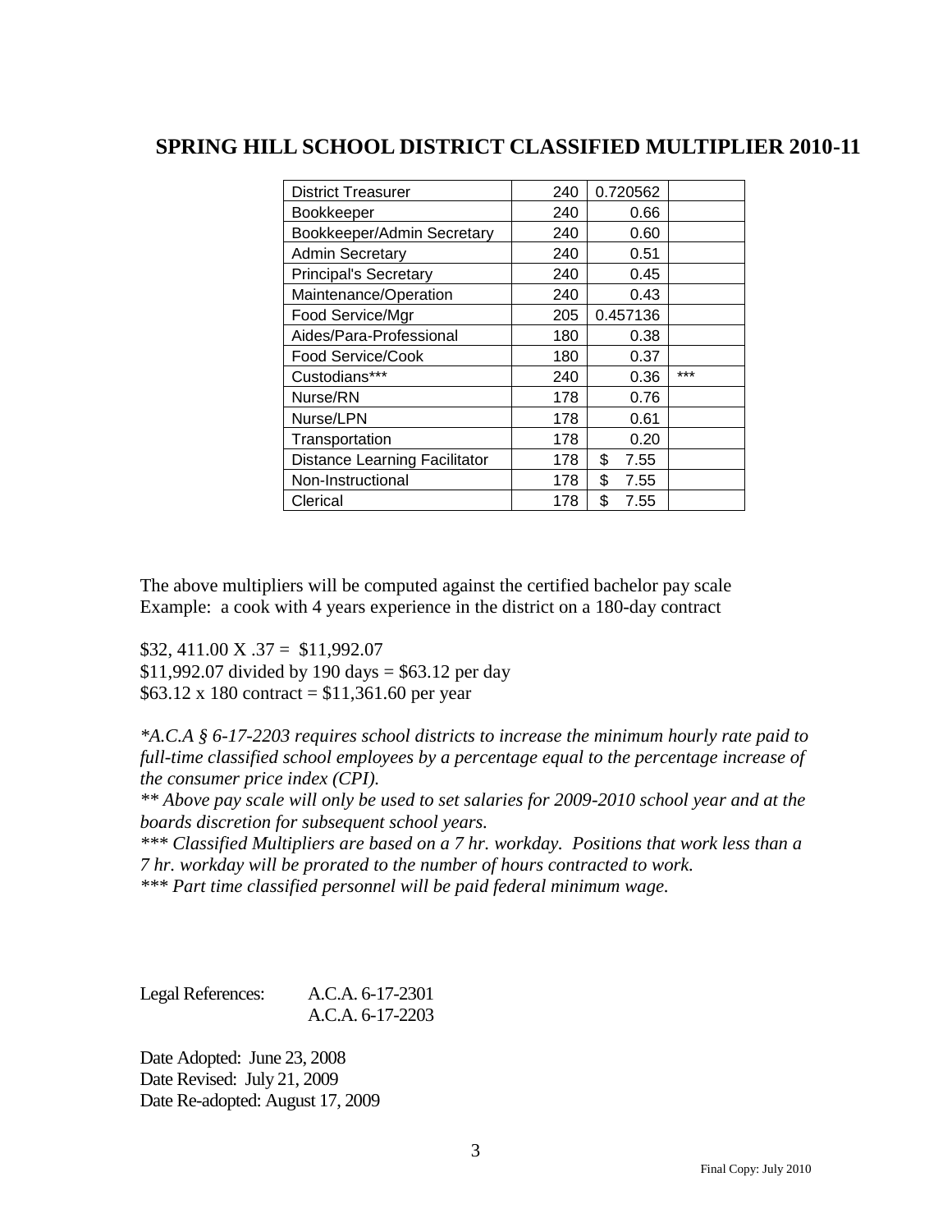## SPRING HILL SCHOOL DISTRICT CLASSIFIED MULTIPLIER 2010-11

| | | | |
|---|---|---|---|
| District Treasurer | 240 | 0.720562 | |
| Bookkeeper | 240 | 0.66 | |
| Bookkeeper/Admin Secretary | 240 | 0.60 | |
| Admin Secretary | 240 | 0.51 | |
| Principal's Secretary | 240 | 0.45 | |
| Maintenance/Operation | 240 | 0.43 | |
| Food Service/Mgr | 205 | 0.457136 | |
| Aides/Para-Professional | 180 | 0.38 | |
| Food Service/Cook | 180 | 0.37 | |
| Custodians*** | 240 | 0.36 | *** |
| Nurse/RN | 178 | 0.76 | |
| Nurse/LPN | 178 | 0.61 | |
| Transportation | 178 | 0.20 | |
| Distance Learning Facilitator | 178 | $ 7.55 | |
| Non-Instructional | 178 | $ 7.55 | |
| Clerical | 178 | $ 7.55 | |

The above multipliers will be computed against the certified bachelor pay scale
Example: a cook with 4 years experience in the district on a 180-day contract

$32, 411.00 X .37 = $11,992.07
$11,992.07 divided by 190 days = $63.12 per day
$63.12 x 180 contract = $11,361.60 per year

*\*A.C.A § 6-17-2203 requires school districts to increase the minimum hourly rate paid to full-time classified school employees by a percentage equal to the percentage increase of the consumer price index (CPI).*
*\*\* Above pay scale will only be used to set salaries for 2009-2010 school year and at the boards discretion for subsequent school years.*
*\*\*\* Classified Multipliers are based on a 7 hr. workday. Positions that work less than a 7 hr. workday will be prorated to the number of hours contracted to work.*
*\*\*\* Part time classified personnel will be paid federal minimum wage.*

Legal References: A.C.A. 6-17-2301
A.C.A. 6-17-2203

Date Adopted: June 23, 2008
Date Revised: July 21, 2009
Date Re-adopted: August 17, 2009

Final Copy: July 2010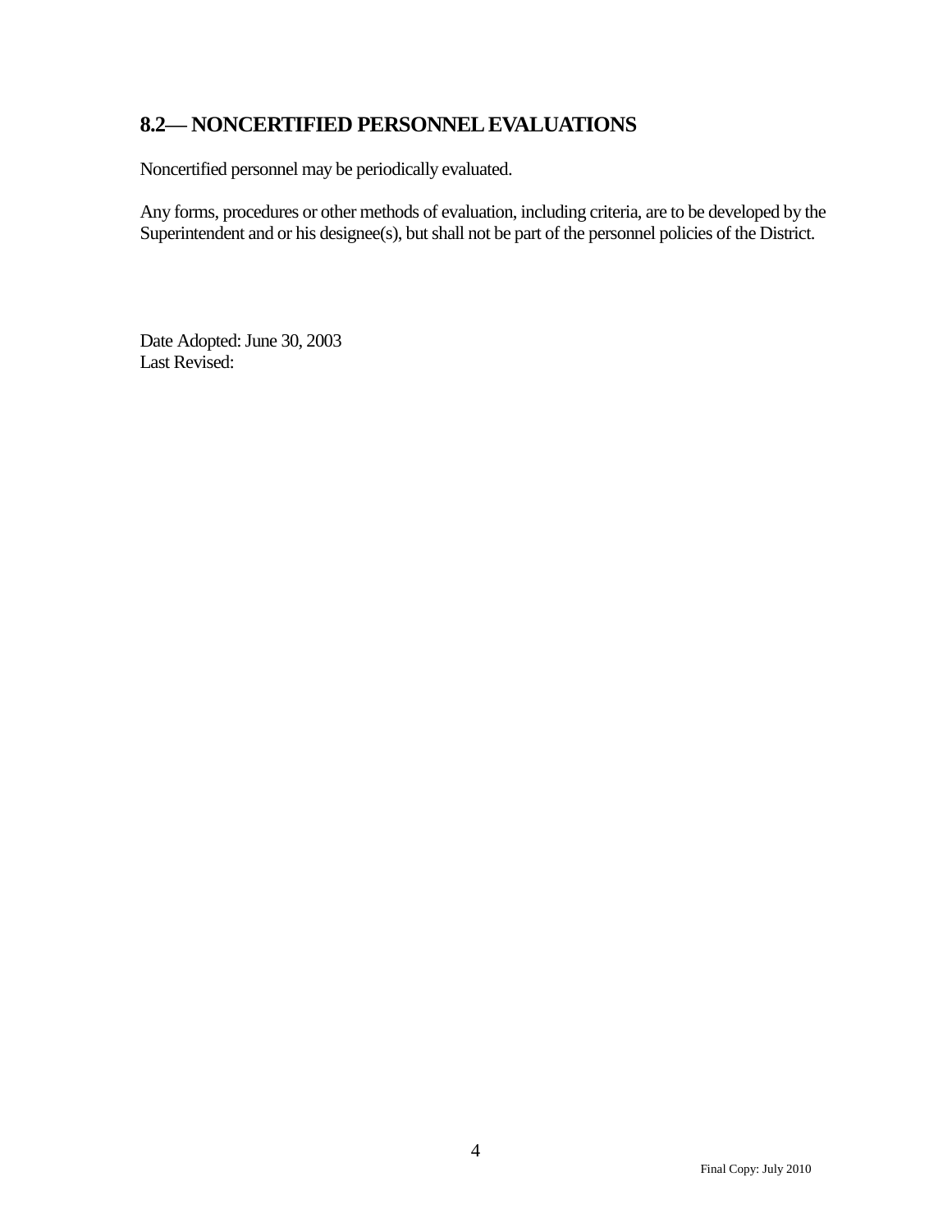## 8.2— NONCERTIFIED PERSONNEL EVALUATIONS

Noncertified personnel may be periodically evaluated.

Any forms, procedures or other methods of evaluation, including criteria, are to be developed by the Superintendent and or his designee(s), but shall not be part of the personnel policies of the District.

Date Adopted: June 30, 2003
Last Revised: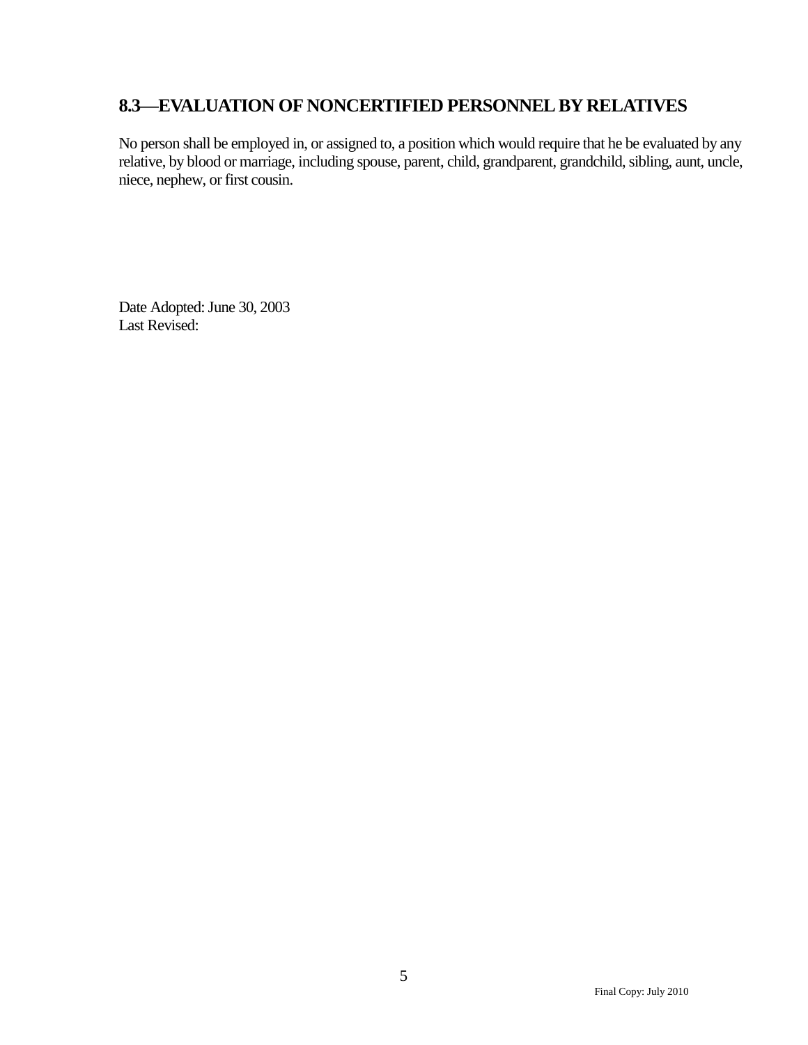## 8.3—EVALUATION OF NONCERTIFIED PERSONNEL BY RELATIVES

No person shall be employed in, or assigned to, a position which would require that he be evaluated by any relative, by blood or marriage, including spouse, parent, child, grandparent, grandchild, sibling, aunt, uncle, niece, nephew, or first cousin.

Date Adopted: June 30, 2003
Last Revised: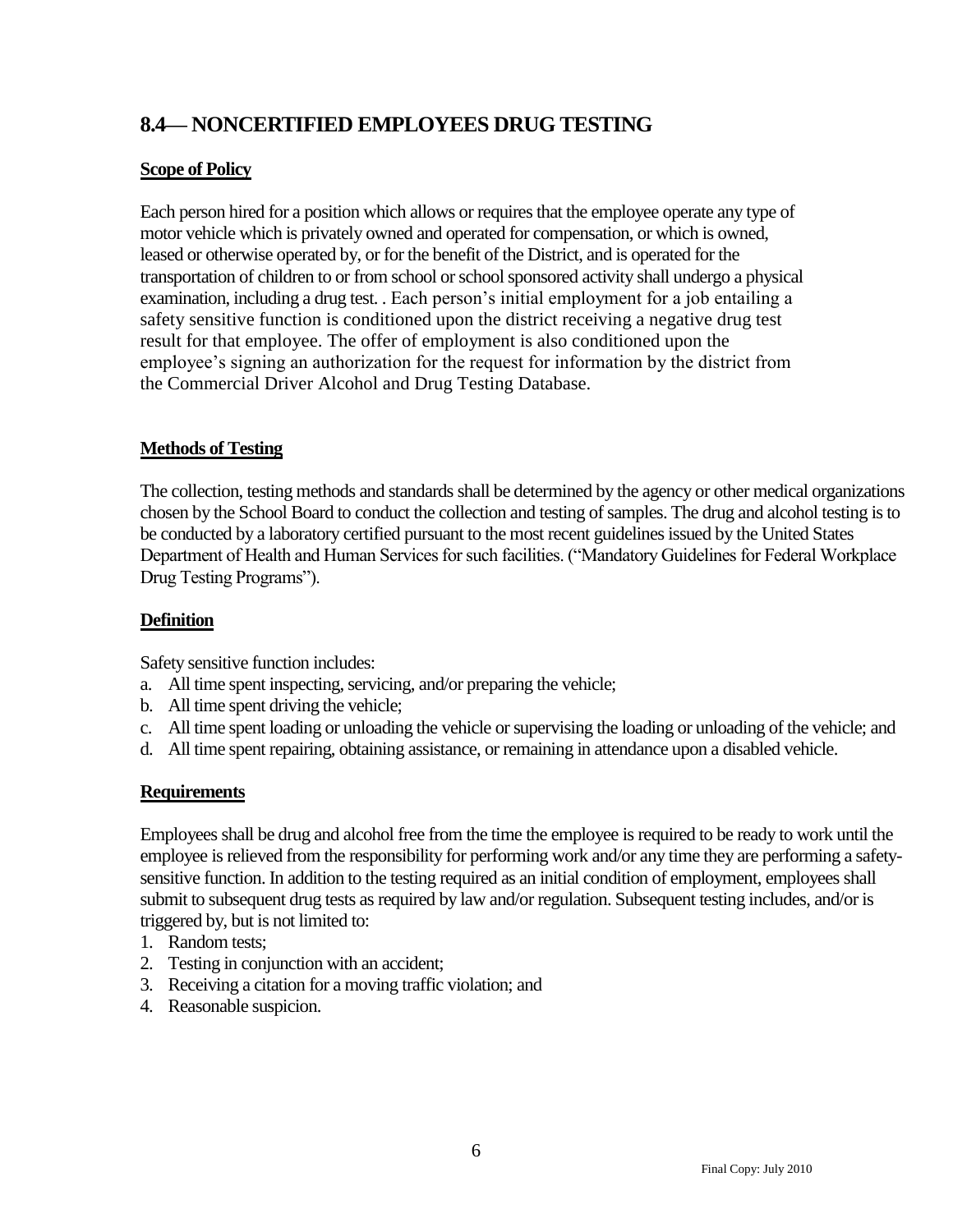## 8.4— NONCERTIFIED EMPLOYEES DRUG TESTING

**Scope of Policy**

Each person hired for a position which allows or requires that the employee operate any type of motor vehicle which is privately owned and operated for compensation, or which is owned, leased or otherwise operated by, or for the benefit of the District, and is operated for the transportation of children to or from school or school sponsored activity shall undergo a physical examination, including a drug test. . Each person's initial employment for a job entailing a safety sensitive function is conditioned upon the district receiving a negative drug test result for that employee. The offer of employment is also conditioned upon the employee's signing an authorization for the request for information by the district from the Commercial Driver Alcohol and Drug Testing Database.

**Methods of Testing**

The collection, testing methods and standards shall be determined by the agency or other medical organizations chosen by the School Board to conduct the collection and testing of samples. The drug and alcohol testing is to be conducted by a laboratory certified pursuant to the most recent guidelines issued by the United States Department of Health and Human Services for such facilities. ("Mandatory Guidelines for Federal Workplace Drug Testing Programs").

**Definition**

Safety sensitive function includes:

a. All time spent inspecting, servicing, and/or preparing the vehicle;
b. All time spent driving the vehicle;
c. All time spent loading or unloading the vehicle or supervising the loading or unloading of the vehicle; and
d. All time spent repairing, obtaining assistance, or remaining in attendance upon a disabled vehicle.

**Requirements**

Employees shall be drug and alcohol free from the time the employee is required to be ready to work until the employee is relieved from the responsibility for performing work and/or any time they are performing a safety-sensitive function. In addition to the testing required as an initial condition of employment, employees shall submit to subsequent drug tests as required by law and/or regulation. Subsequent testing includes, and/or is triggered by, but is not limited to:

1. Random tests;
2. Testing in conjunction with an accident;
3. Receiving a citation for a moving traffic violation; and
4. Reasonable suspicion.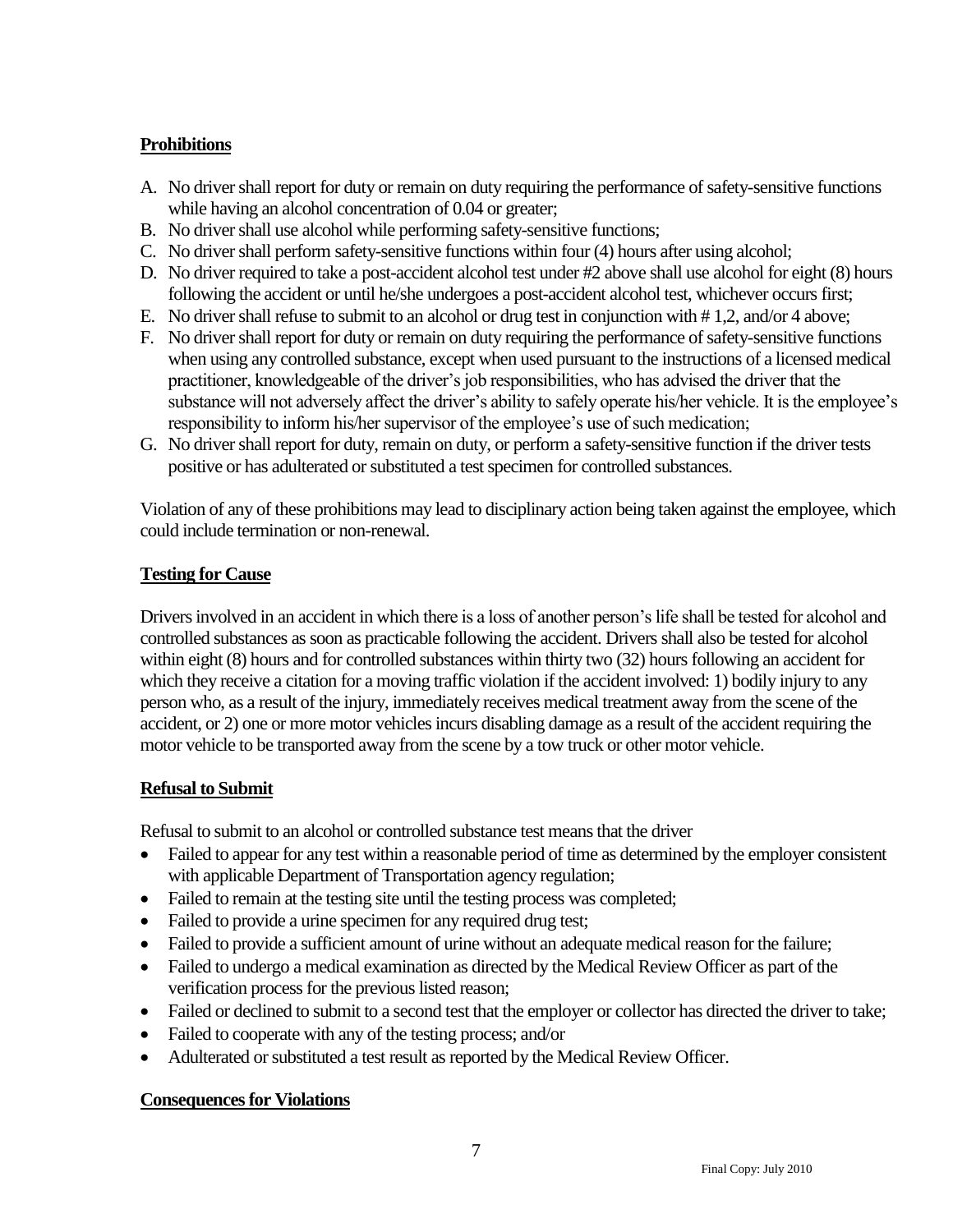**Prohibitions**

A. No driver shall report for duty or remain on duty requiring the performance of safety-sensitive functions while having an alcohol concentration of 0.04 or greater;
B. No driver shall use alcohol while performing safety-sensitive functions;
C. No driver shall perform safety-sensitive functions within four (4) hours after using alcohol;
D. No driver required to take a post-accident alcohol test under #2 above shall use alcohol for eight (8) hours following the accident or until he/she undergoes a post-accident alcohol test, whichever occurs first;
E. No driver shall refuse to submit to an alcohol or drug test in conjunction with # 1,2, and/or 4 above;
F. No driver shall report for duty or remain on duty requiring the performance of safety-sensitive functions when using any controlled substance, except when used pursuant to the instructions of a licensed medical practitioner, knowledgeable of the driver's job responsibilities, who has advised the driver that the substance will not adversely affect the driver's ability to safely operate his/her vehicle. It is the employee's responsibility to inform his/her supervisor of the employee's use of such medication;
G. No driver shall report for duty, remain on duty, or perform a safety-sensitive function if the driver tests positive or has adulterated or substituted a test specimen for controlled substances.

Violation of any of these prohibitions may lead to disciplinary action being taken against the employee, which could include termination or non-renewal.

**Testing for Cause**

Drivers involved in an accident in which there is a loss of another person's life shall be tested for alcohol and controlled substances as soon as practicable following the accident. Drivers shall also be tested for alcohol within eight (8) hours and for controlled substances within thirty two (32) hours following an accident for which they receive a citation for a moving traffic violation if the accident involved: 1) bodily injury to any person who, as a result of the injury, immediately receives medical treatment away from the scene of the accident, or 2) one or more motor vehicles incurs disabling damage as a result of the accident requiring the motor vehicle to be transported away from the scene by a tow truck or other motor vehicle.

**Refusal to Submit**

Refusal to submit to an alcohol or controlled substance test means that the driver

- Failed to appear for any test within a reasonable period of time as determined by the employer consistent with applicable Department of Transportation agency regulation;
- Failed to remain at the testing site until the testing process was completed;
- Failed to provide a urine specimen for any required drug test;
- Failed to provide a sufficient amount of urine without an adequate medical reason for the failure;
- Failed to undergo a medical examination as directed by the Medical Review Officer as part of the verification process for the previous listed reason;
- Failed or declined to submit to a second test that the employer or collector has directed the driver to take;
- Failed to cooperate with any of the testing process; and/or
- Adulterated or substituted a test result as reported by the Medical Review Officer.

**Consequences for Violations**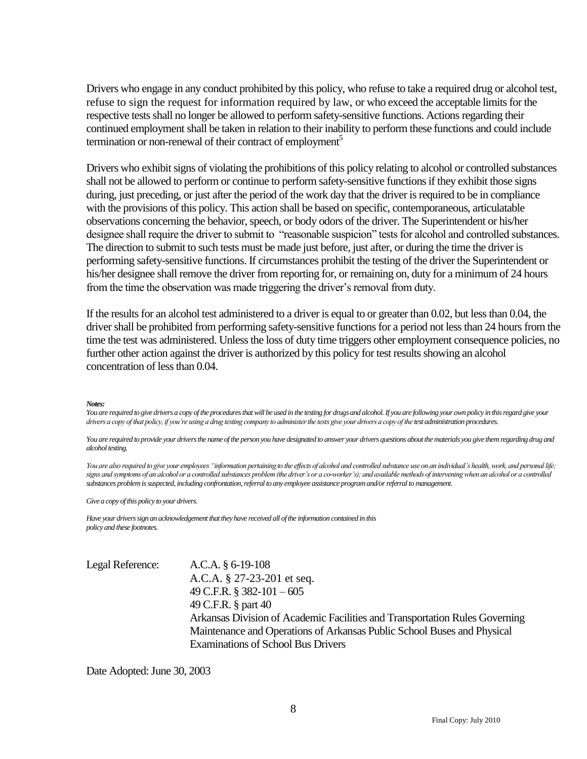Drivers who engage in any conduct prohibited by this policy, who refuse to take a required drug or alcohol test, refuse to sign the request for information required by law, or who exceed the acceptable limits for the respective tests shall no longer be allowed to perform safety-sensitive functions. Actions regarding their continued employment shall be taken in relation to their inability to perform these functions and could include termination or non-renewal of their contract of employment[5]

Drivers who exhibit signs of violating the prohibitions of this policy relating to alcohol or controlled substances shall not be allowed to perform or continue to perform safety-sensitive functions if they exhibit those signs during, just preceding, or just after the period of the work day that the driver is required to be in compliance with the provisions of this policy. This action shall be based on specific, contemporaneous, articulatable observations concerning the behavior, speech, or body odors of the driver. The Superintendent or his/her designee shall require the driver to submit to "reasonable suspicion" tests for alcohol and controlled substances. The direction to submit to such tests must be made just before, just after, or during the time the driver is performing safety-sensitive functions. If circumstances prohibit the testing of the driver the Superintendent or his/her designee shall remove the driver from reporting for, or remaining on, duty for a minimum of 24 hours from the time the observation was made triggering the driver's removal from duty.

If the results for an alcohol test administered to a driver is equal to or greater than 0.02, but less than 0.04, the driver shall be prohibited from performing safety-sensitive functions for a period not less than 24 hours from the time the test was administered. Unless the loss of duty time triggers other employment consequence policies, no further other action against the driver is authorized by this policy for test results showing an alcohol concentration of less than 0.04.

***Notes:***

*You are required to give drivers a copy of the procedures that will be used in the testing for drugs and alcohol. If you are following your own policy in this regard give your drivers a copy of that policy, if you're using a drug testing company to administer the tests give your drivers a copy of the test administration procedures.*

*You are required to provide your drivers the name of the person you have designated to answer your drivers questions about the materials you give them regarding drug and alcohol testing.*

*You are also required to give your employees "information pertaining to the effects of alcohol and controlled substance use on an individual's health, work, and personal life; signs and symptoms of an alcohol or a controlled substances problem (the driver's or a co-worker's); and available methods of intervening when an alcohol or a controlled substances problem is suspected, including confrontation, referral to any employee assistance program and/or referral to management.*

*Give a copy of this policy to your drivers.*

*Have your drivers sign an acknowledgement that they have received all of the information contained in this policy and these footnotes.*

Legal Reference: A.C.A. § 6-19-108
A.C.A. § 27-23-201 et seq.
49 C.F.R. § 382-101 – 605
49 C.F.R. § part 40
Arkansas Division of Academic Facilities and Transportation Rules Governing Maintenance and Operations of Arkansas Public School Buses and Physical Examinations of School Bus Drivers

Date Adopted: June 30, 2003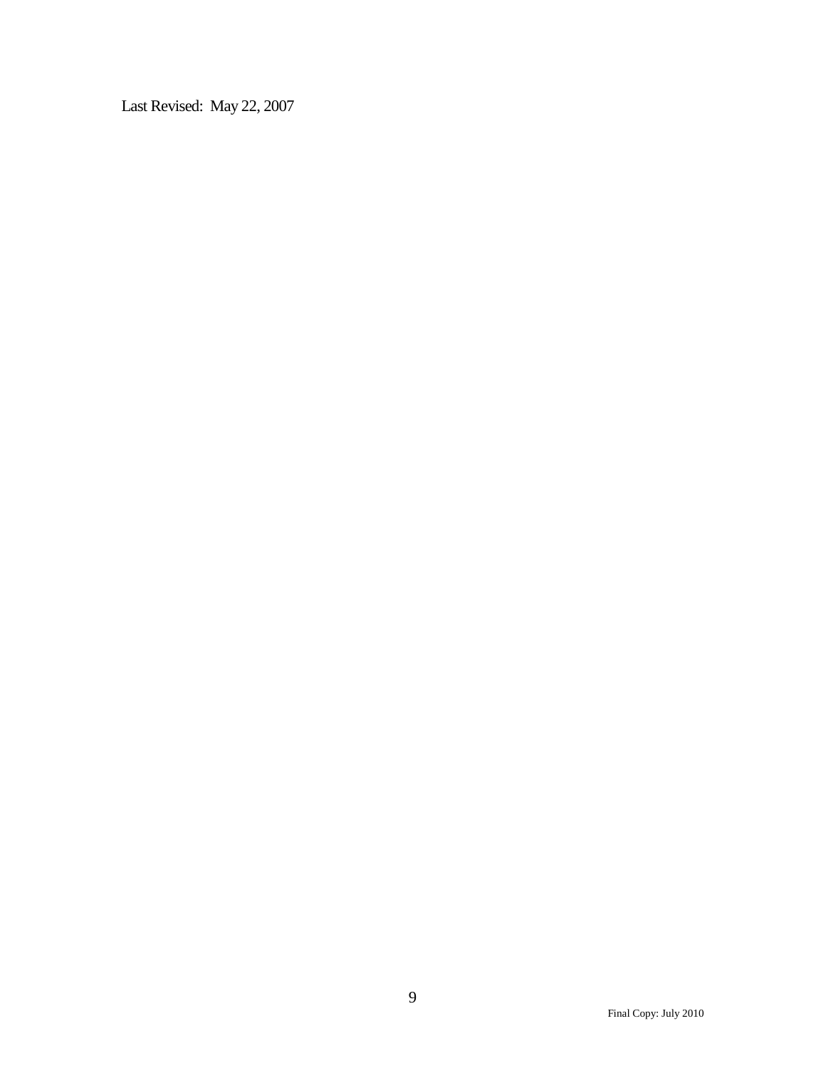Last Revised: May 22, 2007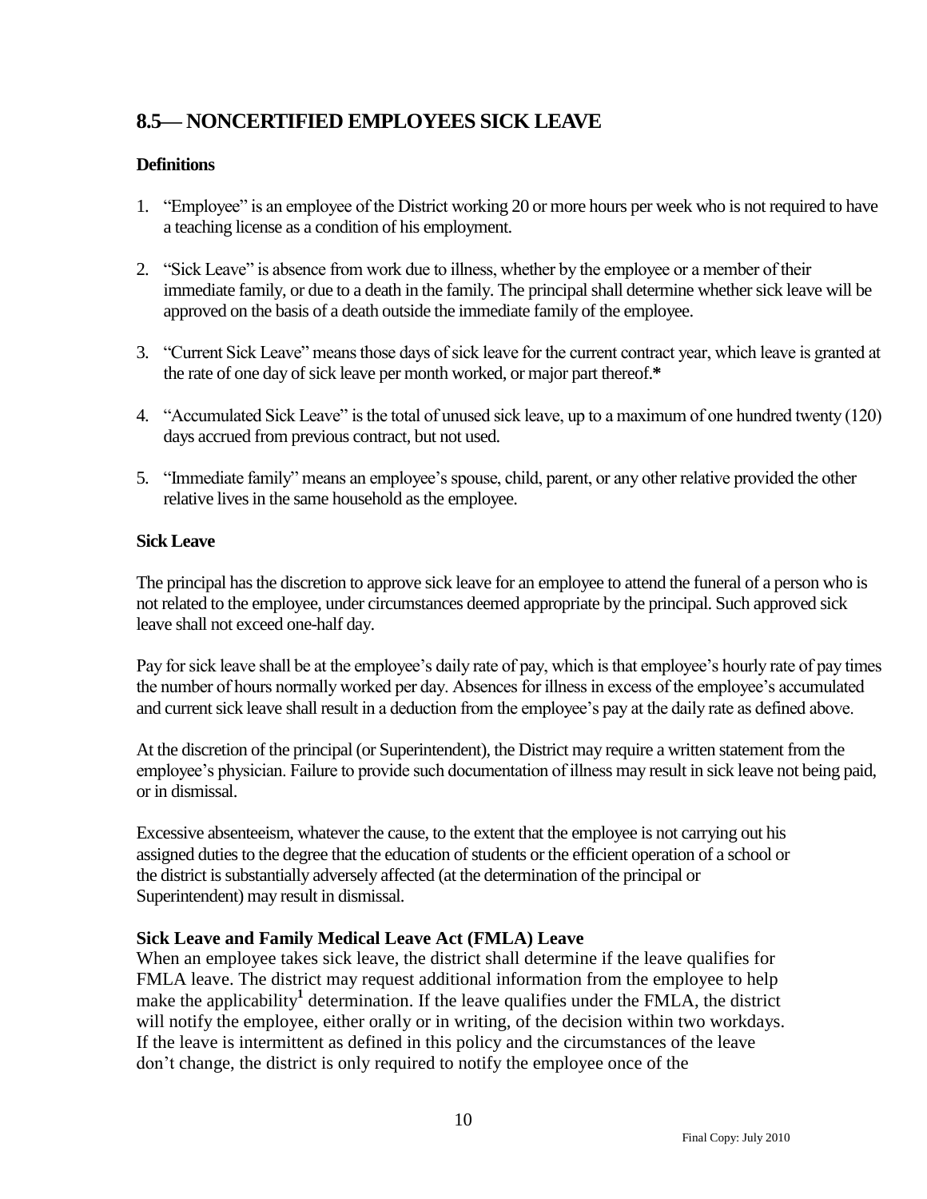## 8.5— NONCERTIFIED EMPLOYEES SICK LEAVE

### Definitions

1. "Employee" is an employee of the District working 20 or more hours per week who is not required to have a teaching license as a condition of his employment.

2. "Sick Leave" is absence from work due to illness, whether by the employee or a member of their immediate family, or due to a death in the family. The principal shall determine whether sick leave will be approved on the basis of a death outside the immediate family of the employee.

3. "Current Sick Leave" means those days of sick leave for the current contract year, which leave is granted at the rate of one day of sick leave per month worked, or major part thereof.**\***

4. "Accumulated Sick Leave" is the total of unused sick leave, up to a maximum of one hundred twenty (120) days accrued from previous contract, but not used.

5. "Immediate family" means an employee's spouse, child, parent, or any other relative provided the other relative lives in the same household as the employee.

### Sick Leave

The principal has the discretion to approve sick leave for an employee to attend the funeral of a person who is not related to the employee, under circumstances deemed appropriate by the principal. Such approved sick leave shall not exceed one-half day.

Pay for sick leave shall be at the employee's daily rate of pay, which is that employee's hourly rate of pay times the number of hours normally worked per day. Absences for illness in excess of the employee's accumulated and current sick leave shall result in a deduction from the employee's pay at the daily rate as defined above.

At the discretion of the principal (or Superintendent), the District may require a written statement from the employee's physician. Failure to provide such documentation of illness may result in sick leave not being paid, or in dismissal.

Excessive absenteeism, whatever the cause, to the extent that the employee is not carrying out his assigned duties to the degree that the education of students or the efficient operation of a school or the district is substantially adversely affected (at the determination of the principal or Superintendent) may result in dismissal.

### Sick Leave and Family Medical Leave Act (FMLA) Leave

When an employee takes sick leave, the district shall determine if the leave qualifies for FMLA leave. The district may request additional information from the employee to help make the applicability[1] determination. If the leave qualifies under the FMLA, the district will notify the employee, either orally or in writing, of the decision within two workdays. If the leave is intermittent as defined in this policy and the circumstances of the leave don't change, the district is only required to notify the employee once of the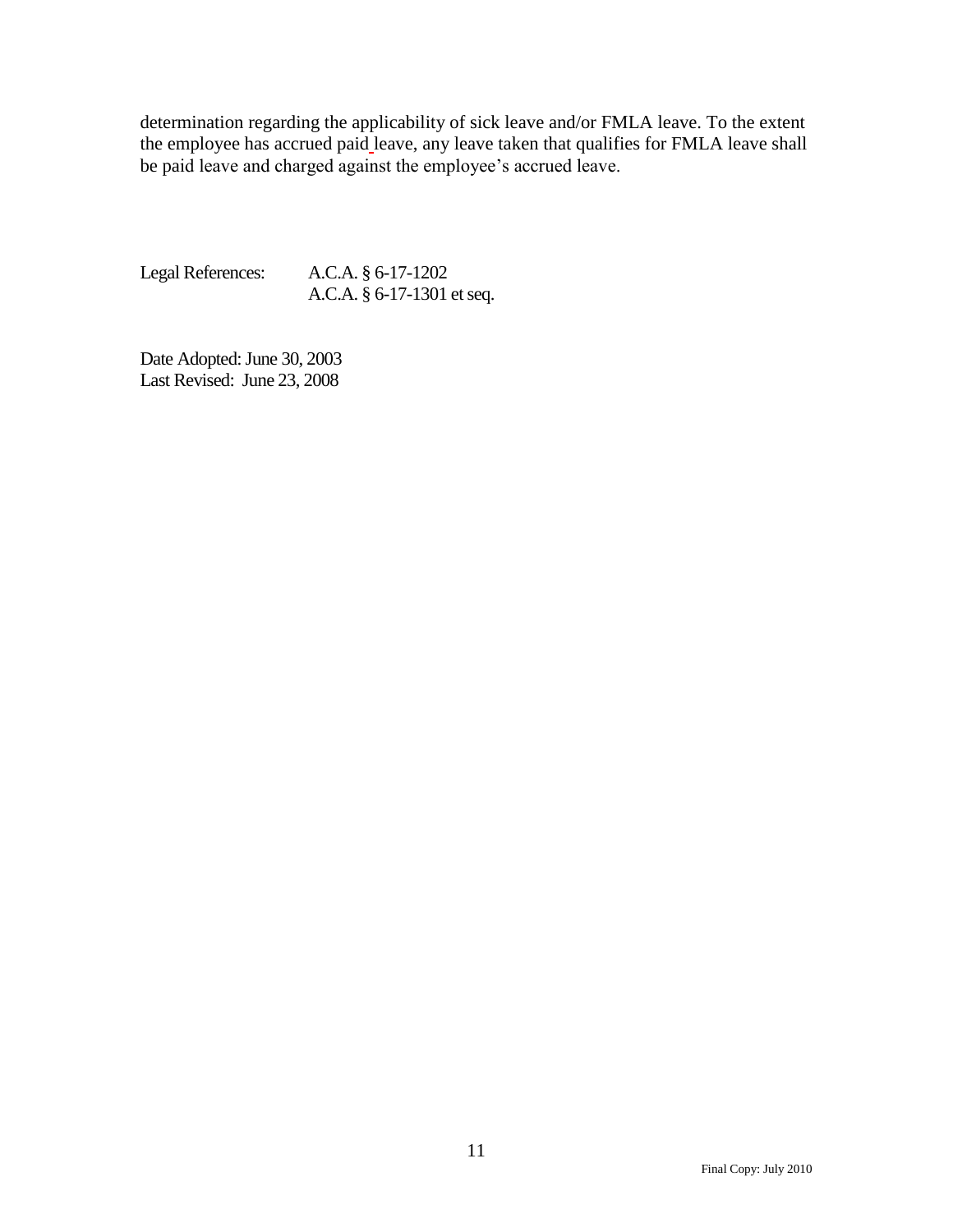determination regarding the applicability of sick leave and/or FMLA leave. To the extent the employee has accrued paid leave, any leave taken that qualifies for FMLA leave shall be paid leave and charged against the employee's accrued leave.

Legal References: A.C.A. § 6-17-1202
A.C.A. § 6-17-1301 et seq.

Date Adopted: June 30, 2003
Last Revised: June 23, 2008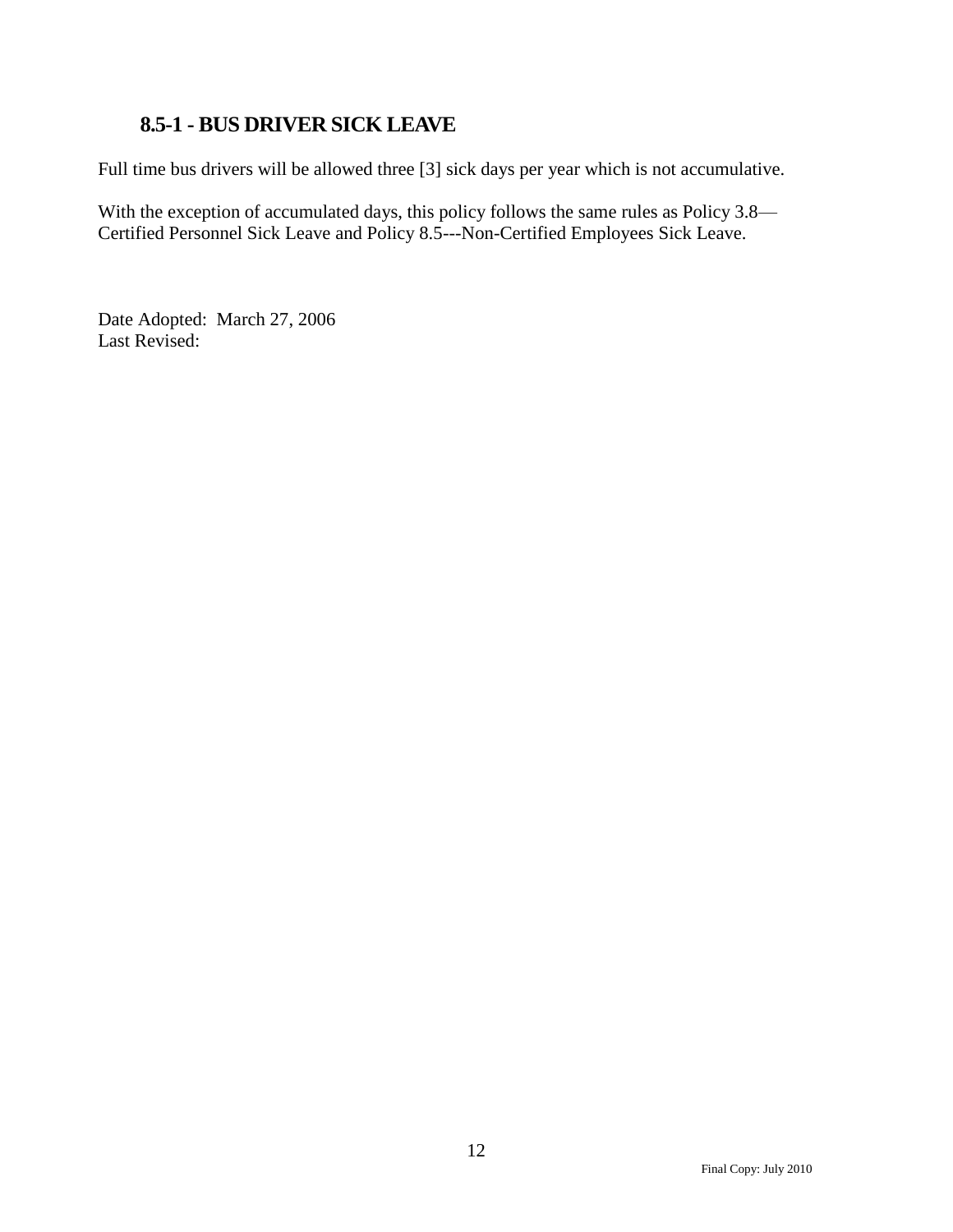## 8.5-1 - BUS DRIVER SICK LEAVE

Full time bus drivers will be allowed three [3] sick days per year which is not accumulative.

With the exception of accumulated days, this policy follows the same rules as Policy 3.8—Certified Personnel Sick Leave and Policy 8.5---Non-Certified Employees Sick Leave.

Date Adopted: March 27, 2006
Last Revised: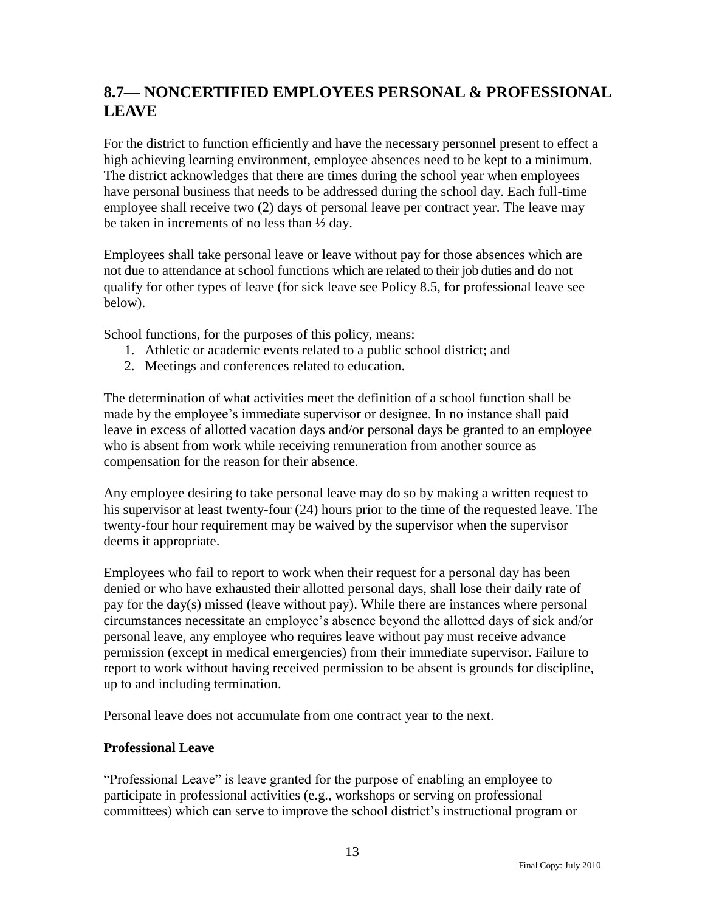## 8.7— NONCERTIFIED EMPLOYEES PERSONAL & PROFESSIONAL LEAVE

For the district to function efficiently and have the necessary personnel present to effect a high achieving learning environment, employee absences need to be kept to a minimum. The district acknowledges that there are times during the school year when employees have personal business that needs to be addressed during the school day. Each full-time employee shall receive two (2) days of personal leave per contract year. The leave may be taken in increments of no less than ½ day.

Employees shall take personal leave or leave without pay for those absences which are not due to attendance at school functions which are related to their job duties and do not qualify for other types of leave (for sick leave see Policy 8.5, for professional leave see below).

School functions, for the purposes of this policy, means:

1. Athletic or academic events related to a public school district; and
2. Meetings and conferences related to education.

The determination of what activities meet the definition of a school function shall be made by the employee's immediate supervisor or designee. In no instance shall paid leave in excess of allotted vacation days and/or personal days be granted to an employee who is absent from work while receiving remuneration from another source as compensation for the reason for their absence.

Any employee desiring to take personal leave may do so by making a written request to his supervisor at least twenty-four (24) hours prior to the time of the requested leave. The twenty-four hour requirement may be waived by the supervisor when the supervisor deems it appropriate.

Employees who fail to report to work when their request for a personal day has been denied or who have exhausted their allotted personal days, shall lose their daily rate of pay for the day(s) missed (leave without pay). While there are instances where personal circumstances necessitate an employee's absence beyond the allotted days of sick and/or personal leave, any employee who requires leave without pay must receive advance permission (except in medical emergencies) from their immediate supervisor. Failure to report to work without having received permission to be absent is grounds for discipline, up to and including termination.

Personal leave does not accumulate from one contract year to the next.

**Professional Leave**

"Professional Leave" is leave granted for the purpose of enabling an employee to participate in professional activities (e.g., workshops or serving on professional committees) which can serve to improve the school district's instructional program or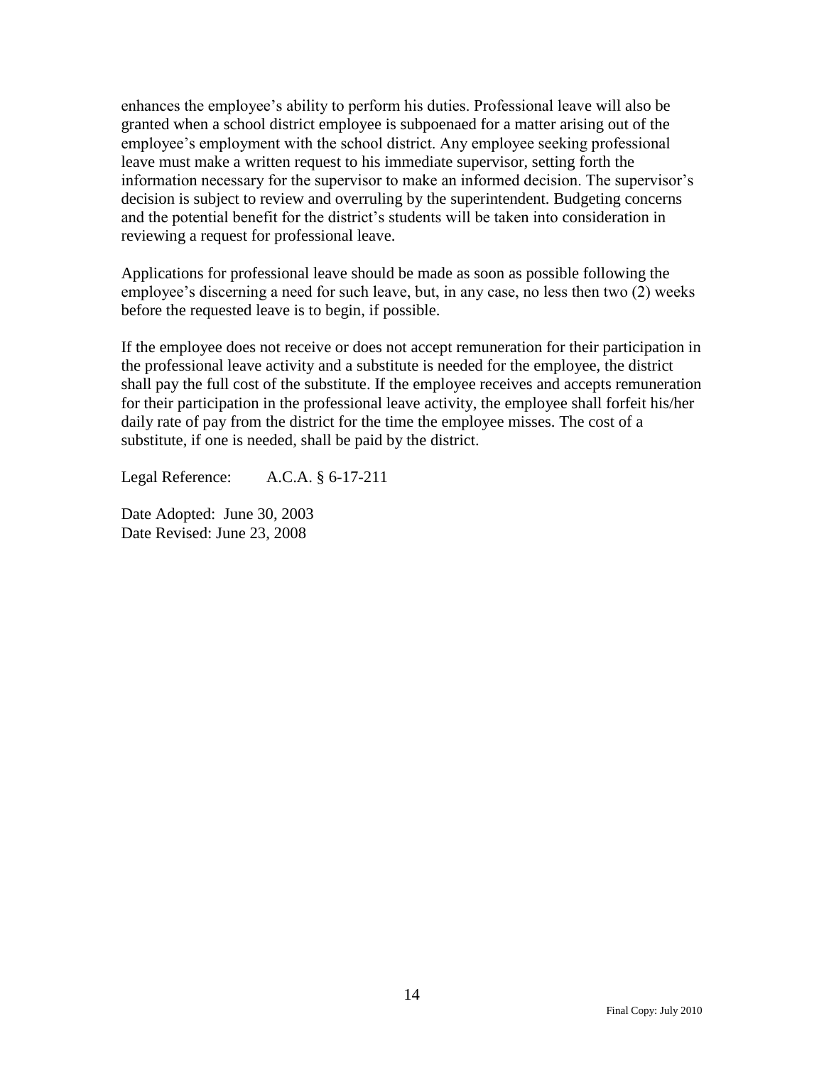enhances the employee's ability to perform his duties. Professional leave will also be granted when a school district employee is subpoenaed for a matter arising out of the employee's employment with the school district. Any employee seeking professional leave must make a written request to his immediate supervisor, setting forth the information necessary for the supervisor to make an informed decision. The supervisor's decision is subject to review and overruling by the superintendent. Budgeting concerns and the potential benefit for the district's students will be taken into consideration in reviewing a request for professional leave.

Applications for professional leave should be made as soon as possible following the employee's discerning a need for such leave, but, in any case, no less then two (2) weeks before the requested leave is to begin, if possible.

If the employee does not receive or does not accept remuneration for their participation in the professional leave activity and a substitute is needed for the employee, the district shall pay the full cost of the substitute. If the employee receives and accepts remuneration for their participation in the professional leave activity, the employee shall forfeit his/her daily rate of pay from the district for the time the employee misses. The cost of a substitute, if one is needed, shall be paid by the district.

Legal Reference: A.C.A. § 6-17-211

Date Adopted: June 30, 2003
Date Revised: June 23, 2008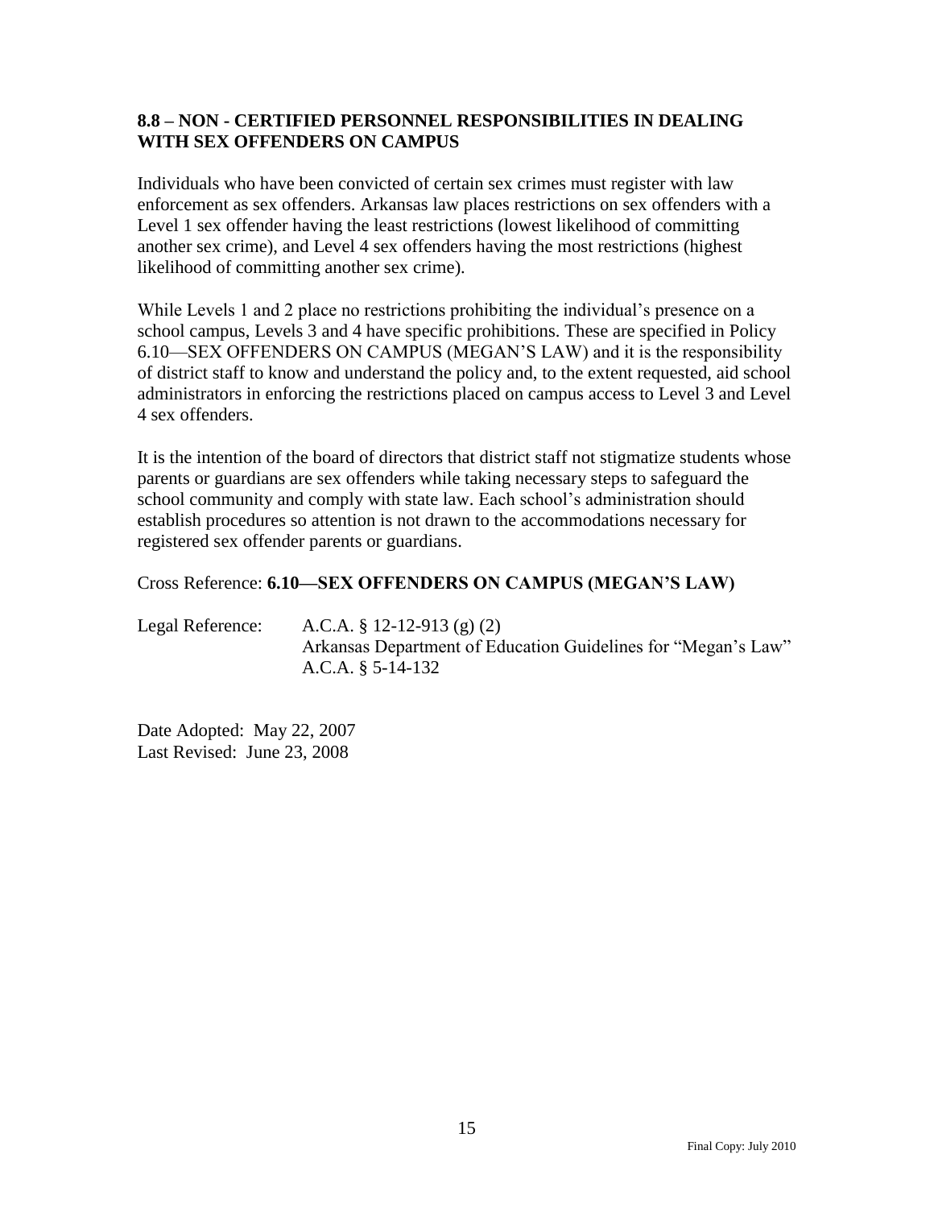## 8.8 – NON - CERTIFIED PERSONNEL RESPONSIBILITIES IN DEALING WITH SEX OFFENDERS ON CAMPUS

Individuals who have been convicted of certain sex crimes must register with law enforcement as sex offenders. Arkansas law places restrictions on sex offenders with a Level 1 sex offender having the least restrictions (lowest likelihood of committing another sex crime), and Level 4 sex offenders having the most restrictions (highest likelihood of committing another sex crime).

While Levels 1 and 2 place no restrictions prohibiting the individual's presence on a school campus, Levels 3 and 4 have specific prohibitions. These are specified in Policy 6.10—SEX OFFENDERS ON CAMPUS (MEGAN'S LAW) and it is the responsibility of district staff to know and understand the policy and, to the extent requested, aid school administrators in enforcing the restrictions placed on campus access to Level 3 and Level 4 sex offenders.

It is the intention of the board of directors that district staff not stigmatize students whose parents or guardians are sex offenders while taking necessary steps to safeguard the school community and comply with state law. Each school's administration should establish procedures so attention is not drawn to the accommodations necessary for registered sex offender parents or guardians.

Cross Reference: **6.10—SEX OFFENDERS ON CAMPUS (MEGAN'S LAW)**

Legal Reference: A.C.A. § 12-12-913 (g) (2)
Arkansas Department of Education Guidelines for "Megan's Law"
A.C.A. § 5-14-132

Date Adopted: May 22, 2007
Last Revised: June 23, 2008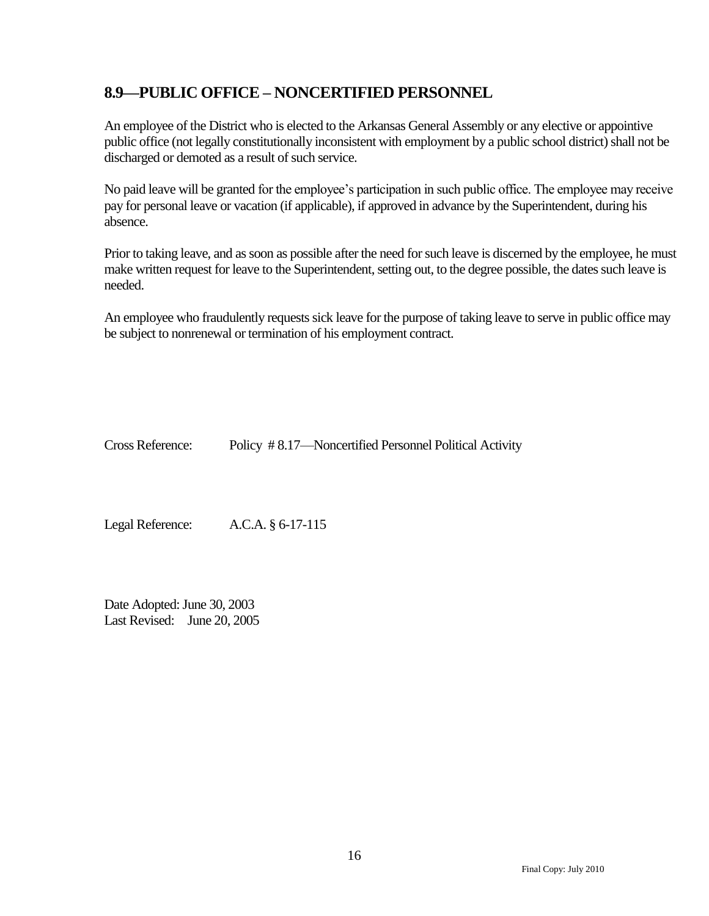## 8.9—PUBLIC OFFICE – NONCERTIFIED PERSONNEL

An employee of the District who is elected to the Arkansas General Assembly or any elective or appointive public office (not legally constitutionally inconsistent with employment by a public school district) shall not be discharged or demoted as a result of such service.

No paid leave will be granted for the employee's participation in such public office. The employee may receive pay for personal leave or vacation (if applicable), if approved in advance by the Superintendent, during his absence.

Prior to taking leave, and as soon as possible after the need for such leave is discerned by the employee, he must make written request for leave to the Superintendent, setting out, to the degree possible, the dates such leave is needed.

An employee who fraudulently requests sick leave for the purpose of taking leave to serve in public office may be subject to nonrenewal or termination of his employment contract.

Cross Reference: Policy # 8.17—Noncertified Personnel Political Activity

Legal Reference: A.C.A. § 6-17-115

Date Adopted: June 30, 2003
Last Revised: June 20, 2005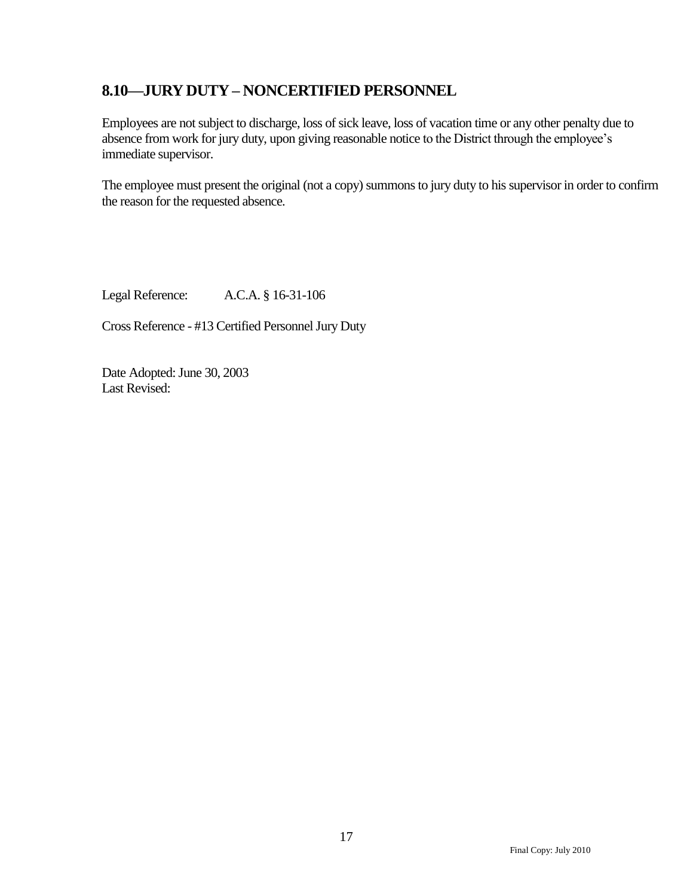## 8.10—JURY DUTY – NONCERTIFIED PERSONNEL

Employees are not subject to discharge, loss of sick leave, loss of vacation time or any other penalty due to absence from work for jury duty, upon giving reasonable notice to the District through the employee's immediate supervisor.

The employee must present the original (not a copy) summons to jury duty to his supervisor in order to confirm the reason for the requested absence.

Legal Reference: A.C.A. § 16-31-106

Cross Reference - #13 Certified Personnel Jury Duty

Date Adopted: June 30, 2003
Last Revised:

Final Copy: July 2010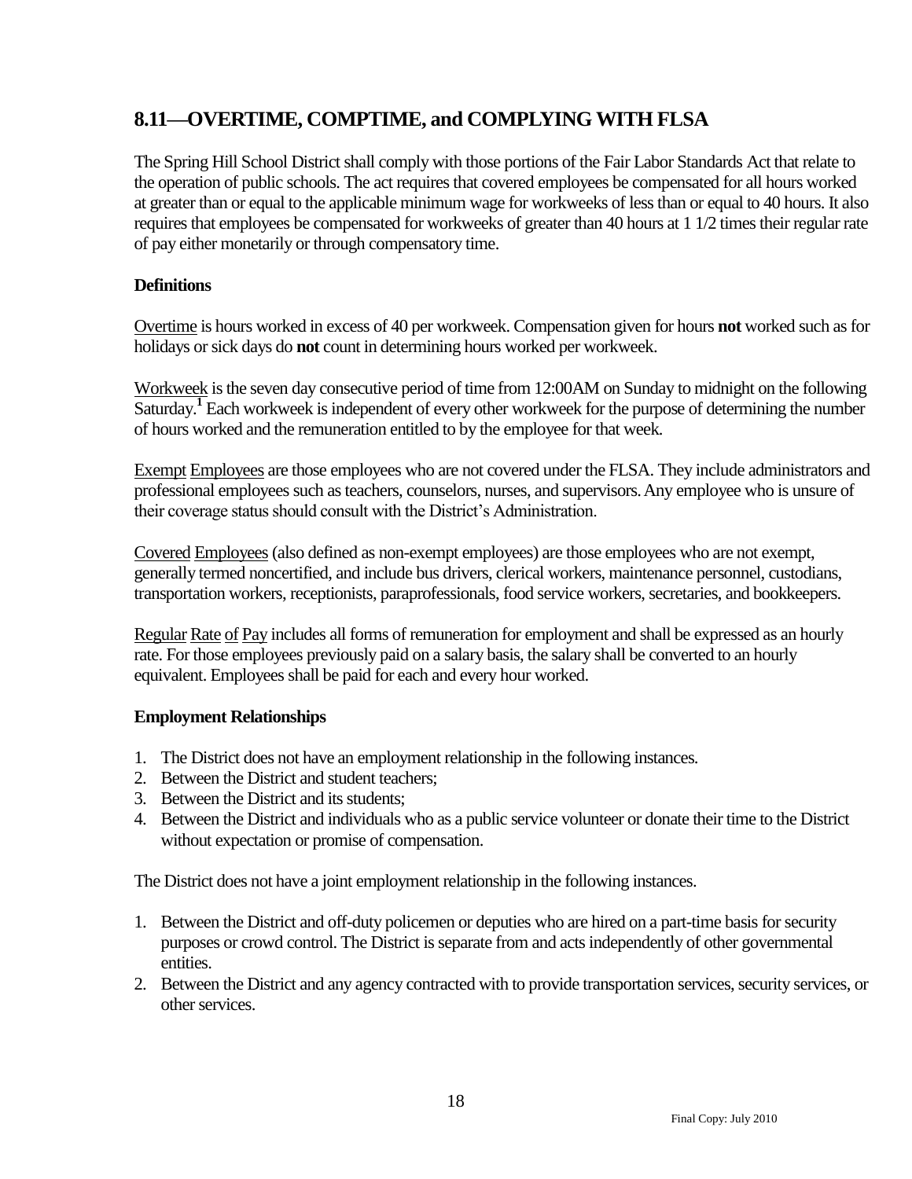## 8.11—OVERTIME, COMPTIME, and COMPLYING WITH FLSA

The Spring Hill School District shall comply with those portions of the Fair Labor Standards Act that relate to the operation of public schools. The act requires that covered employees be compensated for all hours worked at greater than or equal to the applicable minimum wage for workweeks of less than or equal to 40 hours. It also requires that employees be compensated for workweeks of greater than 40 hours at 1 1/2 times their regular rate of pay either monetarily or through compensatory time.

**Definitions**

Overtime is hours worked in excess of 40 per workweek. Compensation given for hours **not** worked such as for holidays or sick days do **not** count in determining hours worked per workweek.

Workweek is the seven day consecutive period of time from 12:00AM on Sunday to midnight on the following Saturday.[1] Each workweek is independent of every other workweek for the purpose of determining the number of hours worked and the remuneration entitled to by the employee for that week.

Exempt Employees are those employees who are not covered under the FLSA. They include administrators and professional employees such as teachers, counselors, nurses, and supervisors. Any employee who is unsure of their coverage status should consult with the District's Administration.

Covered Employees (also defined as non-exempt employees) are those employees who are not exempt, generally termed noncertified, and include bus drivers, clerical workers, maintenance personnel, custodians, transportation workers, receptionists, paraprofessionals, food service workers, secretaries, and bookkeepers.

Regular Rate of Pay includes all forms of remuneration for employment and shall be expressed as an hourly rate. For those employees previously paid on a salary basis, the salary shall be converted to an hourly equivalent. Employees shall be paid for each and every hour worked.

**Employment Relationships**

1. The District does not have an employment relationship in the following instances.
2. Between the District and student teachers;
3. Between the District and its students;
4. Between the District and individuals who as a public service volunteer or donate their time to the District without expectation or promise of compensation.

The District does not have a joint employment relationship in the following instances.

1. Between the District and off-duty policemen or deputies who are hired on a part-time basis for security purposes or crowd control. The District is separate from and acts independently of other governmental entities.
2. Between the District and any agency contracted with to provide transportation services, security services, or other services.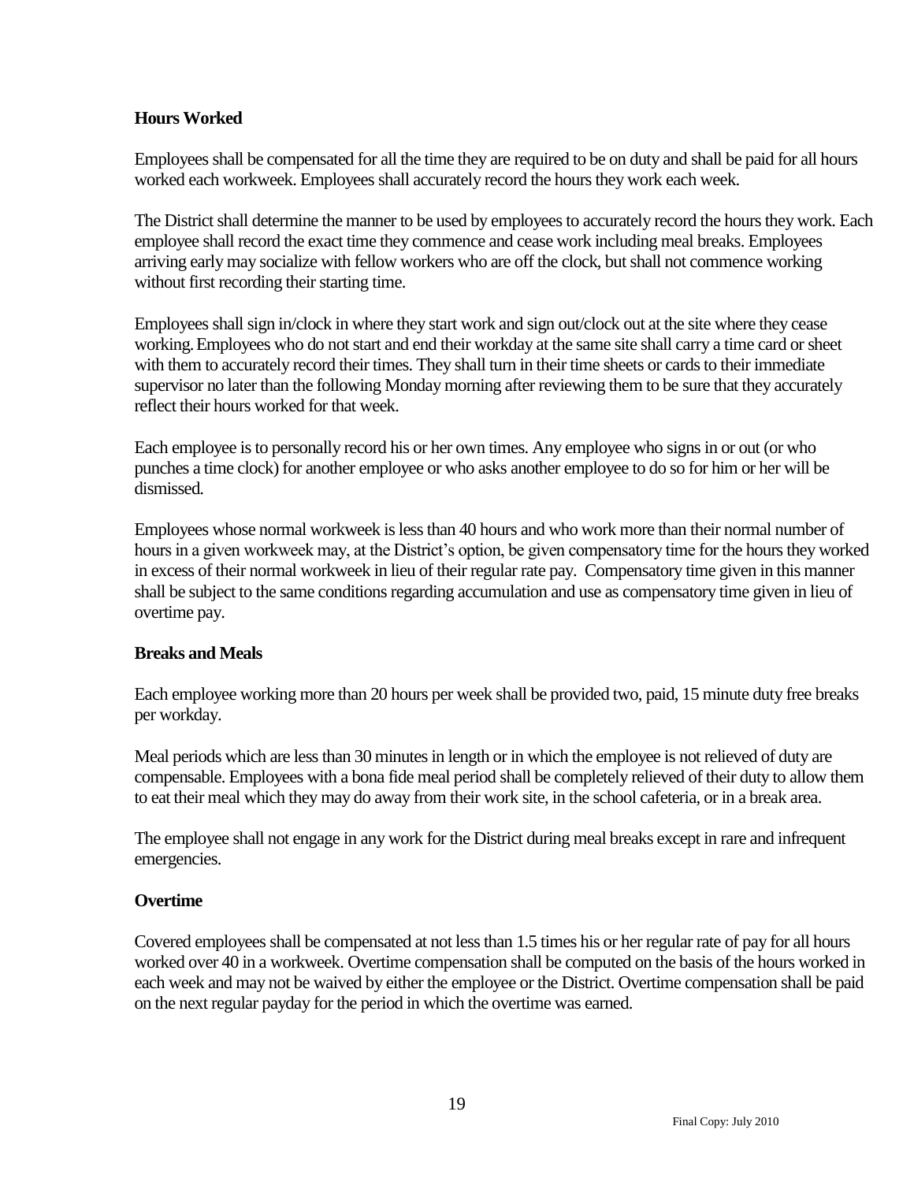**Hours Worked**

Employees shall be compensated for all the time they are required to be on duty and shall be paid for all hours worked each workweek. Employees shall accurately record the hours they work each week.

The District shall determine the manner to be used by employees to accurately record the hours they work. Each employee shall record the exact time they commence and cease work including meal breaks. Employees arriving early may socialize with fellow workers who are off the clock, but shall not commence working without first recording their starting time.

Employees shall sign in/clock in where they start work and sign out/clock out at the site where they cease working. Employees who do not start and end their workday at the same site shall carry a time card or sheet with them to accurately record their times. They shall turn in their time sheets or cards to their immediate supervisor no later than the following Monday morning after reviewing them to be sure that they accurately reflect their hours worked for that week.

Each employee is to personally record his or her own times. Any employee who signs in or out (or who punches a time clock) for another employee or who asks another employee to do so for him or her will be dismissed.

Employees whose normal workweek is less than 40 hours and who work more than their normal number of hours in a given workweek may, at the District's option, be given compensatory time for the hours they worked in excess of their normal workweek in lieu of their regular rate pay. Compensatory time given in this manner shall be subject to the same conditions regarding accumulation and use as compensatory time given in lieu of overtime pay.

**Breaks and Meals**

Each employee working more than 20 hours per week shall be provided two, paid, 15 minute duty free breaks per workday.

Meal periods which are less than 30 minutes in length or in which the employee is not relieved of duty are compensable. Employees with a bona fide meal period shall be completely relieved of their duty to allow them to eat their meal which they may do away from their work site, in the school cafeteria, or in a break area.

The employee shall not engage in any work for the District during meal breaks except in rare and infrequent emergencies.

**Overtime**

Covered employees shall be compensated at not less than 1.5 times his or her regular rate of pay for all hours worked over 40 in a workweek. Overtime compensation shall be computed on the basis of the hours worked in each week and may not be waived by either the employee or the District. Overtime compensation shall be paid on the next regular payday for the period in which the overtime was earned.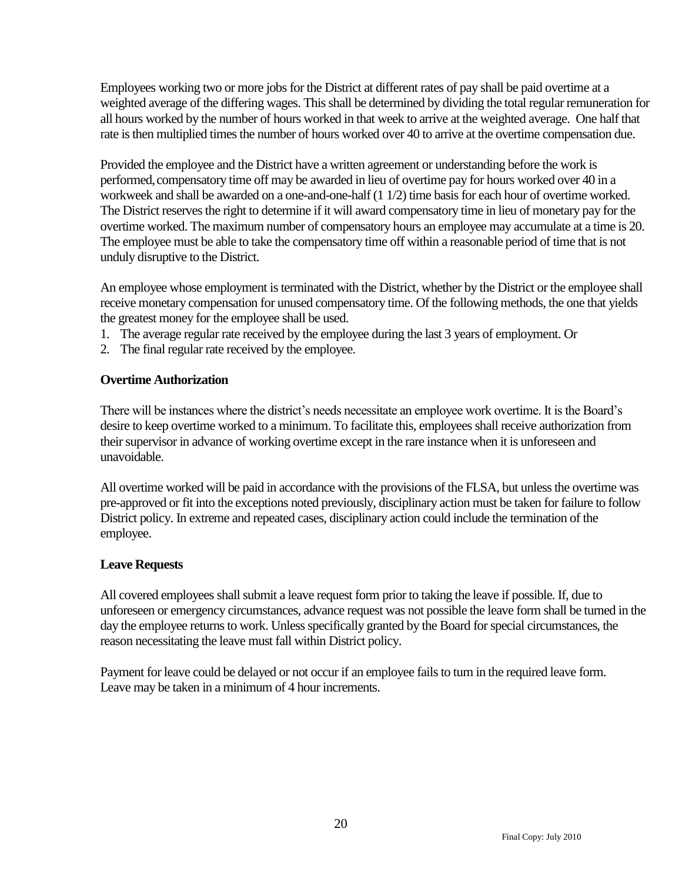Employees working two or more jobs for the District at different rates of pay shall be paid overtime at a weighted average of the differing wages. This shall be determined by dividing the total regular remuneration for all hours worked by the number of hours worked in that week to arrive at the weighted average. One half that rate is then multiplied times the number of hours worked over 40 to arrive at the overtime compensation due.

Provided the employee and the District have a written agreement or understanding before the work is performed, compensatory time off may be awarded in lieu of overtime pay for hours worked over 40 in a workweek and shall be awarded on a one-and-one-half (1 1/2) time basis for each hour of overtime worked. The District reserves the right to determine if it will award compensatory time in lieu of monetary pay for the overtime worked. The maximum number of compensatory hours an employee may accumulate at a time is 20. The employee must be able to take the compensatory time off within a reasonable period of time that is not unduly disruptive to the District.

An employee whose employment is terminated with the District, whether by the District or the employee shall receive monetary compensation for unused compensatory time. Of the following methods, the one that yields the greatest money for the employee shall be used.

1. The average regular rate received by the employee during the last 3 years of employment. Or
2. The final regular rate received by the employee.

**Overtime Authorization**

There will be instances where the district's needs necessitate an employee work overtime. It is the Board's desire to keep overtime worked to a minimum. To facilitate this, employees shall receive authorization from their supervisor in advance of working overtime except in the rare instance when it is unforeseen and unavoidable.

All overtime worked will be paid in accordance with the provisions of the FLSA, but unless the overtime was pre-approved or fit into the exceptions noted previously, disciplinary action must be taken for failure to follow District policy. In extreme and repeated cases, disciplinary action could include the termination of the employee.

**Leave Requests**

All covered employees shall submit a leave request form prior to taking the leave if possible. If, due to unforeseen or emergency circumstances, advance request was not possible the leave form shall be turned in the day the employee returns to work. Unless specifically granted by the Board for special circumstances, the reason necessitating the leave must fall within District policy.

Payment for leave could be delayed or not occur if an employee fails to turn in the required leave form. Leave may be taken in a minimum of 4 hour increments.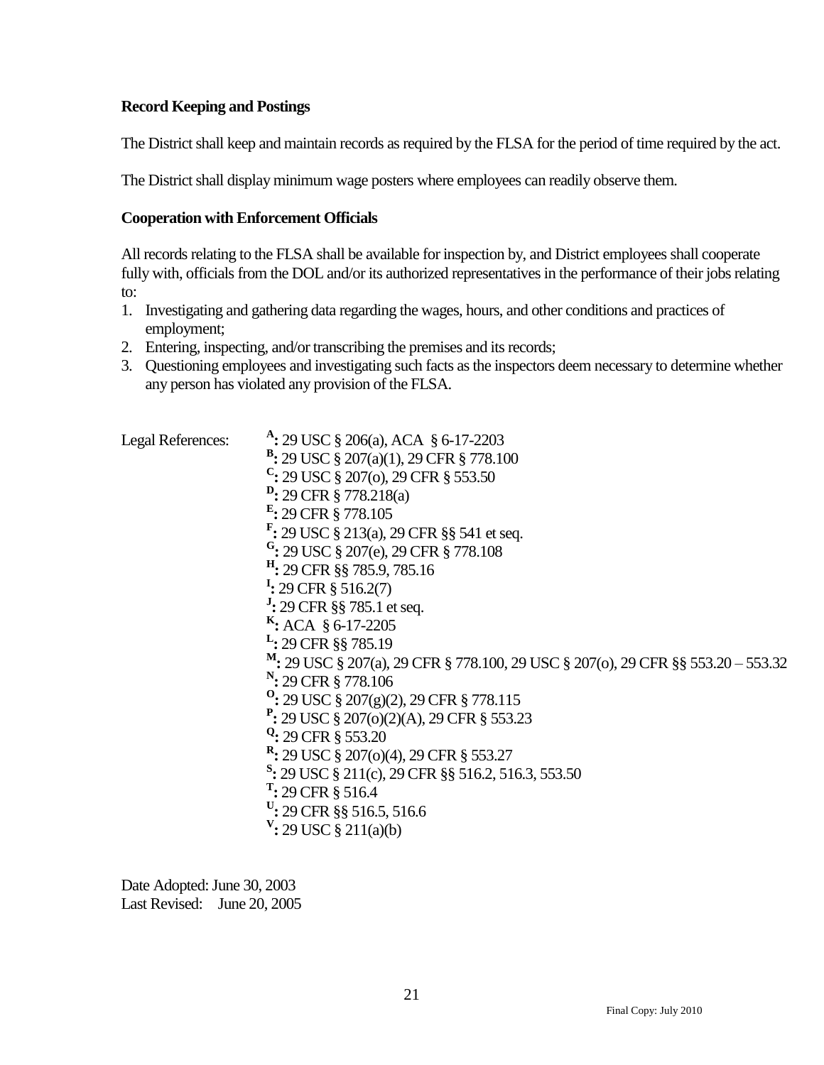**Record Keeping and Postings**

The District shall keep and maintain records as required by the FLSA for the period of time required by the act.

The District shall display minimum wage posters where employees can readily observe them.

**Cooperation with Enforcement Officials**

All records relating to the FLSA shall be available for inspection by, and District employees shall cooperate fully with, officials from the DOL and/or its authorized representatives in the performance of their jobs relating to:

1. Investigating and gathering data regarding the wages, hours, and other conditions and practices of employment;
2. Entering, inspecting, and/or transcribing the premises and its records;
3. Questioning employees and investigating such facts as the inspectors deem necessary to determine whether any person has violated any provision of the FLSA.

Legal References:

[A]: 29 USC § 206(a), ACA § 6-17-2203
[B]: 29 USC § 207(a)(1), 29 CFR § 778.100
[C]: 29 USC § 207(o), 29 CFR § 553.50
[D]: 29 CFR § 778.218(a)
[E]: 29 CFR § 778.105
[F]: 29 USC § 213(a), 29 CFR §§ 541 et seq.
[G]: 29 USC § 207(e), 29 CFR § 778.108
[H]: 29 CFR §§ 785.9, 785.16
[I]: 29 CFR § 516.2(7)
[J]: 29 CFR §§ 785.1 et seq.
[K]: ACA § 6-17-2205
[L]: 29 CFR §§ 785.19
[M]: 29 USC § 207(a), 29 CFR § 778.100, 29 USC § 207(o), 29 CFR §§ 553.20 – 553.32
[N]: 29 CFR § 778.106
[O]: 29 USC § 207(g)(2), 29 CFR § 778.115
[P]: 29 USC § 207(o)(2)(A), 29 CFR § 553.23
[Q]: 29 CFR § 553.20
[R]: 29 USC § 207(o)(4), 29 CFR § 553.27
[S]: 29 USC § 211(c), 29 CFR §§ 516.2, 516.3, 553.50
[T]: 29 CFR § 516.4
[U]: 29 CFR §§ 516.5, 516.6
[V]: 29 USC § 211(a)(b)

Date Adopted: June 30, 2003
Last Revised: June 20, 2005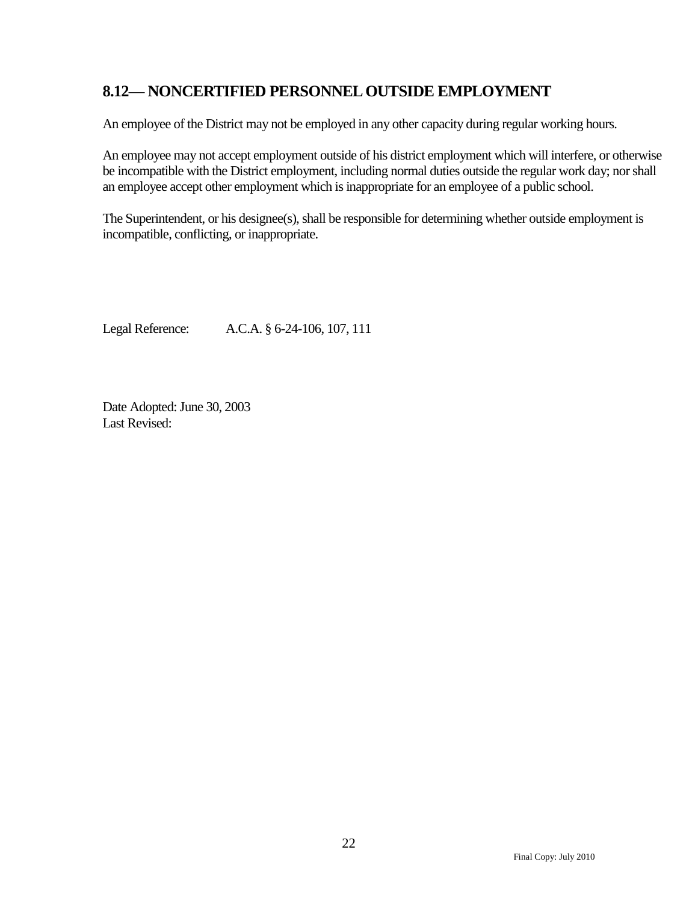## 8.12— NONCERTIFIED PERSONNEL OUTSIDE EMPLOYMENT

An employee of the District may not be employed in any other capacity during regular working hours.

An employee may not accept employment outside of his district employment which will interfere, or otherwise be incompatible with the District employment, including normal duties outside the regular work day; nor shall an employee accept other employment which is inappropriate for an employee of a public school.

The Superintendent, or his designee(s), shall be responsible for determining whether outside employment is incompatible, conflicting, or inappropriate.

Legal Reference: A.C.A. § 6-24-106, 107, 111

Date Adopted: June 30, 2003
Last Revised: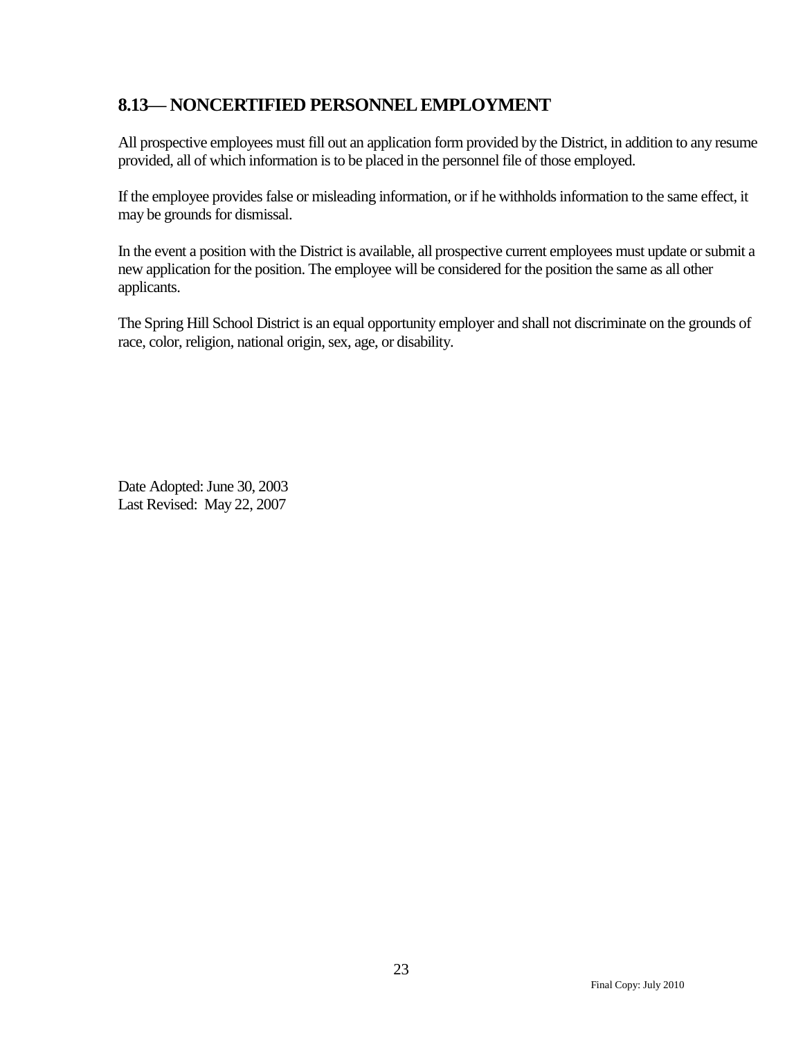## 8.13— NONCERTIFIED PERSONNEL EMPLOYMENT

All prospective employees must fill out an application form provided by the District, in addition to any resume provided, all of which information is to be placed in the personnel file of those employed.

If the employee provides false or misleading information, or if he withholds information to the same effect, it may be grounds for dismissal.

In the event a position with the District is available, all prospective current employees must update or submit a new application for the position. The employee will be considered for the position the same as all other applicants.

The Spring Hill School District is an equal opportunity employer and shall not discriminate on the grounds of race, color, religion, national origin, sex, age, or disability.

Date Adopted: June 30, 2003
Last Revised: May 22, 2007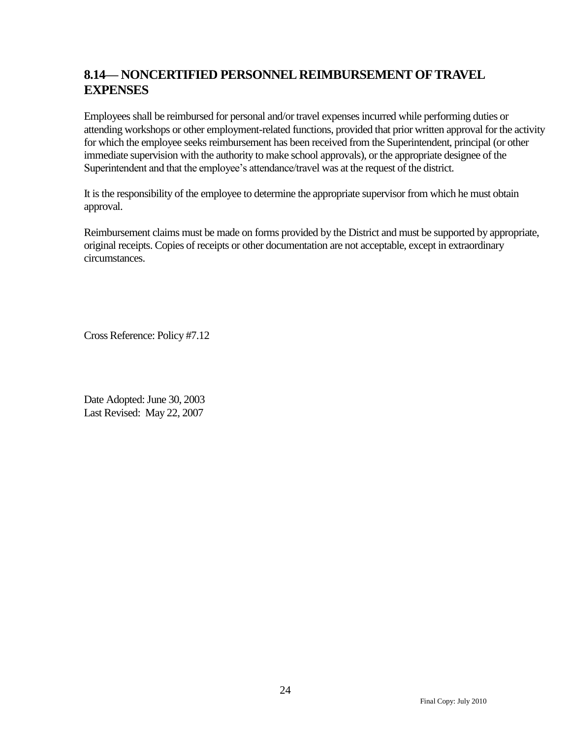## 8.14— NONCERTIFIED PERSONNEL REIMBURSEMENT OF TRAVEL EXPENSES

Employees shall be reimbursed for personal and/or travel expenses incurred while performing duties or attending workshops or other employment-related functions, provided that prior written approval for the activity for which the employee seeks reimbursement has been received from the Superintendent, principal (or other immediate supervision with the authority to make school approvals), or the appropriate designee of the Superintendent and that the employee's attendance/travel was at the request of the district.

It is the responsibility of the employee to determine the appropriate supervisor from which he must obtain approval.

Reimbursement claims must be made on forms provided by the District and must be supported by appropriate, original receipts. Copies of receipts or other documentation are not acceptable, except in extraordinary circumstances.

Cross Reference: Policy #7.12

Date Adopted: June 30, 2003
Last Revised: May 22, 2007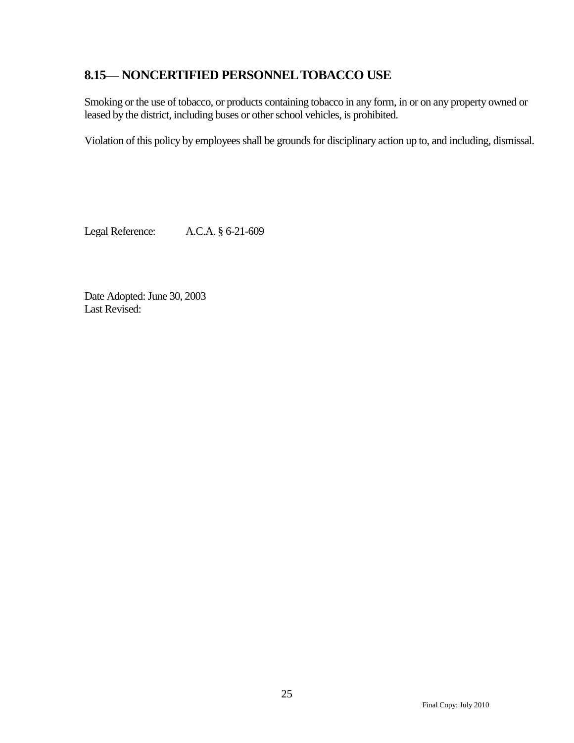## 8.15— NONCERTIFIED PERSONNEL TOBACCO USE

Smoking or the use of tobacco, or products containing tobacco in any form, in or on any property owned or leased by the district, including buses or other school vehicles, is prohibited.

Violation of this policy by employees shall be grounds for disciplinary action up to, and including, dismissal.

Legal Reference: A.C.A. § 6-21-609

Date Adopted: June 30, 2003
Last Revised: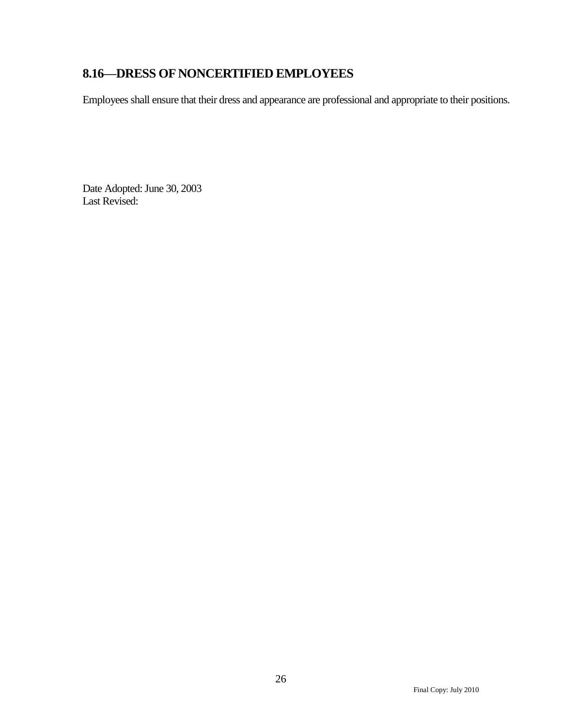## 8.16—DRESS OF NONCERTIFIED EMPLOYEES

Employees shall ensure that their dress and appearance are professional and appropriate to their positions.

Date Adopted: June 30, 2003
Last Revised: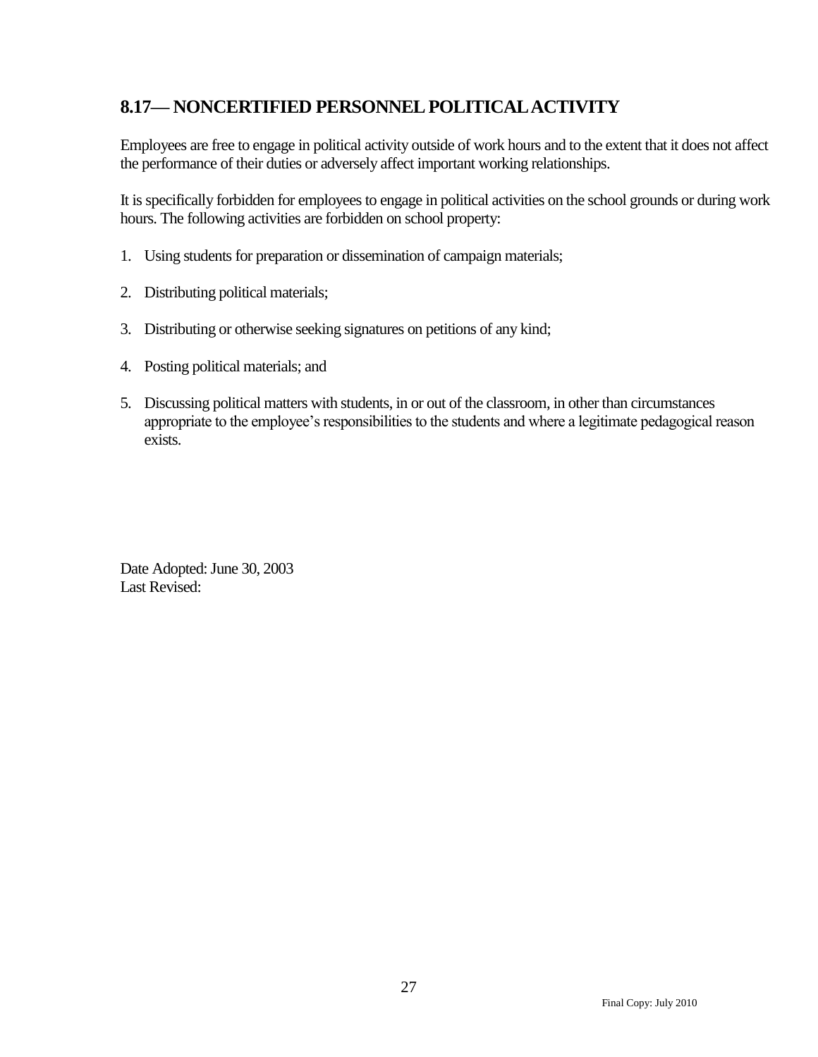## 8.17— NONCERTIFIED PERSONNEL POLITICAL ACTIVITY

Employees are free to engage in political activity outside of work hours and to the extent that it does not affect the performance of their duties or adversely affect important working relationships.

It is specifically forbidden for employees to engage in political activities on the school grounds or during work hours. The following activities are forbidden on school property:

1. Using students for preparation or dissemination of campaign materials;
2. Distributing political materials;
3. Distributing or otherwise seeking signatures on petitions of any kind;
4. Posting political materials; and
5. Discussing political matters with students, in or out of the classroom, in other than circumstances appropriate to the employee's responsibilities to the students and where a legitimate pedagogical reason exists.

Date Adopted: June 30, 2003
Last Revised: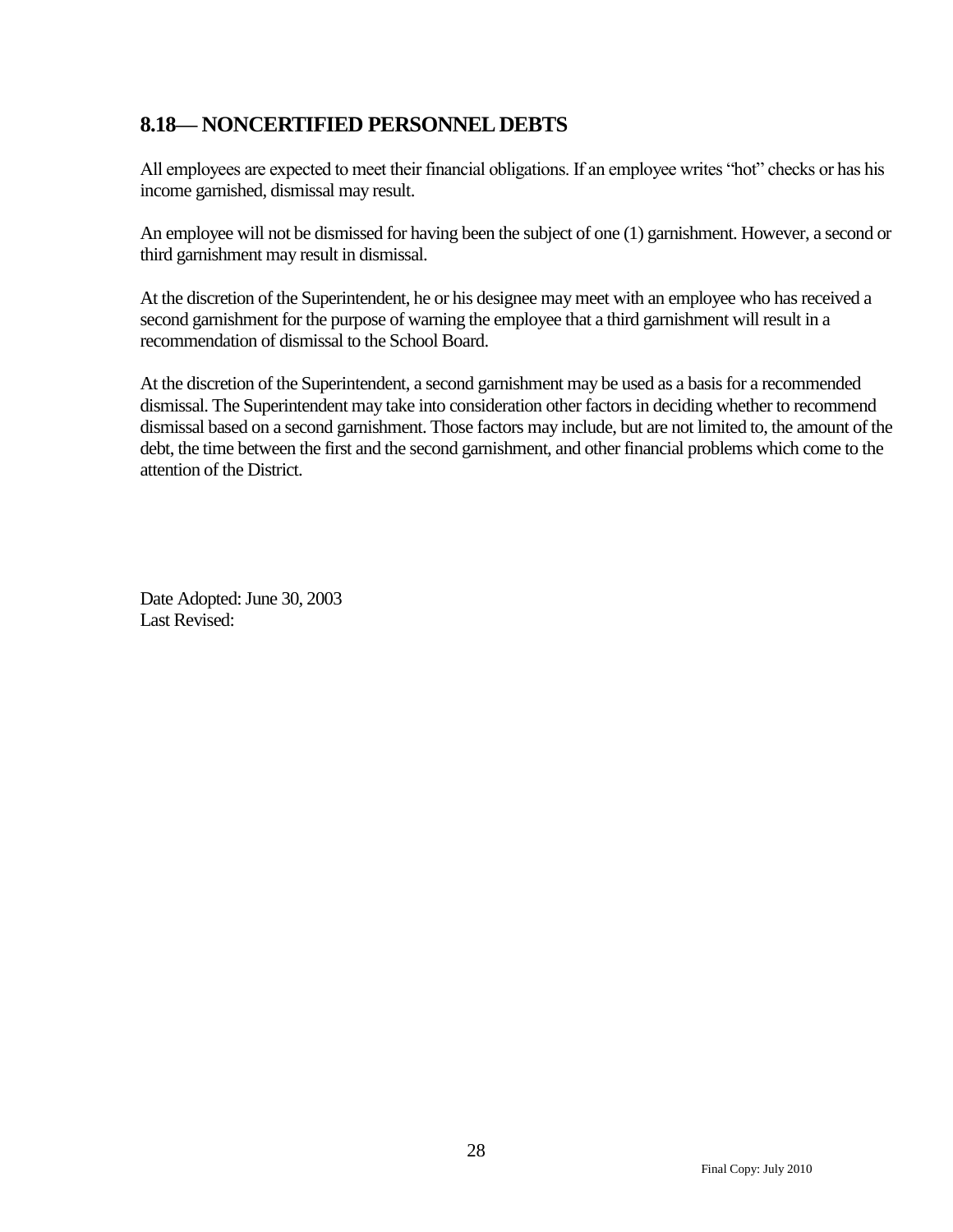## 8.18— NONCERTIFIED PERSONNEL DEBTS

All employees are expected to meet their financial obligations. If an employee writes "hot" checks or has his income garnished, dismissal may result.

An employee will not be dismissed for having been the subject of one (1) garnishment. However, a second or third garnishment may result in dismissal.

At the discretion of the Superintendent, he or his designee may meet with an employee who has received a second garnishment for the purpose of warning the employee that a third garnishment will result in a recommendation of dismissal to the School Board.

At the discretion of the Superintendent, a second garnishment may be used as a basis for a recommended dismissal. The Superintendent may take into consideration other factors in deciding whether to recommend dismissal based on a second garnishment. Those factors may include, but are not limited to, the amount of the debt, the time between the first and the second garnishment, and other financial problems which come to the attention of the District.

Date Adopted: June 30, 2003
Last Revised: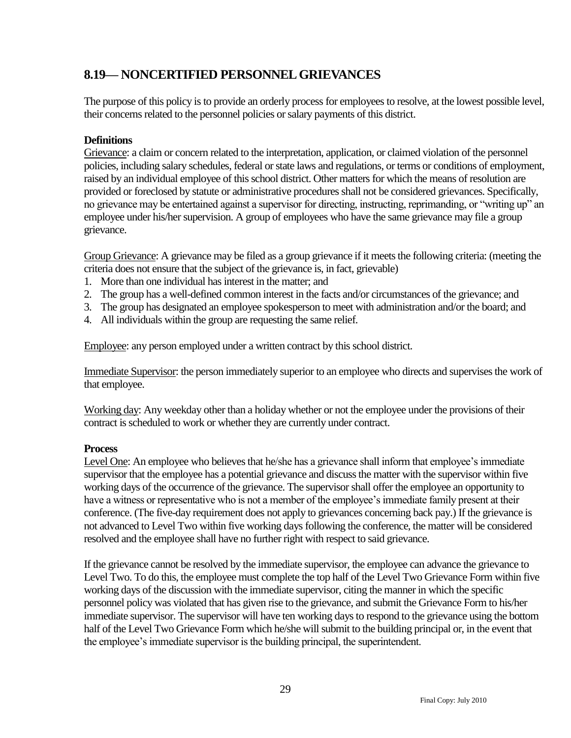## 8.19— NONCERTIFIED PERSONNEL GRIEVANCES

The purpose of this policy is to provide an orderly process for employees to resolve, at the lowest possible level, their concerns related to the personnel policies or salary payments of this district.

**Definitions**

Grievance: a claim or concern related to the interpretation, application, or claimed violation of the personnel policies, including salary schedules, federal or state laws and regulations, or terms or conditions of employment, raised by an individual employee of this school district. Other matters for which the means of resolution are provided or foreclosed by statute or administrative procedures shall not be considered grievances. Specifically, no grievance may be entertained against a supervisor for directing, instructing, reprimanding, or "writing up" an employee under his/her supervision. A group of employees who have the same grievance may file a group grievance.

Group Grievance: A grievance may be filed as a group grievance if it meets the following criteria: (meeting the criteria does not ensure that the subject of the grievance is, in fact, grievable)

1. More than one individual has interest in the matter; and
2. The group has a well-defined common interest in the facts and/or circumstances of the grievance; and
3. The group has designated an employee spokesperson to meet with administration and/or the board; and
4. All individuals within the group are requesting the same relief.

Employee: any person employed under a written contract by this school district.

Immediate Supervisor: the person immediately superior to an employee who directs and supervises the work of that employee.

Working day: Any weekday other than a holiday whether or not the employee under the provisions of their contract is scheduled to work or whether they are currently under contract.

**Process**

Level One: An employee who believes that he/she has a grievance shall inform that employee's immediate supervisor that the employee has a potential grievance and discuss the matter with the supervisor within five working days of the occurrence of the grievance. The supervisor shall offer the employee an opportunity to have a witness or representative who is not a member of the employee's immediate family present at their conference. (The five-day requirement does not apply to grievances concerning back pay.) If the grievance is not advanced to Level Two within five working days following the conference, the matter will be considered resolved and the employee shall have no further right with respect to said grievance.

If the grievance cannot be resolved by the immediate supervisor, the employee can advance the grievance to Level Two. To do this, the employee must complete the top half of the Level Two Grievance Form within five working days of the discussion with the immediate supervisor, citing the manner in which the specific personnel policy was violated that has given rise to the grievance, and submit the Grievance Form to his/her immediate supervisor. The supervisor will have ten working days to respond to the grievance using the bottom half of the Level Two Grievance Form which he/she will submit to the building principal or, in the event that the employee's immediate supervisor is the building principal, the superintendent.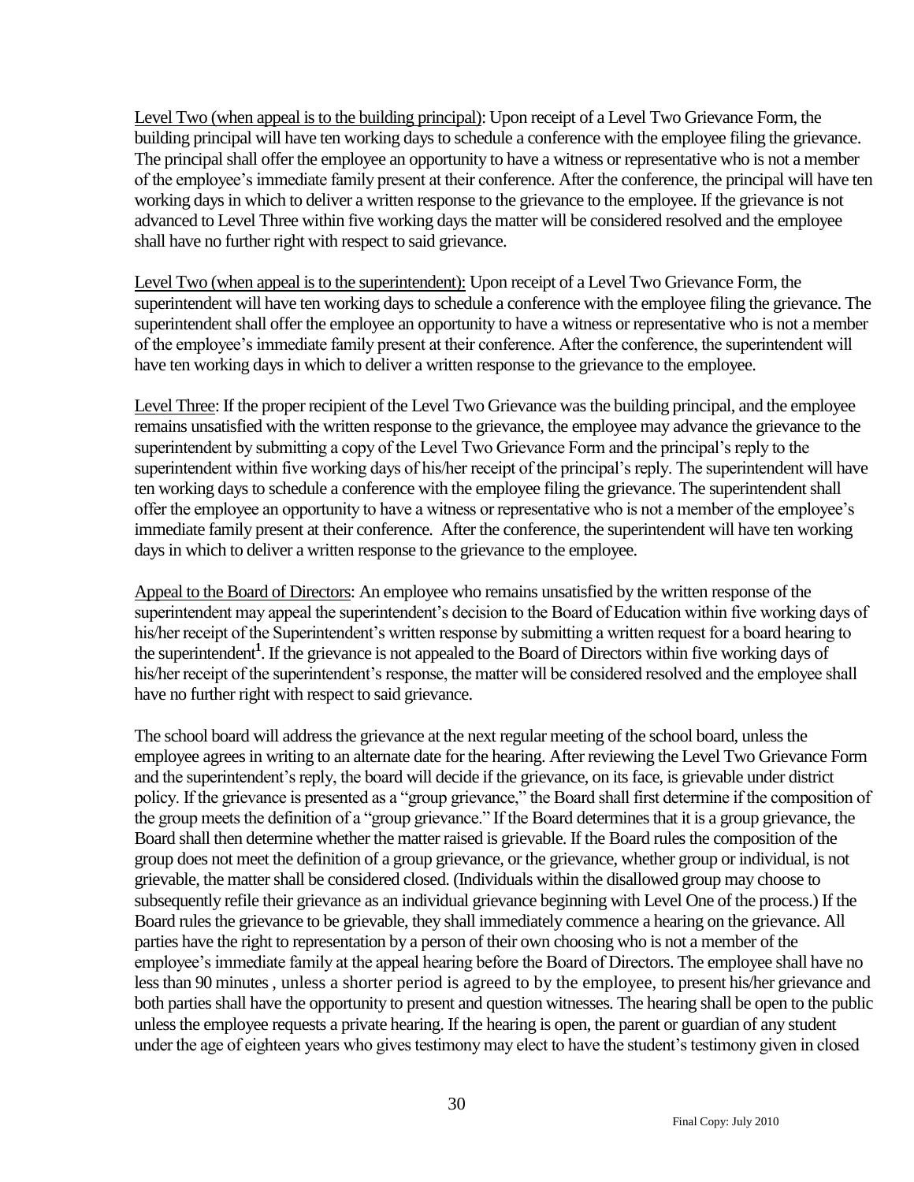Level Two (when appeal is to the building principal): Upon receipt of a Level Two Grievance Form, the building principal will have ten working days to schedule a conference with the employee filing the grievance. The principal shall offer the employee an opportunity to have a witness or representative who is not a member of the employee's immediate family present at their conference. After the conference, the principal will have ten working days in which to deliver a written response to the grievance to the employee. If the grievance is not advanced to Level Three within five working days the matter will be considered resolved and the employee shall have no further right with respect to said grievance.

Level Two (when appeal is to the superintendent): Upon receipt of a Level Two Grievance Form, the superintendent will have ten working days to schedule a conference with the employee filing the grievance. The superintendent shall offer the employee an opportunity to have a witness or representative who is not a member of the employee's immediate family present at their conference. After the conference, the superintendent will have ten working days in which to deliver a written response to the grievance to the employee.

Level Three: If the proper recipient of the Level Two Grievance was the building principal, and the employee remains unsatisfied with the written response to the grievance, the employee may advance the grievance to the superintendent by submitting a copy of the Level Two Grievance Form and the principal's reply to the superintendent within five working days of his/her receipt of the principal's reply. The superintendent will have ten working days to schedule a conference with the employee filing the grievance. The superintendent shall offer the employee an opportunity to have a witness or representative who is not a member of the employee's immediate family present at their conference. After the conference, the superintendent will have ten working days in which to deliver a written response to the grievance to the employee.

Appeal to the Board of Directors: An employee who remains unsatisfied by the written response of the superintendent may appeal the superintendent's decision to the Board of Education within five working days of his/her receipt of the Superintendent's written response by submitting a written request for a board hearing to the superintendent[1]. If the grievance is not appealed to the Board of Directors within five working days of his/her receipt of the superintendent's response, the matter will be considered resolved and the employee shall have no further right with respect to said grievance.

The school board will address the grievance at the next regular meeting of the school board, unless the employee agrees in writing to an alternate date for the hearing. After reviewing the Level Two Grievance Form and the superintendent's reply, the board will decide if the grievance, on its face, is grievable under district policy. If the grievance is presented as a "group grievance," the Board shall first determine if the composition of the group meets the definition of a "group grievance." If the Board determines that it is a group grievance, the Board shall then determine whether the matter raised is grievable. If the Board rules the composition of the group does not meet the definition of a group grievance, or the grievance, whether group or individual, is not grievable, the matter shall be considered closed. (Individuals within the disallowed group may choose to subsequently refile their grievance as an individual grievance beginning with Level One of the process.) If the Board rules the grievance to be grievable, they shall immediately commence a hearing on the grievance. All parties have the right to representation by a person of their own choosing who is not a member of the employee's immediate family at the appeal hearing before the Board of Directors. The employee shall have no less than 90 minutes , unless a shorter period is agreed to by the employee, to present his/her grievance and both parties shall have the opportunity to present and question witnesses. The hearing shall be open to the public unless the employee requests a private hearing. If the hearing is open, the parent or guardian of any student under the age of eighteen years who gives testimony may elect to have the student's testimony given in closed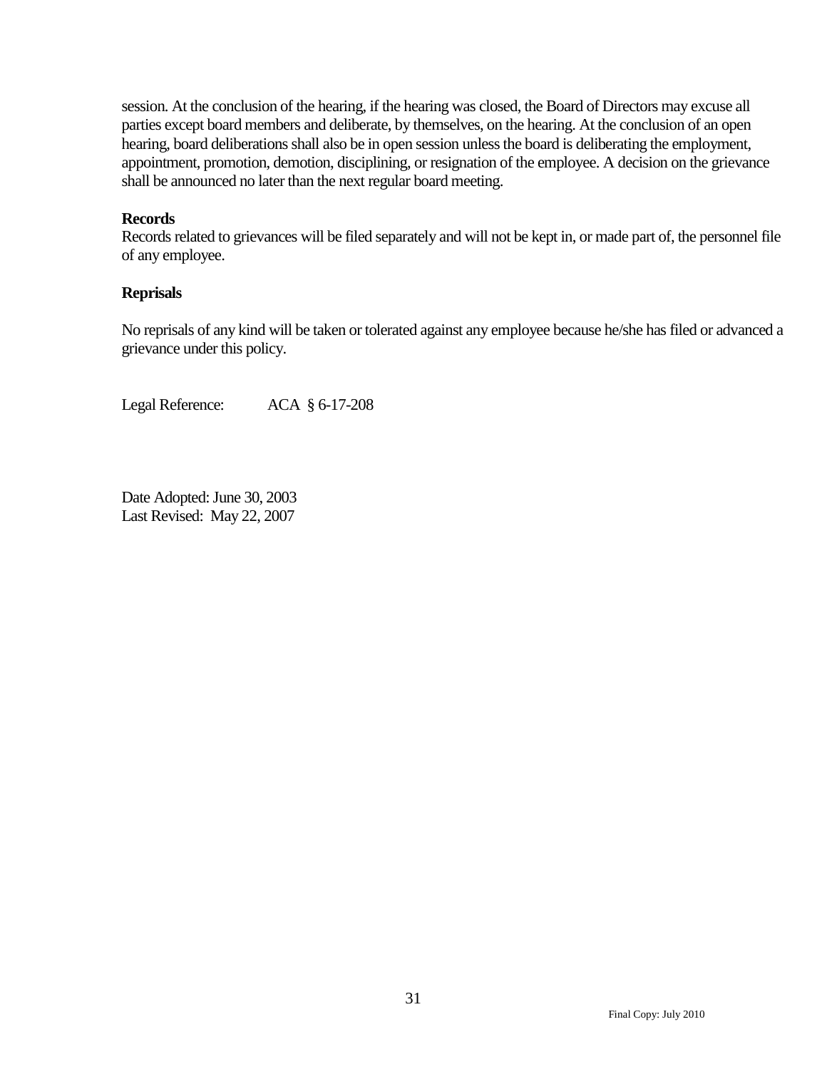session. At the conclusion of the hearing, if the hearing was closed, the Board of Directors may excuse all parties except board members and deliberate, by themselves, on the hearing. At the conclusion of an open hearing, board deliberations shall also be in open session unless the board is deliberating the employment, appointment, promotion, demotion, disciplining, or resignation of the employee. A decision on the grievance shall be announced no later than the next regular board meeting.

**Records**

Records related to grievances will be filed separately and will not be kept in, or made part of, the personnel file of any employee.

**Reprisals**

No reprisals of any kind will be taken or tolerated against any employee because he/she has filed or advanced a grievance under this policy.

Legal Reference: ACA § 6-17-208

Date Adopted: June 30, 2003
Last Revised: May 22, 2007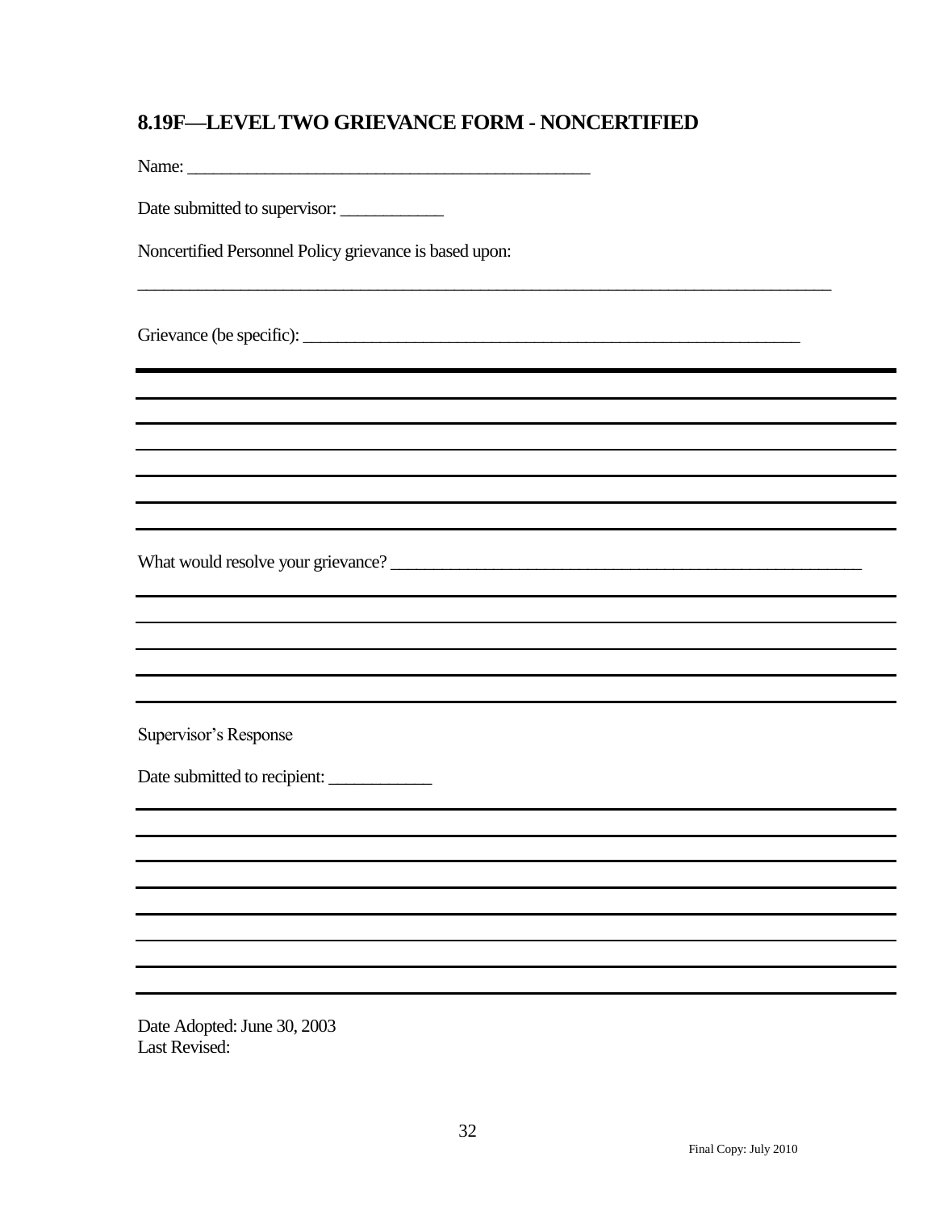## 8.19F—LEVEL TWO GRIEVANCE FORM - NONCERTIFIED

Name: _____________________________________________

Date submitted to supervisor: ____________

Noncertified Personnel Policy grievance is based upon:

_______________________________________________________________________________

Grievance (be specific): _________________________________________________________

_______________________________________________________________________________

_______________________________________________________________________________

_______________________________________________________________________________

_______________________________________________________________________________

_______________________________________________________________________________

_______________________________________________________________________________

What would resolve your grievance? _____________________________________________

_______________________________________________________________________________

_______________________________________________________________________________

_______________________________________________________________________________

_______________________________________________________________________________

_______________________________________________________________________________

Supervisor's Response

Date submitted to recipient: ____________

_______________________________________________________________________________

_______________________________________________________________________________

_______________________________________________________________________________

_______________________________________________________________________________

_______________________________________________________________________________

_______________________________________________________________________________

_______________________________________________________________________________

_______________________________________________________________________________

Date Adopted: June 30, 2003
Last Revised: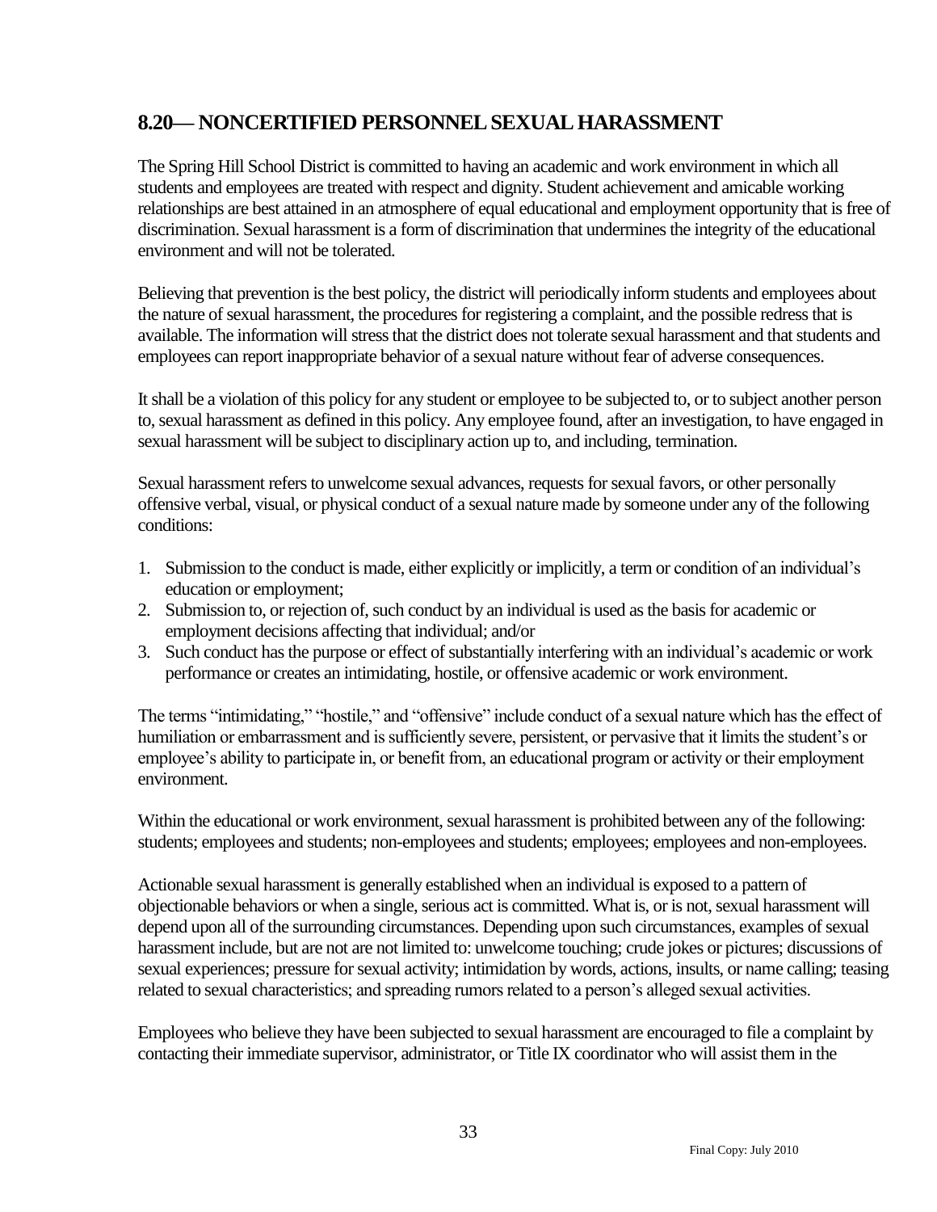## 8.20— NONCERTIFIED PERSONNEL SEXUAL HARASSMENT

The Spring Hill School District is committed to having an academic and work environment in which all students and employees are treated with respect and dignity. Student achievement and amicable working relationships are best attained in an atmosphere of equal educational and employment opportunity that is free of discrimination. Sexual harassment is a form of discrimination that undermines the integrity of the educational environment and will not be tolerated.

Believing that prevention is the best policy, the district will periodically inform students and employees about the nature of sexual harassment, the procedures for registering a complaint, and the possible redress that is available. The information will stress that the district does not tolerate sexual harassment and that students and employees can report inappropriate behavior of a sexual nature without fear of adverse consequences.

It shall be a violation of this policy for any student or employee to be subjected to, or to subject another person to, sexual harassment as defined in this policy. Any employee found, after an investigation, to have engaged in sexual harassment will be subject to disciplinary action up to, and including, termination.

Sexual harassment refers to unwelcome sexual advances, requests for sexual favors, or other personally offensive verbal, visual, or physical conduct of a sexual nature made by someone under any of the following conditions:

1. Submission to the conduct is made, either explicitly or implicitly, a term or condition of an individual's education or employment;
2. Submission to, or rejection of, such conduct by an individual is used as the basis for academic or employment decisions affecting that individual; and/or
3. Such conduct has the purpose or effect of substantially interfering with an individual's academic or work performance or creates an intimidating, hostile, or offensive academic or work environment.

The terms "intimidating," "hostile," and "offensive" include conduct of a sexual nature which has the effect of humiliation or embarrassment and is sufficiently severe, persistent, or pervasive that it limits the student's or employee's ability to participate in, or benefit from, an educational program or activity or their employment environment.

Within the educational or work environment, sexual harassment is prohibited between any of the following: students; employees and students; non-employees and students; employees; employees and non-employees.

Actionable sexual harassment is generally established when an individual is exposed to a pattern of objectionable behaviors or when a single, serious act is committed. What is, or is not, sexual harassment will depend upon all of the surrounding circumstances. Depending upon such circumstances, examples of sexual harassment include, but are not are not limited to: unwelcome touching; crude jokes or pictures; discussions of sexual experiences; pressure for sexual activity; intimidation by words, actions, insults, or name calling; teasing related to sexual characteristics; and spreading rumors related to a person's alleged sexual activities.

Employees who believe they have been subjected to sexual harassment are encouraged to file a complaint by contacting their immediate supervisor, administrator, or Title IX coordinator who will assist them in the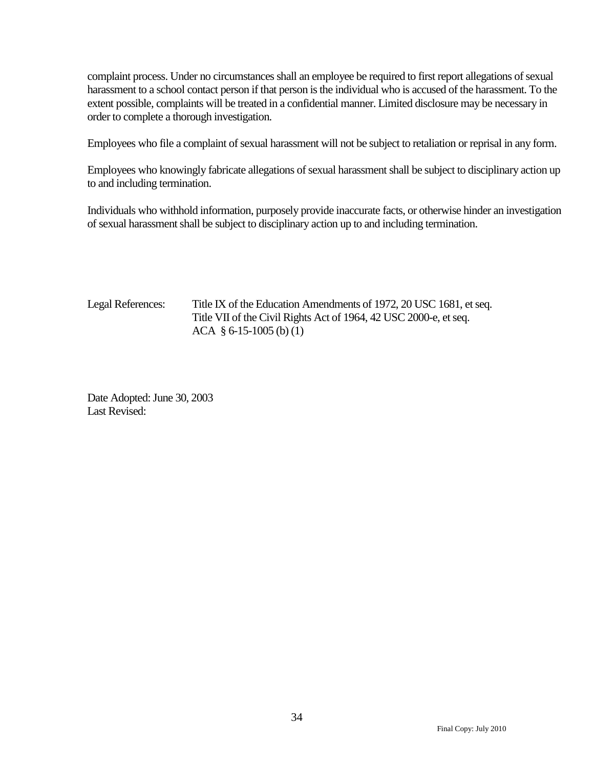complaint process. Under no circumstances shall an employee be required to first report allegations of sexual harassment to a school contact person if that person is the individual who is accused of the harassment. To the extent possible, complaints will be treated in a confidential manner. Limited disclosure may be necessary in order to complete a thorough investigation.

Employees who file a complaint of sexual harassment will not be subject to retaliation or reprisal in any form.

Employees who knowingly fabricate allegations of sexual harassment shall be subject to disciplinary action up to and including termination.

Individuals who withhold information, purposely provide inaccurate facts, or otherwise hinder an investigation of sexual harassment shall be subject to disciplinary action up to and including termination.

Legal References: Title IX of the Education Amendments of 1972, 20 USC 1681, et seq.
Title VII of the Civil Rights Act of 1964, 42 USC 2000-e, et seq.
ACA § 6-15-1005 (b) (1)

Date Adopted: June 30, 2003
Last Revised: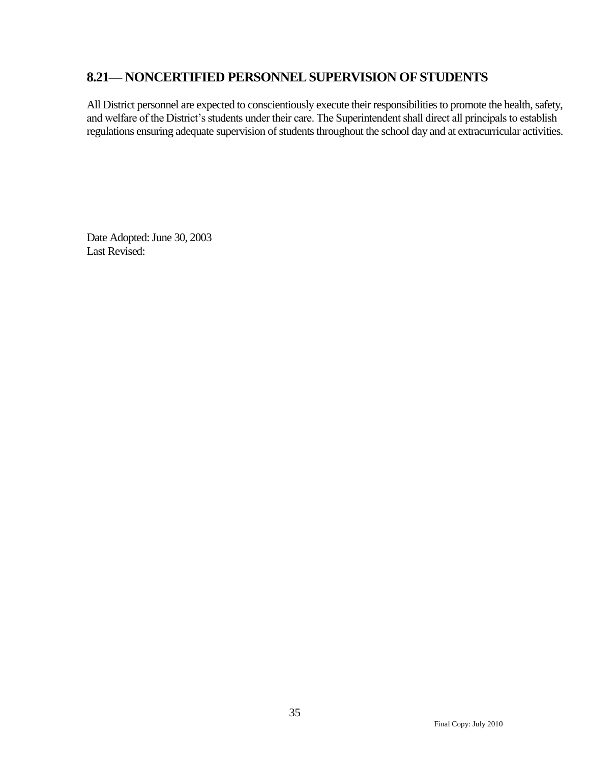## 8.21— NONCERTIFIED PERSONNEL SUPERVISION OF STUDENTS

All District personnel are expected to conscientiously execute their responsibilities to promote the health, safety, and welfare of the District's students under their care. The Superintendent shall direct all principals to establish regulations ensuring adequate supervision of students throughout the school day and at extracurricular activities.

Date Adopted: June 30, 2003
Last Revised: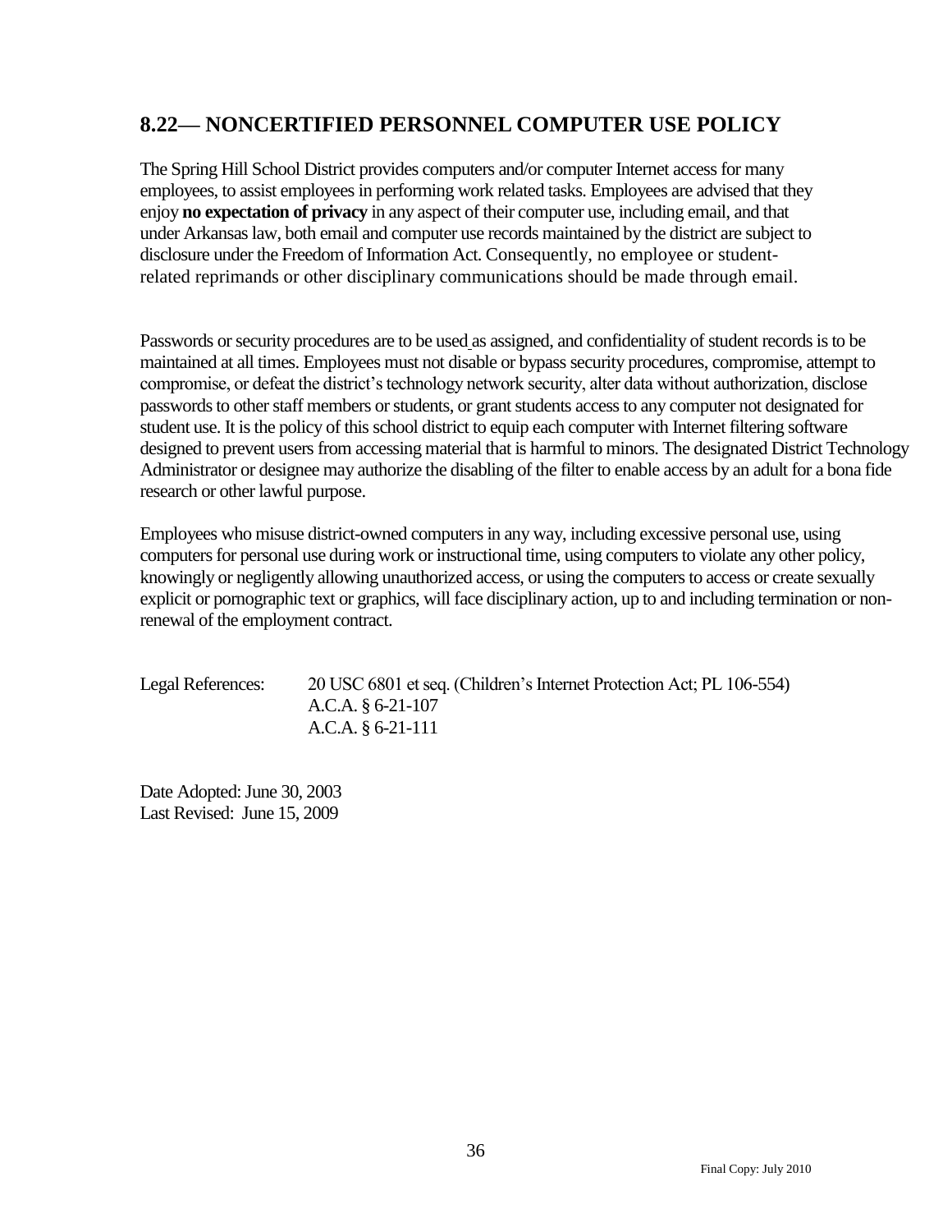## 8.22— NONCERTIFIED PERSONNEL COMPUTER USE POLICY

The Spring Hill School District provides computers and/or computer Internet access for many employees, to assist employees in performing work related tasks. Employees are advised that they enjoy **no expectation of privacy** in any aspect of their computer use, including email, and that under Arkansas law, both email and computer use records maintained by the district are subject to disclosure under the Freedom of Information Act. Consequently, no employee or student-related reprimands or other disciplinary communications should be made through email.

Passwords or security procedures are to be used as assigned, and confidentiality of student records is to be maintained at all times. Employees must not disable or bypass security procedures, compromise, attempt to compromise, or defeat the district's technology network security, alter data without authorization, disclose passwords to other staff members or students, or grant students access to any computer not designated for student use. It is the policy of this school district to equip each computer with Internet filtering software designed to prevent users from accessing material that is harmful to minors. The designated District Technology Administrator or designee may authorize the disabling of the filter to enable access by an adult for a bona fide research or other lawful purpose.

Employees who misuse district-owned computers in any way, including excessive personal use, using computers for personal use during work or instructional time, using computers to violate any other policy, knowingly or negligently allowing unauthorized access, or using the computers to access or create sexually explicit or pornographic text or graphics, will face disciplinary action, up to and including termination or non-renewal of the employment contract.

Legal References: 20 USC 6801 et seq. (Children's Internet Protection Act; PL 106-554)
A.C.A. § 6-21-107
A.C.A. § 6-21-111

Date Adopted: June 30, 2003
Last Revised: June 15, 2009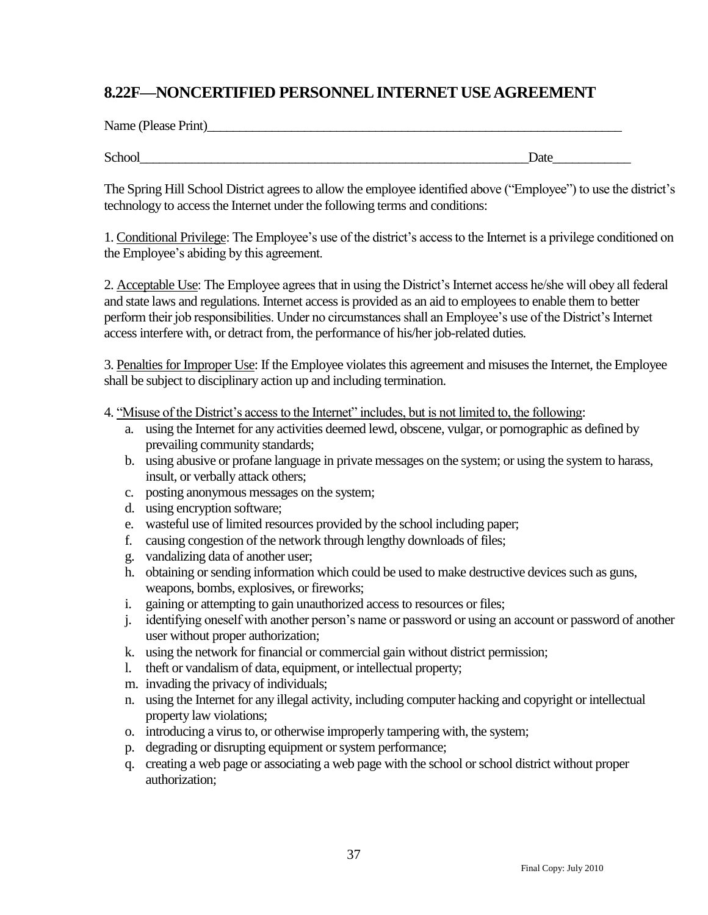## 8.22F—NONCERTIFIED PERSONNEL INTERNET USE AGREEMENT

Name (Please Print)_________________________________________________________________

School_______________________________________________________________Date____________

The Spring Hill School District agrees to allow the employee identified above ("Employee") to use the district's technology to access the Internet under the following terms and conditions:

1. Conditional Privilege: The Employee's use of the district's access to the Internet is a privilege conditioned on the Employee's abiding by this agreement.

2. Acceptable Use: The Employee agrees that in using the District's Internet access he/she will obey all federal and state laws and regulations. Internet access is provided as an aid to employees to enable them to better perform their job responsibilities. Under no circumstances shall an Employee's use of the District's Internet access interfere with, or detract from, the performance of his/her job-related duties.

3. Penalties for Improper Use: If the Employee violates this agreement and misuses the Internet, the Employee shall be subject to disciplinary action up and including termination.

4. "Misuse of the District's access to the Internet" includes, but is not limited to, the following:

a. using the Internet for any activities deemed lewd, obscene, vulgar, or pornographic as defined by prevailing community standards;
b. using abusive or profane language in private messages on the system; or using the system to harass, insult, or verbally attack others;
c. posting anonymous messages on the system;
d. using encryption software;
e. wasteful use of limited resources provided by the school including paper;
f. causing congestion of the network through lengthy downloads of files;
g. vandalizing data of another user;
h. obtaining or sending information which could be used to make destructive devices such as guns, weapons, bombs, explosives, or fireworks;
i. gaining or attempting to gain unauthorized access to resources or files;
j. identifying oneself with another person's name or password or using an account or password of another user without proper authorization;
k. using the network for financial or commercial gain without district permission;
l. theft or vandalism of data, equipment, or intellectual property;
m. invading the privacy of individuals;
n. using the Internet for any illegal activity, including computer hacking and copyright or intellectual property law violations;
o. introducing a virus to, or otherwise improperly tampering with, the system;
p. degrading or disrupting equipment or system performance;
q. creating a web page or associating a web page with the school or school district without proper authorization;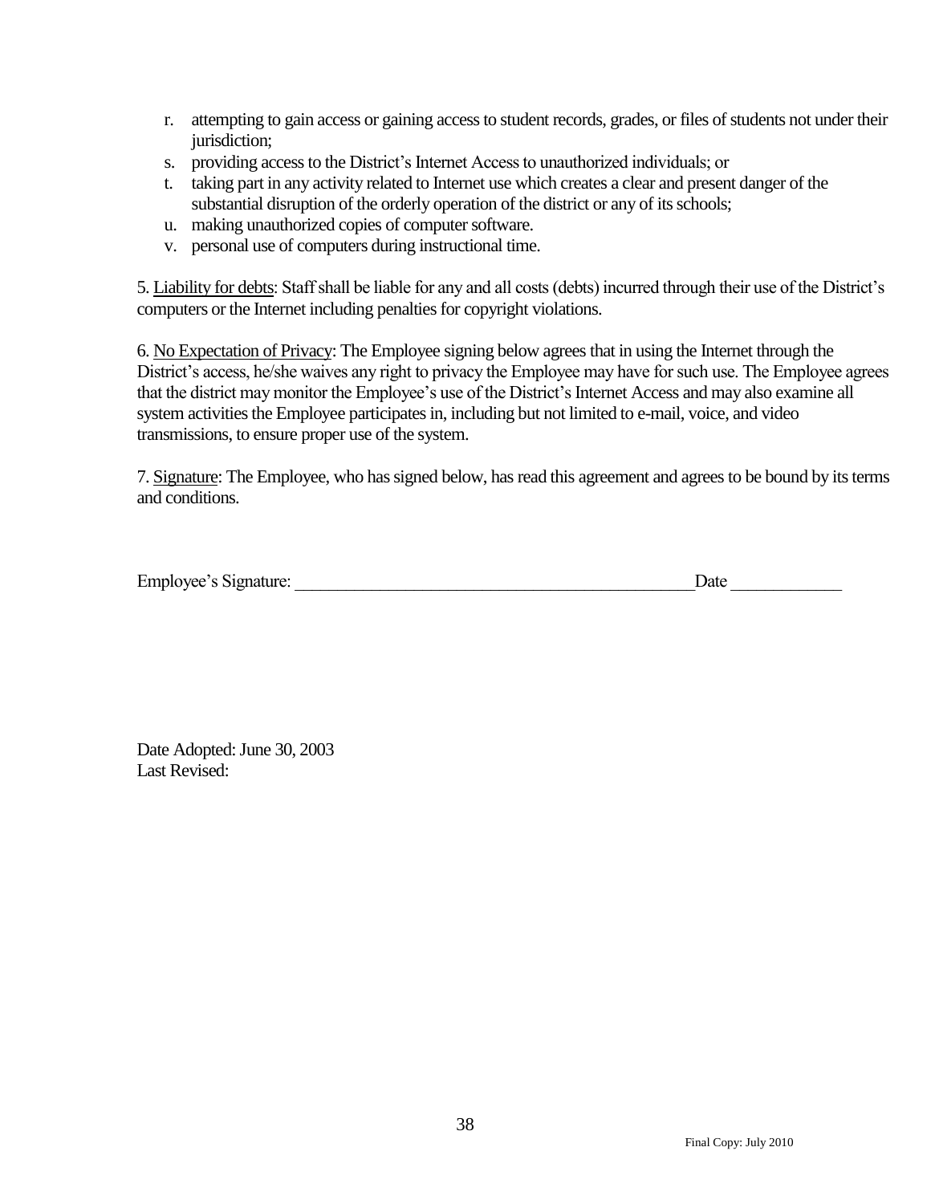r. attempting to gain access or gaining access to student records, grades, or files of students not under their jurisdiction;
s. providing access to the District's Internet Access to unauthorized individuals; or
t. taking part in any activity related to Internet use which creates a clear and present danger of the substantial disruption of the orderly operation of the district or any of its schools;
u. making unauthorized copies of computer software.
v. personal use of computers during instructional time.

5. Liability for debts: Staff shall be liable for any and all costs (debts) incurred through their use of the District's computers or the Internet including penalties for copyright violations.

6. No Expectation of Privacy: The Employee signing below agrees that in using the Internet through the District's access, he/she waives any right to privacy the Employee may have for such use. The Employee agrees that the district may monitor the Employee's use of the District's Internet Access and may also examine all system activities the Employee participates in, including but not limited to e-mail, voice, and video transmissions, to ensure proper use of the system.

7. Signature: The Employee, who has signed below, has read this agreement and agrees to be bound by its terms and conditions.

Employee's Signature: ______________________________________________Date ____________

Date Adopted: June 30, 2003
Last Revised: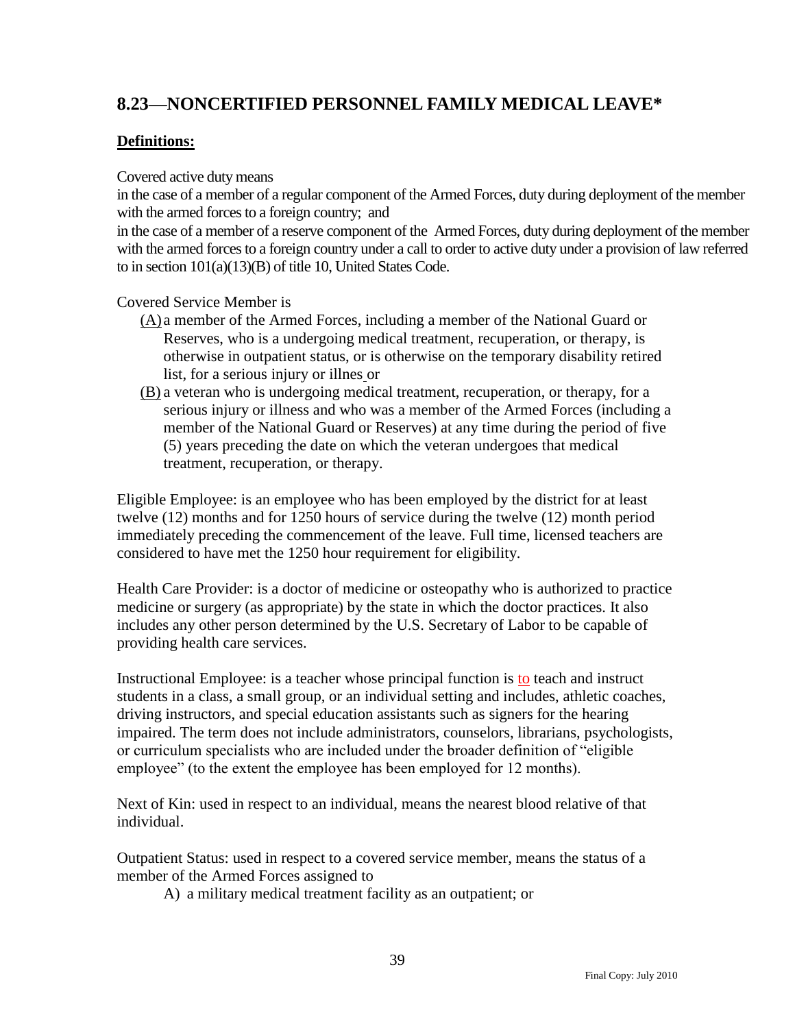## 8.23—NONCERTIFIED PERSONNEL FAMILY MEDICAL LEAVE*

**Definitions:**

Covered active duty means

in the case of a member of a regular component of the Armed Forces, duty during deployment of the member with the armed forces to a foreign country; and

in the case of a member of a reserve component of the Armed Forces, duty during deployment of the member with the armed forces to a foreign country under a call to order to active duty under a provision of law referred to in section 101(a)(13)(B) of title 10, United States Code.

Covered Service Member is

(A) a member of the Armed Forces, including a member of the National Guard or Reserves, who is a undergoing medical treatment, recuperation, or therapy, is otherwise in outpatient status, or is otherwise on the temporary disability retired list, for a serious injury or illnes or

(B) a veteran who is undergoing medical treatment, recuperation, or therapy, for a serious injury or illness and who was a member of the Armed Forces (including a member of the National Guard or Reserves) at any time during the period of five (5) years preceding the date on which the veteran undergoes that medical treatment, recuperation, or therapy.

Eligible Employee: is an employee who has been employed by the district for at least twelve (12) months and for 1250 hours of service during the twelve (12) month period immediately preceding the commencement of the leave. Full time, licensed teachers are considered to have met the 1250 hour requirement for eligibility.

Health Care Provider: is a doctor of medicine or osteopathy who is authorized to practice medicine or surgery (as appropriate) by the state in which the doctor practices. It also includes any other person determined by the U.S. Secretary of Labor to be capable of providing health care services.

Instructional Employee: is a teacher whose principal function is to teach and instruct students in a class, a small group, or an individual setting and includes, athletic coaches, driving instructors, and special education assistants such as signers for the hearing impaired. The term does not include administrators, counselors, librarians, psychologists, or curriculum specialists who are included under the broader definition of "eligible employee" (to the extent the employee has been employed for 12 months).

Next of Kin: used in respect to an individual, means the nearest blood relative of that individual.

Outpatient Status: used in respect to a covered service member, means the status of a member of the Armed Forces assigned to

A) a military medical treatment facility as an outpatient; or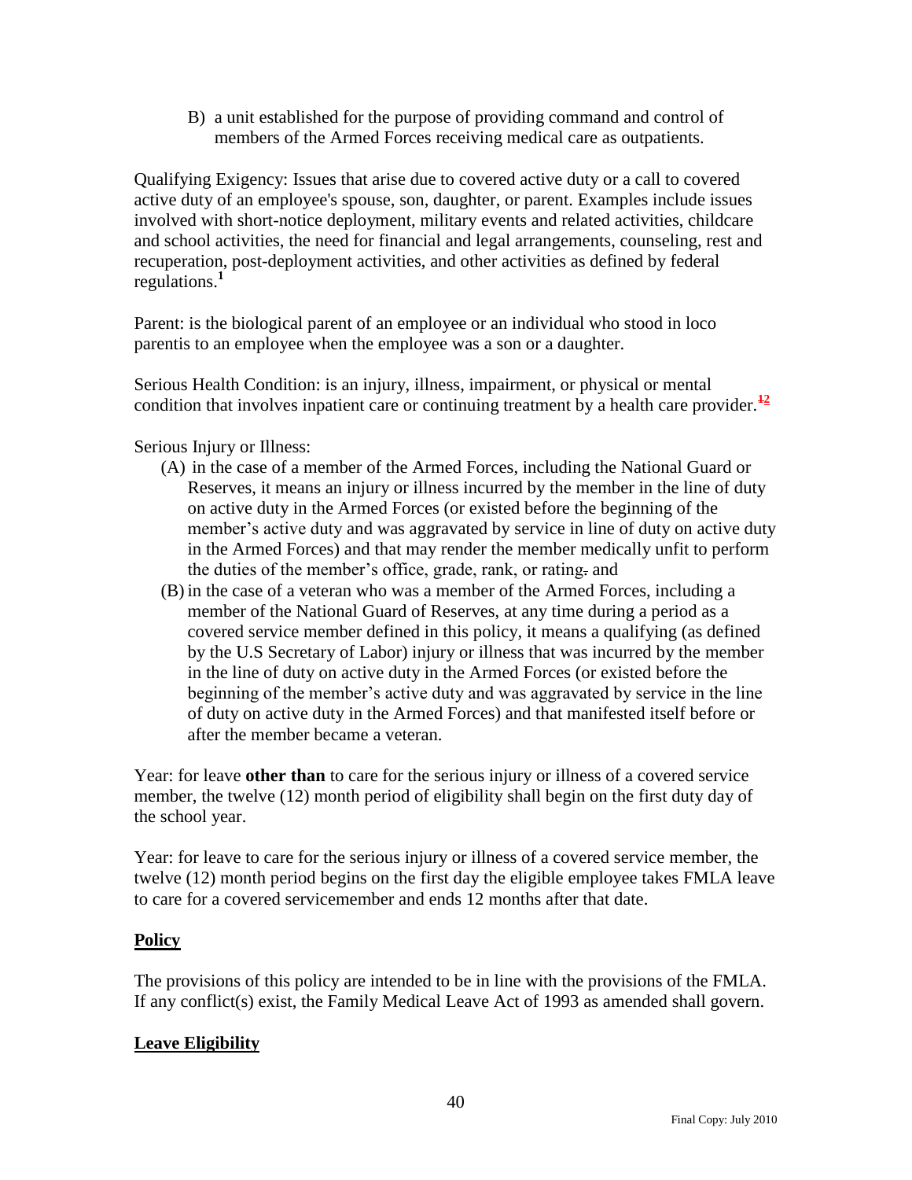B) a unit established for the purpose of providing command and control of members of the Armed Forces receiving medical care as outpatients.

Qualifying Exigency: Issues that arise due to covered active duty or a call to covered active duty of an employee's spouse, son, daughter, or parent. Examples include issues involved with short-notice deployment, military events and related activities, childcare and school activities, the need for financial and legal arrangements, counseling, rest and recuperation, post-deployment activities, and other activities as defined by federal regulations.[1]

Parent: is the biological parent of an employee or an individual who stood in loco parentis to an employee when the employee was a son or a daughter.

Serious Health Condition: is an injury, illness, impairment, or physical or mental condition that involves inpatient care or continuing treatment by a health care provider.[12]

Serious Injury or Illness:

(A) in the case of a member of the Armed Forces, including the National Guard or Reserves, it means an injury or illness incurred by the member in the line of duty on active duty in the Armed Forces (or existed before the beginning of the member's active duty and was aggravated by service in line of duty on active duty in the Armed Forces) and that may render the member medically unfit to perform the duties of the member's office, grade, rank, or rating. and

(B) in the case of a veteran who was a member of the Armed Forces, including a member of the National Guard of Reserves, at any time during a period as a covered service member defined in this policy, it means a qualifying (as defined by the U.S Secretary of Labor) injury or illness that was incurred by the member in the line of duty on active duty in the Armed Forces (or existed before the beginning of the member's active duty and was aggravated by service in the line of duty on active duty in the Armed Forces) and that manifested itself before or after the member became a veteran.

Year: for leave **other than** to care for the serious injury or illness of a covered service member, the twelve (12) month period of eligibility shall begin on the first duty day of the school year.

Year: for leave to care for the serious injury or illness of a covered service member, the twelve (12) month period begins on the first day the eligible employee takes FMLA leave to care for a covered servicemember and ends 12 months after that date.

## Policy

The provisions of this policy are intended to be in line with the provisions of the FMLA. If any conflict(s) exist, the Family Medical Leave Act of 1993 as amended shall govern.

## Leave Eligibility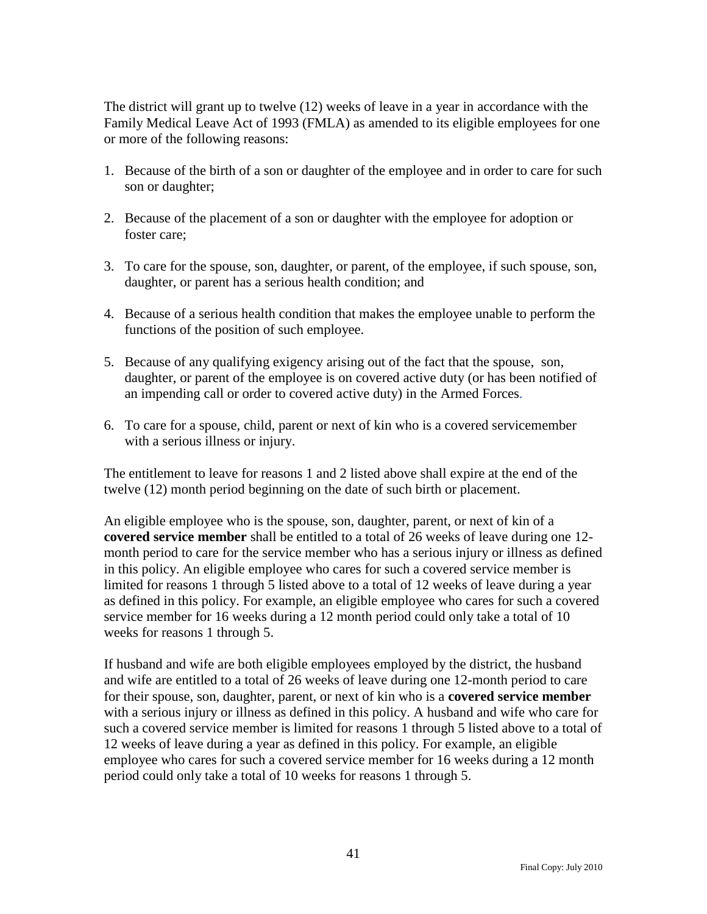The district will grant up to twelve (12) weeks of leave in a year in accordance with the Family Medical Leave Act of 1993 (FMLA) as amended to its eligible employees for one or more of the following reasons:

1. Because of the birth of a son or daughter of the employee and in order to care for such son or daughter;

2. Because of the placement of a son or daughter with the employee for adoption or foster care;

3. To care for the spouse, son, daughter, or parent, of the employee, if such spouse, son, daughter, or parent has a serious health condition; and

4. Because of a serious health condition that makes the employee unable to perform the functions of the position of such employee.

5. Because of any qualifying exigency arising out of the fact that the spouse, son, daughter, or parent of the employee is on covered active duty (or has been notified of an impending call or order to covered active duty) in the Armed Forces.

6. To care for a spouse, child, parent or next of kin who is a covered servicemember with a serious illness or injury.

The entitlement to leave for reasons 1 and 2 listed above shall expire at the end of the twelve (12) month period beginning on the date of such birth or placement.

An eligible employee who is the spouse, son, daughter, parent, or next of kin of a **covered service member** shall be entitled to a total of 26 weeks of leave during one 12-month period to care for the service member who has a serious injury or illness as defined in this policy. An eligible employee who cares for such a covered service member is limited for reasons 1 through 5 listed above to a total of 12 weeks of leave during a year as defined in this policy. For example, an eligible employee who cares for such a covered service member for 16 weeks during a 12 month period could only take a total of 10 weeks for reasons 1 through 5.

If husband and wife are both eligible employees employed by the district, the husband and wife are entitled to a total of 26 weeks of leave during one 12-month period to care for their spouse, son, daughter, parent, or next of kin who is a **covered service member** with a serious injury or illness as defined in this policy. A husband and wife who care for such a covered service member is limited for reasons 1 through 5 listed above to a total of 12 weeks of leave during a year as defined in this policy. For example, an eligible employee who cares for such a covered service member for 16 weeks during a 12 month period could only take a total of 10 weeks for reasons 1 through 5.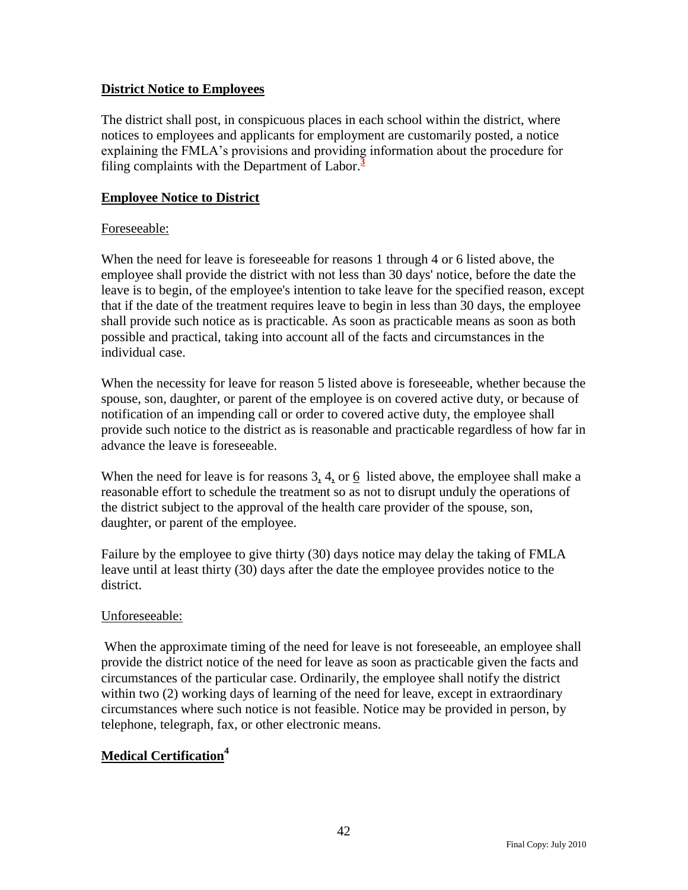## District Notice to Employees

The district shall post, in conspicuous places in each school within the district, where notices to employees and applicants for employment are customarily posted, a notice explaining the FMLA's provisions and providing information about the procedure for filing complaints with the Department of Labor.[3]

## Employee Notice to District

Foreseeable:

When the need for leave is foreseeable for reasons 1 through 4 or 6 listed above, the employee shall provide the district with not less than 30 days' notice, before the date the leave is to begin, of the employee's intention to take leave for the specified reason, except that if the date of the treatment requires leave to begin in less than 30 days, the employee shall provide such notice as is practicable. As soon as practicable means as soon as both possible and practical, taking into account all of the facts and circumstances in the individual case.

When the necessity for leave for reason 5 listed above is foreseeable, whether because the spouse, son, daughter, or parent of the employee is on covered active duty, or because of notification of an impending call or order to covered active duty, the employee shall provide such notice to the district as is reasonable and practicable regardless of how far in advance the leave is foreseeable.

When the need for leave is for reasons 3, 4, or 6 listed above, the employee shall make a reasonable effort to schedule the treatment so as not to disrupt unduly the operations of the district subject to the approval of the health care provider of the spouse, son, daughter, or parent of the employee.

Failure by the employee to give thirty (30) days notice may delay the taking of FMLA leave until at least thirty (30) days after the date the employee provides notice to the district.

Unforeseeable:

When the approximate timing of the need for leave is not foreseeable, an employee shall provide the district notice of the need for leave as soon as practicable given the facts and circumstances of the particular case. Ordinarily, the employee shall notify the district within two (2) working days of learning of the need for leave, except in extraordinary circumstances where such notice is not feasible. Notice may be provided in person, by telephone, telegraph, fax, or other electronic means.

## Medical Certification[4]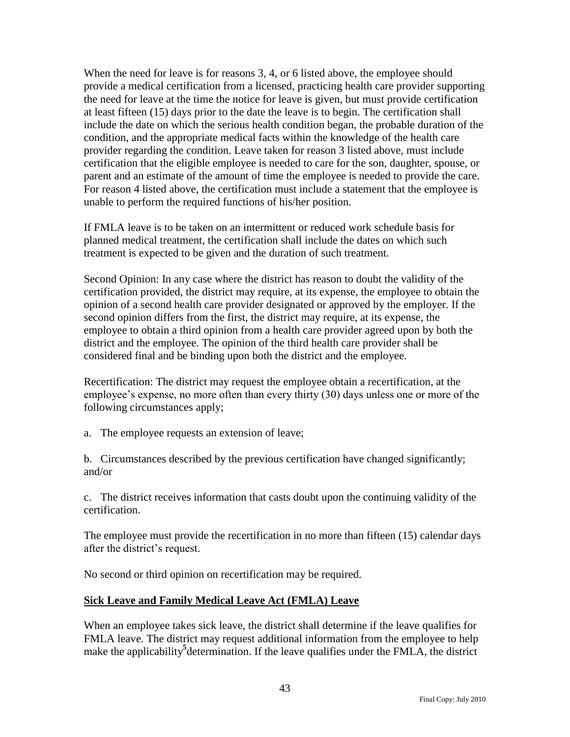When the need for leave is for reasons 3, 4, or 6 listed above, the employee should provide a medical certification from a licensed, practicing health care provider supporting the need for leave at the time the notice for leave is given, but must provide certification at least fifteen (15) days prior to the date the leave is to begin. The certification shall include the date on which the serious health condition began, the probable duration of the condition, and the appropriate medical facts within the knowledge of the health care provider regarding the condition. Leave taken for reason 3 listed above, must include certification that the eligible employee is needed to care for the son, daughter, spouse, or parent and an estimate of the amount of time the employee is needed to provide the care. For reason 4 listed above, the certification must include a statement that the employee is unable to perform the required functions of his/her position.

If FMLA leave is to be taken on an intermittent or reduced work schedule basis for planned medical treatment, the certification shall include the dates on which such treatment is expected to be given and the duration of such treatment.

Second Opinion: In any case where the district has reason to doubt the validity of the certification provided, the district may require, at its expense, the employee to obtain the opinion of a second health care provider designated or approved by the employer. If the second opinion differs from the first, the district may require, at its expense, the employee to obtain a third opinion from a health care provider agreed upon by both the district and the employee. The opinion of the third health care provider shall be considered final and be binding upon both the district and the employee.

Recertification: The district may request the employee obtain a recertification, at the employee's expense, no more often than every thirty (30) days unless one or more of the following circumstances apply;

a. The employee requests an extension of leave;

b. Circumstances described by the previous certification have changed significantly; and/or

c. The district receives information that casts doubt upon the continuing validity of the certification.

The employee must provide the recertification in no more than fifteen (15) calendar days after the district's request.

No second or third opinion on recertification may be required.

**Sick Leave and Family Medical Leave Act (FMLA) Leave**

When an employee takes sick leave, the district shall determine if the leave qualifies for FMLA leave. The district may request additional information from the employee to help make the applicability[5] determination. If the leave qualifies under the FMLA, the district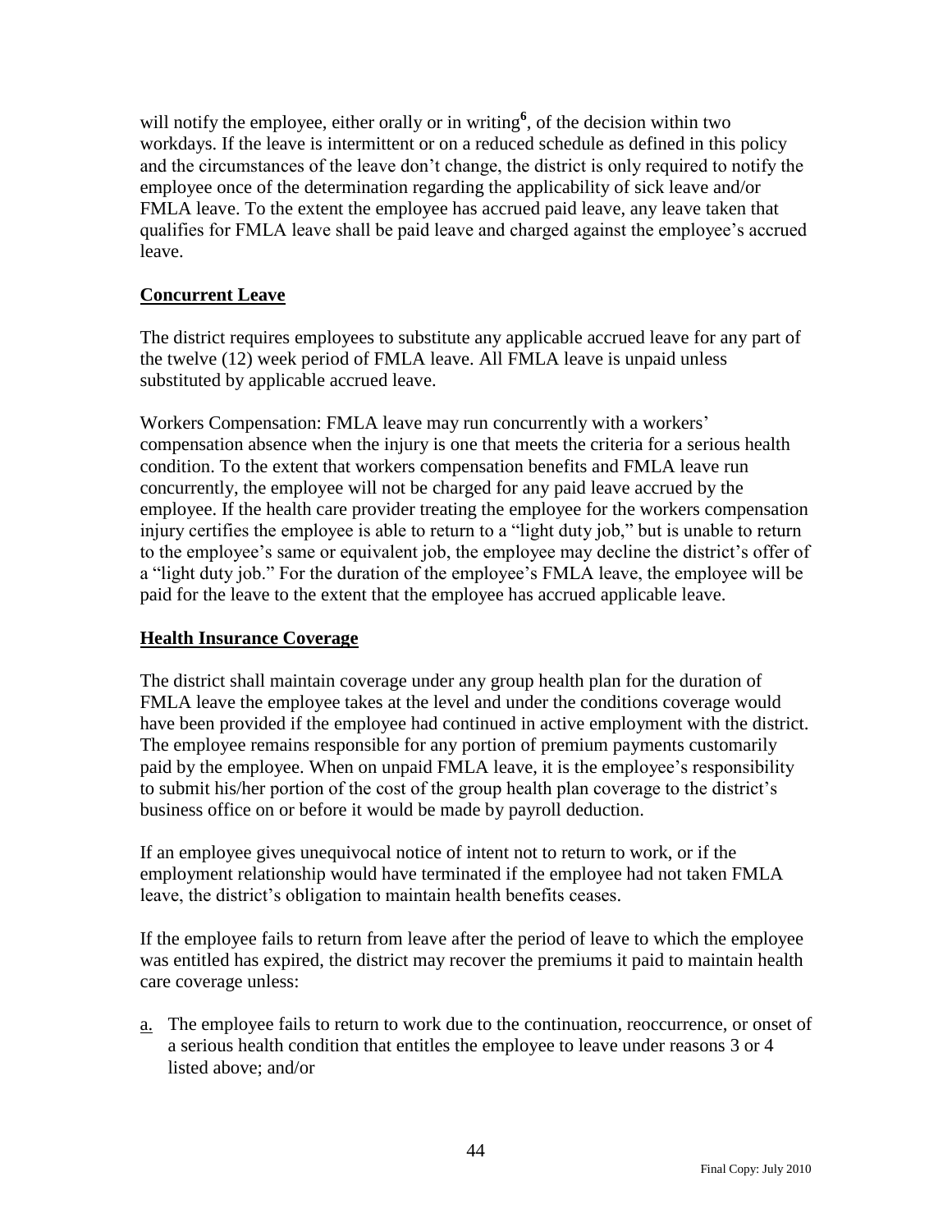will notify the employee, either orally or in writing[6], of the decision within two workdays. If the leave is intermittent or on a reduced schedule as defined in this policy and the circumstances of the leave don't change, the district is only required to notify the employee once of the determination regarding the applicability of sick leave and/or FMLA leave. To the extent the employee has accrued paid leave, any leave taken that qualifies for FMLA leave shall be paid leave and charged against the employee's accrued leave.

## Concurrent Leave

The district requires employees to substitute any applicable accrued leave for any part of the twelve (12) week period of FMLA leave. All FMLA leave is unpaid unless substituted by applicable accrued leave.

Workers Compensation: FMLA leave may run concurrently with a workers' compensation absence when the injury is one that meets the criteria for a serious health condition. To the extent that workers compensation benefits and FMLA leave run concurrently, the employee will not be charged for any paid leave accrued by the employee. If the health care provider treating the employee for the workers compensation injury certifies the employee is able to return to a "light duty job," but is unable to return to the employee's same or equivalent job, the employee may decline the district's offer of a "light duty job." For the duration of the employee's FMLA leave, the employee will be paid for the leave to the extent that the employee has accrued applicable leave.

## Health Insurance Coverage

The district shall maintain coverage under any group health plan for the duration of FMLA leave the employee takes at the level and under the conditions coverage would have been provided if the employee had continued in active employment with the district. The employee remains responsible for any portion of premium payments customarily paid by the employee. When on unpaid FMLA leave, it is the employee's responsibility to submit his/her portion of the cost of the group health plan coverage to the district's business office on or before it would be made by payroll deduction.

If an employee gives unequivocal notice of intent not to return to work, or if the employment relationship would have terminated if the employee had not taken FMLA leave, the district's obligation to maintain health benefits ceases.

If the employee fails to return from leave after the period of leave to which the employee was entitled has expired, the district may recover the premiums it paid to maintain health care coverage unless:

a. The employee fails to return to work due to the continuation, reoccurrence, or onset of a serious health condition that entitles the employee to leave under reasons 3 or 4 listed above; and/or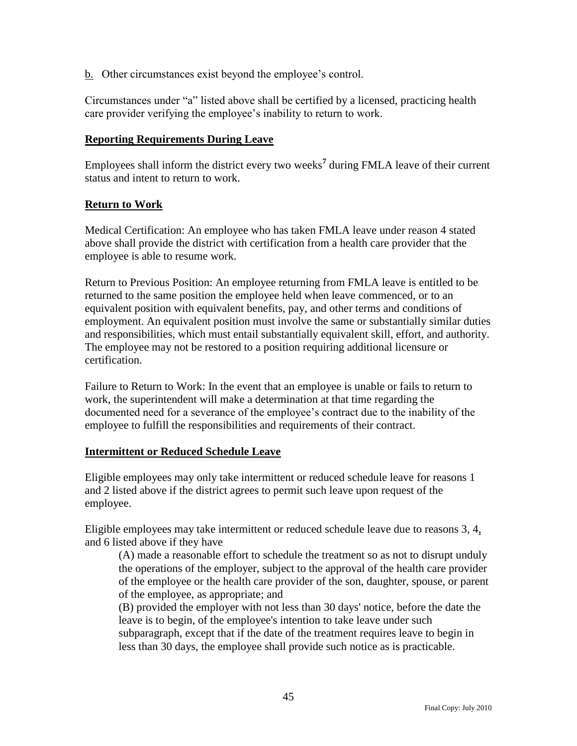b. Other circumstances exist beyond the employee's control.

Circumstances under "a" listed above shall be certified by a licensed, practicing health care provider verifying the employee's inability to return to work.

**Reporting Requirements During Leave**

Employees shall inform the district every two weeks[7] during FMLA leave of their current status and intent to return to work.

**Return to Work**

Medical Certification: An employee who has taken FMLA leave under reason 4 stated above shall provide the district with certification from a health care provider that the employee is able to resume work.

Return to Previous Position: An employee returning from FMLA leave is entitled to be returned to the same position the employee held when leave commenced, or to an equivalent position with equivalent benefits, pay, and other terms and conditions of employment. An equivalent position must involve the same or substantially similar duties and responsibilities, which must entail substantially equivalent skill, effort, and authority. The employee may not be restored to a position requiring additional licensure or certification.

Failure to Return to Work: In the event that an employee is unable or fails to return to work, the superintendent will make a determination at that time regarding the documented need for a severance of the employee's contract due to the inability of the employee to fulfill the responsibilities and requirements of their contract.

**Intermittent or Reduced Schedule Leave**

Eligible employees may only take intermittent or reduced schedule leave for reasons 1 and 2 listed above if the district agrees to permit such leave upon request of the employee.

Eligible employees may take intermittent or reduced schedule leave due to reasons 3, 4, and 6 listed above if they have

(A) made a reasonable effort to schedule the treatment so as not to disrupt unduly the operations of the employer, subject to the approval of the health care provider of the employee or the health care provider of the son, daughter, spouse, or parent of the employee, as appropriate; and

(B) provided the employer with not less than 30 days' notice, before the date the leave is to begin, of the employee's intention to take leave under such subparagraph, except that if the date of the treatment requires leave to begin in less than 30 days, the employee shall provide such notice as is practicable.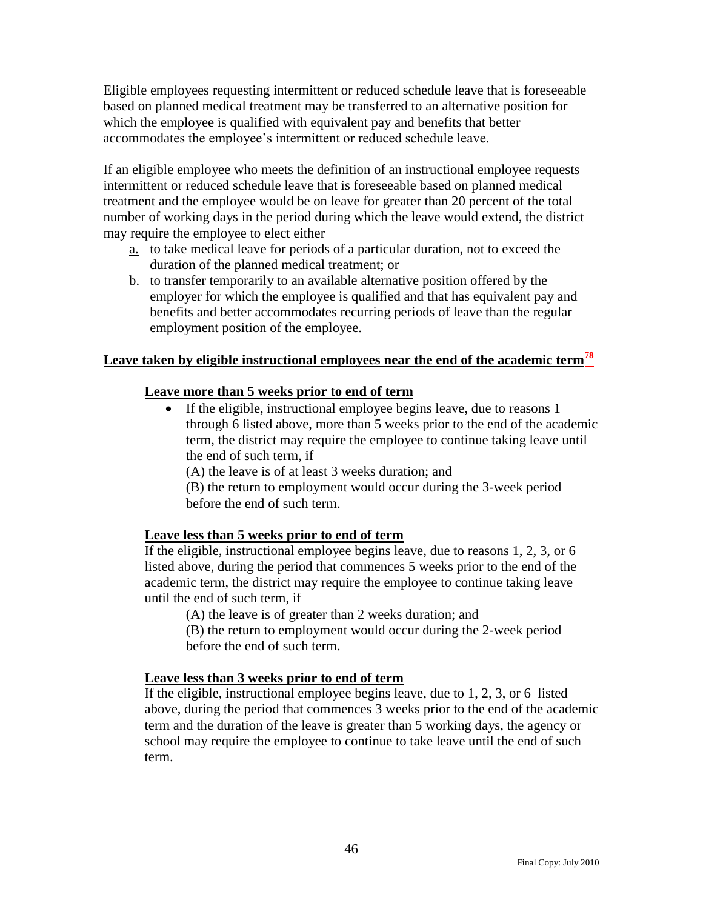Eligible employees requesting intermittent or reduced schedule leave that is foreseeable based on planned medical treatment may be transferred to an alternative position for which the employee is qualified with equivalent pay and benefits that better accommodates the employee's intermittent or reduced schedule leave.

If an eligible employee who meets the definition of an instructional employee requests intermittent or reduced schedule leave that is foreseeable based on planned medical treatment and the employee would be on leave for greater than 20 percent of the total number of working days in the period during which the leave would extend, the district may require the employee to elect either

a. to take medical leave for periods of a particular duration, not to exceed the duration of the planned medical treatment; or
b. to transfer temporarily to an available alternative position offered by the employer for which the employee is qualified and that has equivalent pay and benefits and better accommodates recurring periods of leave than the regular employment position of the employee.

**Leave taken by eligible instructional employees near the end of the academic term**[78]

**Leave more than 5 weeks prior to end of term**

- If the eligible, instructional employee begins leave, due to reasons 1 through 6 listed above, more than 5 weeks prior to the end of the academic term, the district may require the employee to continue taking leave until the end of such term, if
  (A) the leave is of at least 3 weeks duration; and
  (B) the return to employment would occur during the 3-week period before the end of such term.

**Leave less than 5 weeks prior to end of term**

If the eligible, instructional employee begins leave, due to reasons 1, 2, 3, or 6 listed above, during the period that commences 5 weeks prior to the end of the academic term, the district may require the employee to continue taking leave until the end of such term, if

(A) the leave is of greater than 2 weeks duration; and
(B) the return to employment would occur during the 2-week period before the end of such term.

**Leave less than 3 weeks prior to end of term**

If the eligible, instructional employee begins leave, due to 1, 2, 3, or 6 listed above, during the period that commences 3 weeks prior to the end of the academic term and the duration of the leave is greater than 5 working days, the agency or school may require the employee to continue to take leave until the end of such term.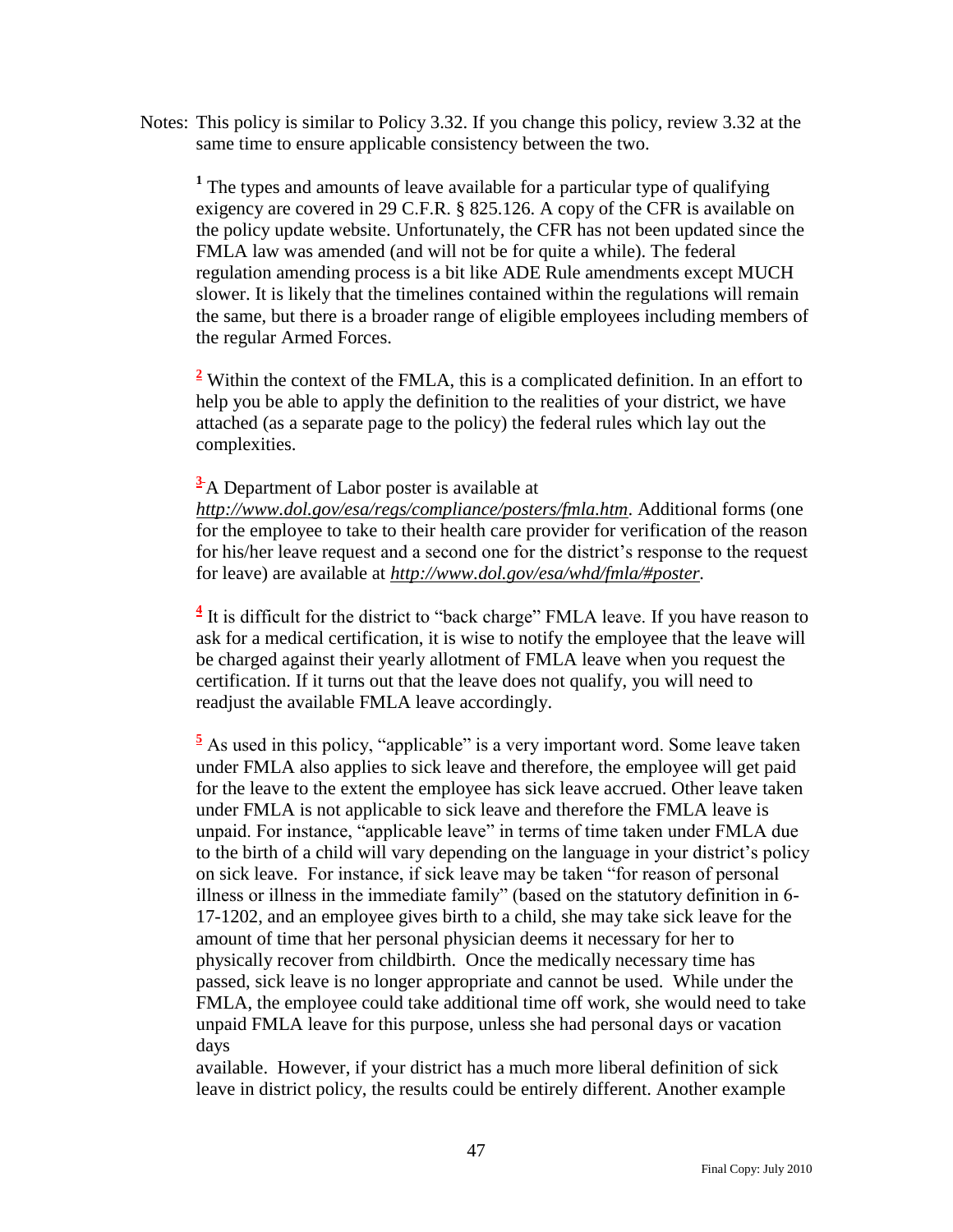Notes: This policy is similar to Policy 3.32. If you change this policy, review 3.32 at the same time to ensure applicable consistency between the two.

[1] The types and amounts of leave available for a particular type of qualifying exigency are covered in 29 C.F.R. § 825.126. A copy of the CFR is available on the policy update website. Unfortunately, the CFR has not been updated since the FMLA law was amended (and will not be for quite a while). The federal regulation amending process is a bit like ADE Rule amendments except MUCH slower. It is likely that the timelines contained within the regulations will remain the same, but there is a broader range of eligible employees including members of the regular Armed Forces.

[2] Within the context of the FMLA, this is a complicated definition. In an effort to help you be able to apply the definition to the realities of your district, we have attached (as a separate page to the policy) the federal rules which lay out the complexities.

[3] A Department of Labor poster is available at *http://www.dol.gov/esa/regs/compliance/posters/fmla.htm*. Additional forms (one for the employee to take to their health care provider for verification of the reason for his/her leave request and a second one for the district's response to the request for leave) are available at *http://www.dol.gov/esa/whd/fmla/#poster*.

[4] It is difficult for the district to "back charge" FMLA leave. If you have reason to ask for a medical certification, it is wise to notify the employee that the leave will be charged against their yearly allotment of FMLA leave when you request the certification. If it turns out that the leave does not qualify, you will need to readjust the available FMLA leave accordingly.

[5] As used in this policy, "applicable" is a very important word. Some leave taken under FMLA also applies to sick leave and therefore, the employee will get paid for the leave to the extent the employee has sick leave accrued. Other leave taken under FMLA is not applicable to sick leave and therefore the FMLA leave is unpaid. For instance, "applicable leave" in terms of time taken under FMLA due to the birth of a child will vary depending on the language in your district's policy on sick leave. For instance, if sick leave may be taken "for reason of personal illness or illness in the immediate family" (based on the statutory definition in 6-17-1202, and an employee gives birth to a child, she may take sick leave for the amount of time that her personal physician deems it necessary for her to physically recover from childbirth. Once the medically necessary time has passed, sick leave is no longer appropriate and cannot be used. While under the FMLA, the employee could take additional time off work, she would need to take unpaid FMLA leave for this purpose, unless she had personal days or vacation days available. However, if your district has a much more liberal definition of sick leave in district policy, the results could be entirely different. Another example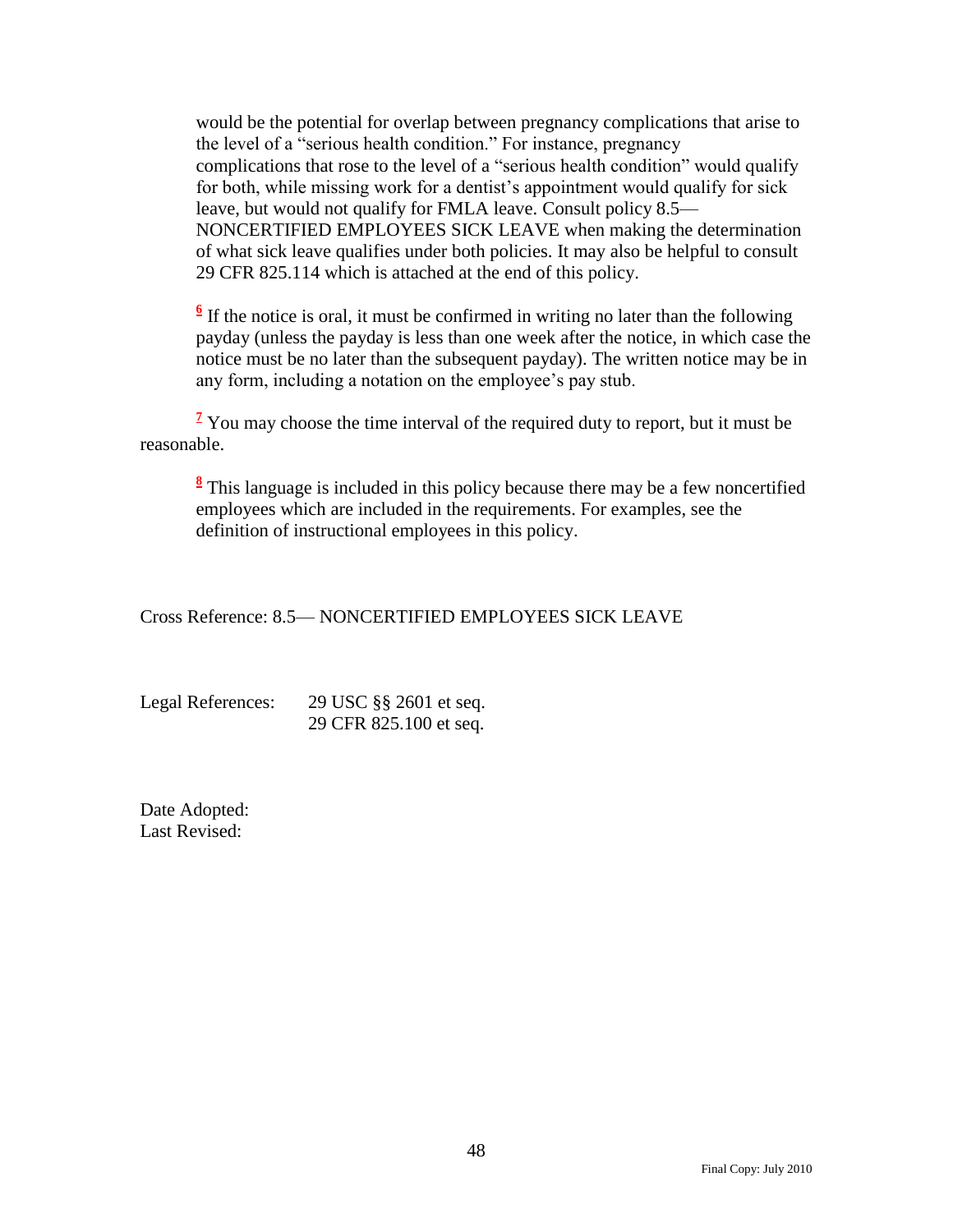would be the potential for overlap between pregnancy complications that arise to the level of a "serious health condition." For instance, pregnancy complications that rose to the level of a "serious health condition" would qualify for both, while missing work for a dentist's appointment would qualify for sick leave, but would not qualify for FMLA leave. Consult policy 8.5— NONCERTIFIED EMPLOYEES SICK LEAVE when making the determination of what sick leave qualifies under both policies. It may also be helpful to consult 29 CFR 825.114 which is attached at the end of this policy.

[6] If the notice is oral, it must be confirmed in writing no later than the following payday (unless the payday is less than one week after the notice, in which case the notice must be no later than the subsequent payday). The written notice may be in any form, including a notation on the employee's pay stub.

[7] You may choose the time interval of the required duty to report, but it must be reasonable.

[8] This language is included in this policy because there may be a few noncertified employees which are included in the requirements. For examples, see the definition of instructional employees in this policy.

Cross Reference: 8.5— NONCERTIFIED EMPLOYEES SICK LEAVE

Legal References: 29 USC §§ 2601 et seq.
29 CFR 825.100 et seq.

Date Adopted:
Last Revised: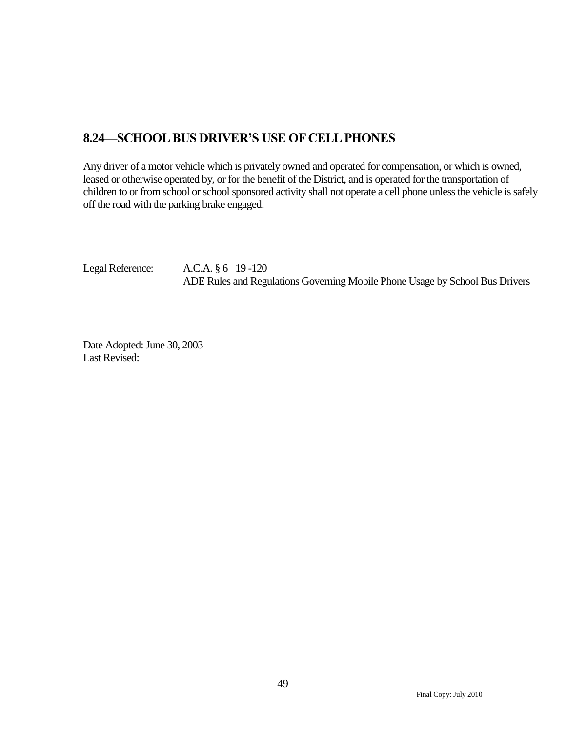## 8.24—SCHOOL BUS DRIVER'S USE OF CELL PHONES

Any driver of a motor vehicle which is privately owned and operated for compensation, or which is owned, leased or otherwise operated by, or for the benefit of the District, and is operated for the transportation of children to or from school or school sponsored activity shall not operate a cell phone unless the vehicle is safely off the road with the parking brake engaged.

Legal Reference: A.C.A. § 6 –19 -120
ADE Rules and Regulations Governing Mobile Phone Usage by School Bus Drivers

Date Adopted: June 30, 2003
Last Revised: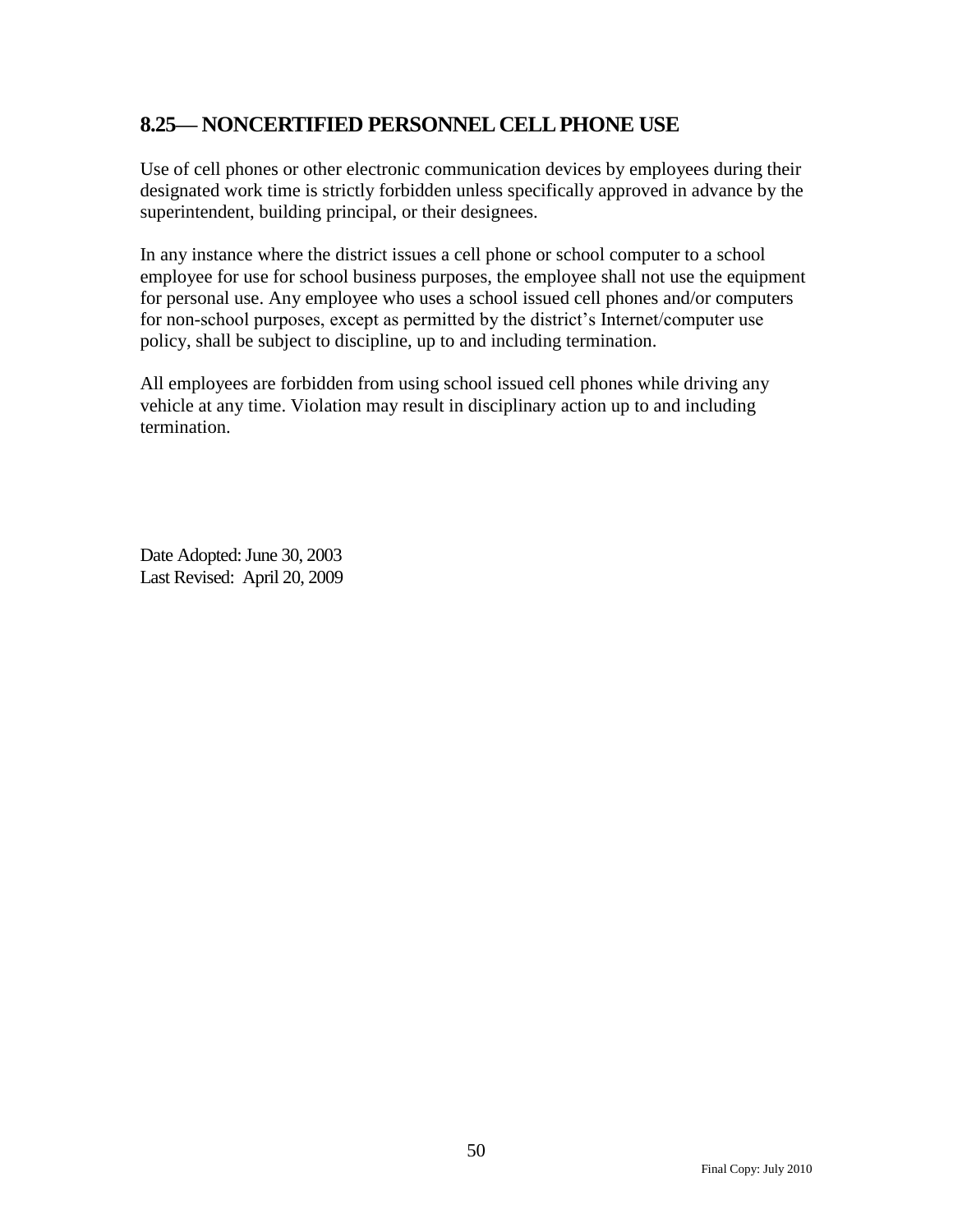## 8.25— NONCERTIFIED PERSONNEL CELL PHONE USE

Use of cell phones or other electronic communication devices by employees during their designated work time is strictly forbidden unless specifically approved in advance by the superintendent, building principal, or their designees.

In any instance where the district issues a cell phone or school computer to a school employee for use for school business purposes, the employee shall not use the equipment for personal use. Any employee who uses a school issued cell phones and/or computers for non-school purposes, except as permitted by the district's Internet/computer use policy, shall be subject to discipline, up to and including termination.

All employees are forbidden from using school issued cell phones while driving any vehicle at any time. Violation may result in disciplinary action up to and including termination.

Date Adopted: June 30, 2003
Last Revised: April 20, 2009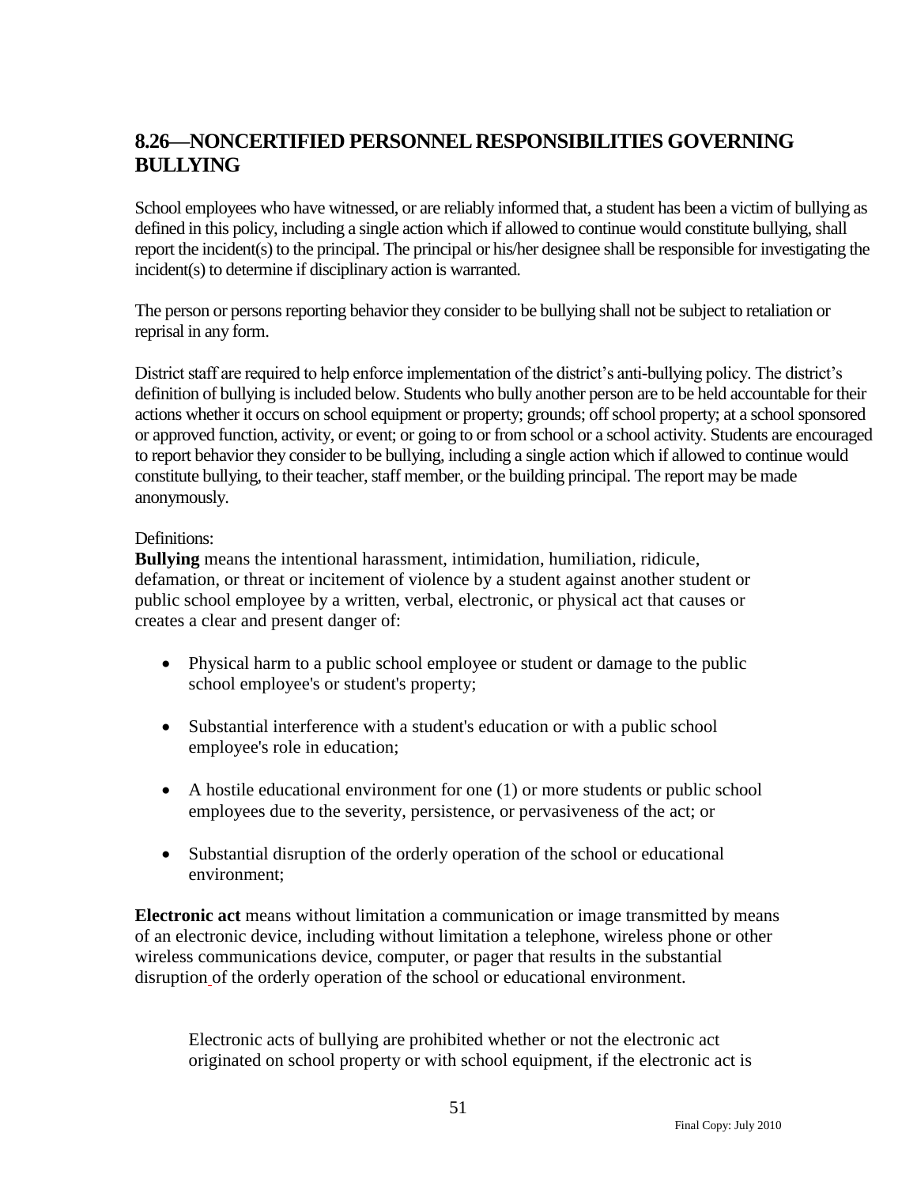## 8.26—NONCERTIFIED PERSONNEL RESPONSIBILITIES GOVERNING BULLYING

School employees who have witnessed, or are reliably informed that, a student has been a victim of bullying as defined in this policy, including a single action which if allowed to continue would constitute bullying, shall report the incident(s) to the principal. The principal or his/her designee shall be responsible for investigating the incident(s) to determine if disciplinary action is warranted.

The person or persons reporting behavior they consider to be bullying shall not be subject to retaliation or reprisal in any form.

District staff are required to help enforce implementation of the district's anti-bullying policy. The district's definition of bullying is included below. Students who bully another person are to be held accountable for their actions whether it occurs on school equipment or property; grounds; off school property; at a school sponsored or approved function, activity, or event; or going to or from school or a school activity. Students are encouraged to report behavior they consider to be bullying, including a single action which if allowed to continue would constitute bullying, to their teacher, staff member, or the building principal. The report may be made anonymously.

Definitions:

**Bullying** means the intentional harassment, intimidation, humiliation, ridicule, defamation, or threat or incitement of violence by a student against another student or public school employee by a written, verbal, electronic, or physical act that causes or creates a clear and present danger of:

- Physical harm to a public school employee or student or damage to the public school employee's or student's property;
- Substantial interference with a student's education or with a public school employee's role in education;
- A hostile educational environment for one (1) or more students or public school employees due to the severity, persistence, or pervasiveness of the act; or
- Substantial disruption of the orderly operation of the school or educational environment;

**Electronic act** means without limitation a communication or image transmitted by means of an electronic device, including without limitation a telephone, wireless phone or other wireless communications device, computer, or pager that results in the substantial disruption of the orderly operation of the school or educational environment.

Electronic acts of bullying are prohibited whether or not the electronic act originated on school property or with school equipment, if the electronic act is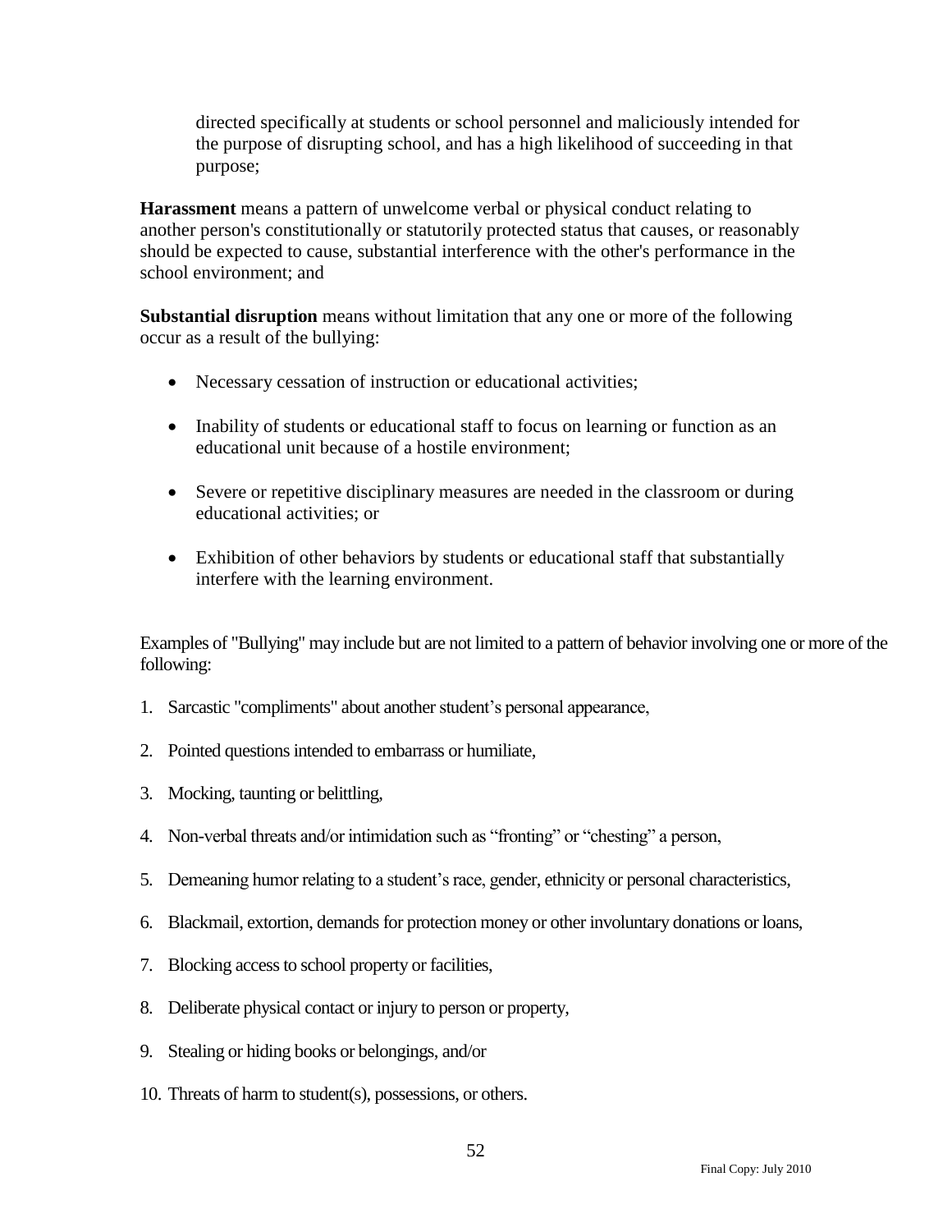directed specifically at students or school personnel and maliciously intended for the purpose of disrupting school, and has a high likelihood of succeeding in that purpose;

**Harassment** means a pattern of unwelcome verbal or physical conduct relating to another person's constitutionally or statutorily protected status that causes, or reasonably should be expected to cause, substantial interference with the other's performance in the school environment; and

**Substantial disruption** means without limitation that any one or more of the following occur as a result of the bullying:

- Necessary cessation of instruction or educational activities;
- Inability of students or educational staff to focus on learning or function as an educational unit because of a hostile environment;
- Severe or repetitive disciplinary measures are needed in the classroom or during educational activities; or
- Exhibition of other behaviors by students or educational staff that substantially interfere with the learning environment.

Examples of "Bullying" may include but are not limited to a pattern of behavior involving one or more of the following:

1. Sarcastic "compliments" about another student's personal appearance,
2. Pointed questions intended to embarrass or humiliate,
3. Mocking, taunting or belittling,
4. Non-verbal threats and/or intimidation such as "fronting" or "chesting" a person,
5. Demeaning humor relating to a student's race, gender, ethnicity or personal characteristics,
6. Blackmail, extortion, demands for protection money or other involuntary donations or loans,
7. Blocking access to school property or facilities,
8. Deliberate physical contact or injury to person or property,
9. Stealing or hiding books or belongings, and/or
10. Threats of harm to student(s), possessions, or others.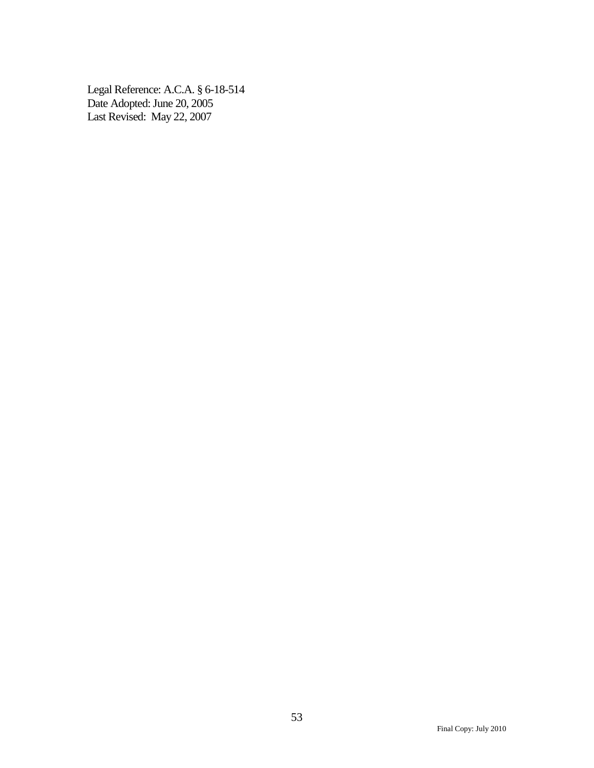Legal Reference: A.C.A. § 6-18-514
Date Adopted: June 20, 2005
Last Revised: May 22, 2007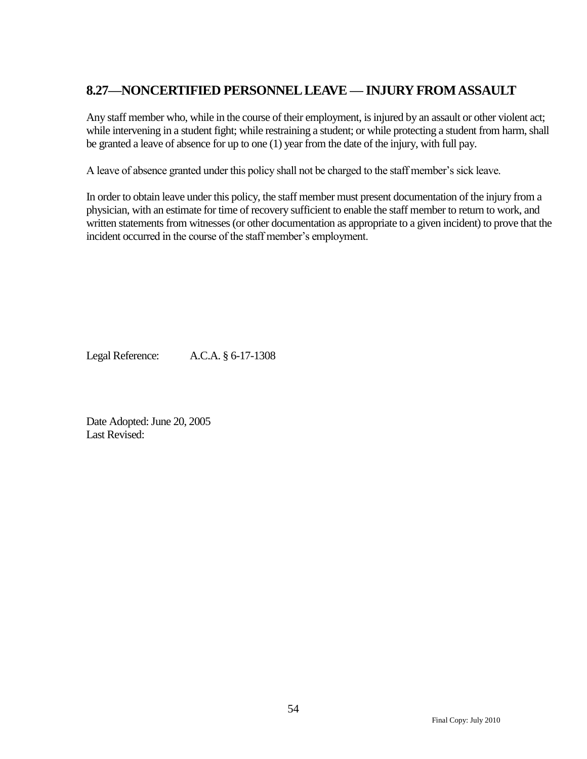## 8.27—NONCERTIFIED PERSONNEL LEAVE — INJURY FROM ASSAULT

Any staff member who, while in the course of their employment, is injured by an assault or other violent act; while intervening in a student fight; while restraining a student; or while protecting a student from harm, shall be granted a leave of absence for up to one (1) year from the date of the injury, with full pay.

A leave of absence granted under this policy shall not be charged to the staff member's sick leave.

In order to obtain leave under this policy, the staff member must present documentation of the injury from a physician, with an estimate for time of recovery sufficient to enable the staff member to return to work, and written statements from witnesses (or other documentation as appropriate to a given incident) to prove that the incident occurred in the course of the staff member's employment.

Legal Reference: A.C.A. § 6-17-1308

Date Adopted: June 20, 2005
Last Revised: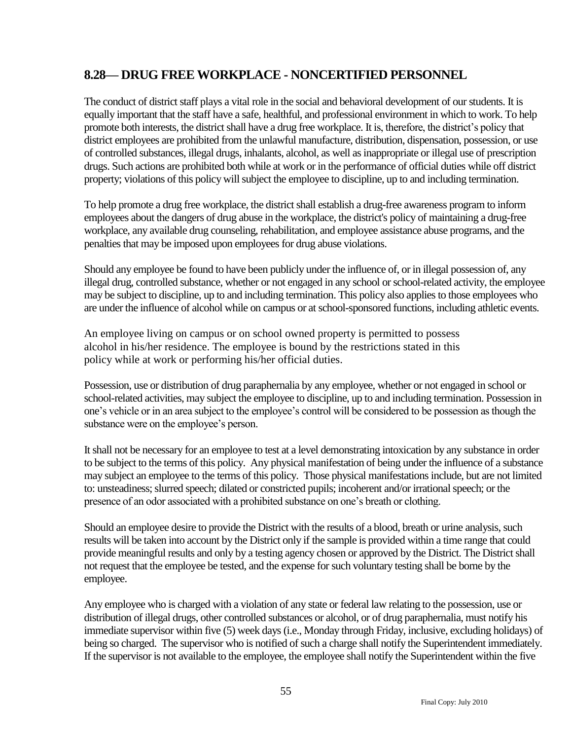## 8.28— DRUG FREE WORKPLACE - NONCERTIFIED PERSONNEL

The conduct of district staff plays a vital role in the social and behavioral development of our students. It is equally important that the staff have a safe, healthful, and professional environment in which to work. To help promote both interests, the district shall have a drug free workplace. It is, therefore, the district's policy that district employees are prohibited from the unlawful manufacture, distribution, dispensation, possession, or use of controlled substances, illegal drugs, inhalants, alcohol, as well as inappropriate or illegal use of prescription drugs. Such actions are prohibited both while at work or in the performance of official duties while off district property; violations of this policy will subject the employee to discipline, up to and including termination.

To help promote a drug free workplace, the district shall establish a drug-free awareness program to inform employees about the dangers of drug abuse in the workplace, the district's policy of maintaining a drug-free workplace, any available drug counseling, rehabilitation, and employee assistance abuse programs, and the penalties that may be imposed upon employees for drug abuse violations.

Should any employee be found to have been publicly under the influence of, or in illegal possession of, any illegal drug, controlled substance, whether or not engaged in any school or school-related activity, the employee may be subject to discipline, up to and including termination. This policy also applies to those employees who are under the influence of alcohol while on campus or at school-sponsored functions, including athletic events.

An employee living on campus or on school owned property is permitted to possess alcohol in his/her residence. The employee is bound by the restrictions stated in this policy while at work or performing his/her official duties.

Possession, use or distribution of drug paraphernalia by any employee, whether or not engaged in school or school-related activities, may subject the employee to discipline, up to and including termination. Possession in one's vehicle or in an area subject to the employee's control will be considered to be possession as though the substance were on the employee's person.

It shall not be necessary for an employee to test at a level demonstrating intoxication by any substance in order to be subject to the terms of this policy. Any physical manifestation of being under the influence of a substance may subject an employee to the terms of this policy. Those physical manifestations include, but are not limited to: unsteadiness; slurred speech; dilated or constricted pupils; incoherent and/or irrational speech; or the presence of an odor associated with a prohibited substance on one's breath or clothing.

Should an employee desire to provide the District with the results of a blood, breath or urine analysis, such results will be taken into account by the District only if the sample is provided within a time range that could provide meaningful results and only by a testing agency chosen or approved by the District. The District shall not request that the employee be tested, and the expense for such voluntary testing shall be borne by the employee.

Any employee who is charged with a violation of any state or federal law relating to the possession, use or distribution of illegal drugs, other controlled substances or alcohol, or of drug paraphernalia, must notify his immediate supervisor within five (5) week days (i.e., Monday through Friday, inclusive, excluding holidays) of being so charged. The supervisor who is notified of such a charge shall notify the Superintendent immediately. If the supervisor is not available to the employee, the employee shall notify the Superintendent within the five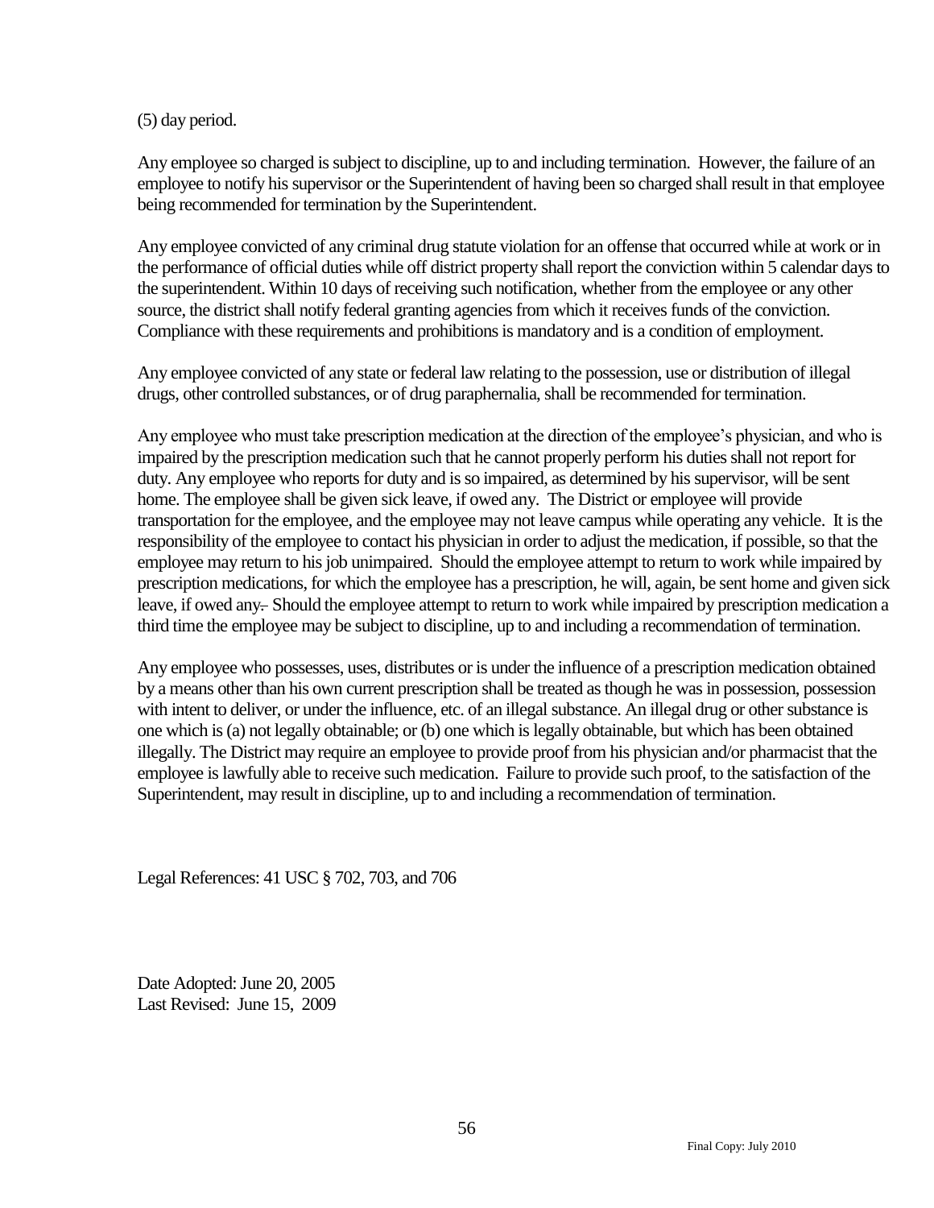(5) day period.

Any employee so charged is subject to discipline, up to and including termination. However, the failure of an employee to notify his supervisor or the Superintendent of having been so charged shall result in that employee being recommended for termination by the Superintendent.

Any employee convicted of any criminal drug statute violation for an offense that occurred while at work or in the performance of official duties while off district property shall report the conviction within 5 calendar days to the superintendent. Within 10 days of receiving such notification, whether from the employee or any other source, the district shall notify federal granting agencies from which it receives funds of the conviction. Compliance with these requirements and prohibitions is mandatory and is a condition of employment.

Any employee convicted of any state or federal law relating to the possession, use or distribution of illegal drugs, other controlled substances, or of drug paraphernalia, shall be recommended for termination.

Any employee who must take prescription medication at the direction of the employee's physician, and who is impaired by the prescription medication such that he cannot properly perform his duties shall not report for duty. Any employee who reports for duty and is so impaired, as determined by his supervisor, will be sent home. The employee shall be given sick leave, if owed any. The District or employee will provide transportation for the employee, and the employee may not leave campus while operating any vehicle. It is the responsibility of the employee to contact his physician in order to adjust the medication, if possible, so that the employee may return to his job unimpaired. Should the employee attempt to return to work while impaired by prescription medications, for which the employee has a prescription, he will, again, be sent home and given sick leave, if owed any. Should the employee attempt to return to work while impaired by prescription medication a third time the employee may be subject to discipline, up to and including a recommendation of termination.

Any employee who possesses, uses, distributes or is under the influence of a prescription medication obtained by a means other than his own current prescription shall be treated as though he was in possession, possession with intent to deliver, or under the influence, etc. of an illegal substance. An illegal drug or other substance is one which is (a) not legally obtainable; or (b) one which is legally obtainable, but which has been obtained illegally. The District may require an employee to provide proof from his physician and/or pharmacist that the employee is lawfully able to receive such medication. Failure to provide such proof, to the satisfaction of the Superintendent, may result in discipline, up to and including a recommendation of termination.

Legal References: 41 USC § 702, 703, and 706

Date Adopted: June 20, 2005
Last Revised: June 15, 2009

Final Copy: July 2010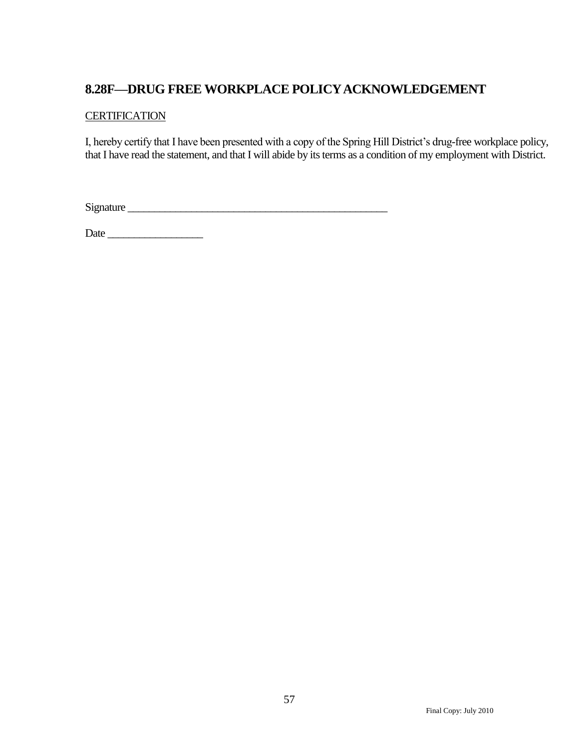## 8.28F—DRUG FREE WORKPLACE POLICY ACKNOWLEDGEMENT

CERTIFICATION

I, hereby certify that I have been presented with a copy of the Spring Hill District's drug-free workplace policy, that I have read the statement, and that I will abide by its terms as a condition of my employment with District.

Signature ________________________________________________

Date _________________

Final Copy: July 2010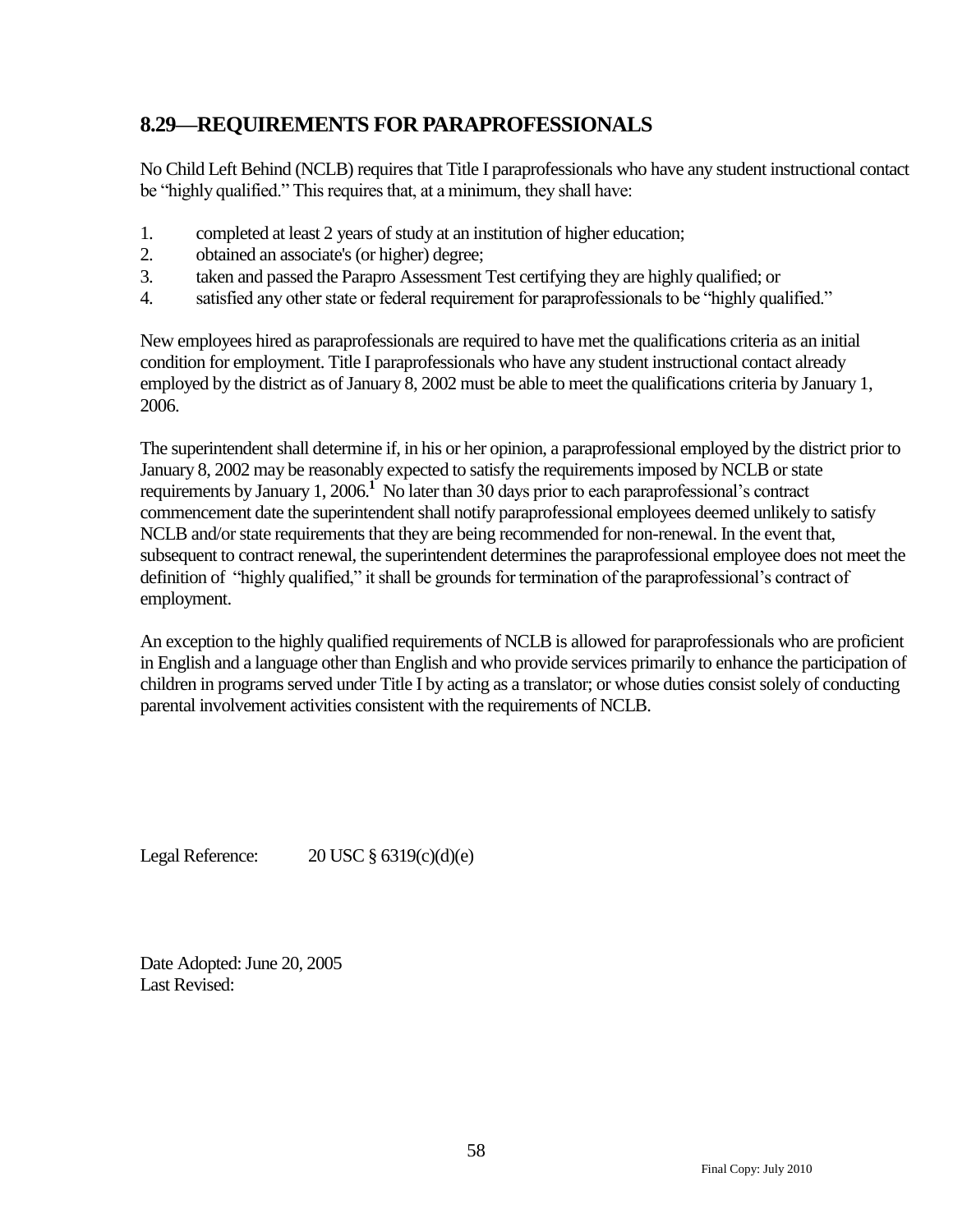## 8.29—REQUIREMENTS FOR PARAPROFESSIONALS

No Child Left Behind (NCLB) requires that Title I paraprofessionals who have any student instructional contact be "highly qualified." This requires that, at a minimum, they shall have:

1. completed at least 2 years of study at an institution of higher education;
2. obtained an associate's (or higher) degree;
3. taken and passed the Parapro Assessment Test certifying they are highly qualified; or
4. satisfied any other state or federal requirement for paraprofessionals to be "highly qualified."

New employees hired as paraprofessionals are required to have met the qualifications criteria as an initial condition for employment. Title I paraprofessionals who have any student instructional contact already employed by the district as of January 8, 2002 must be able to meet the qualifications criteria by January 1, 2006.

The superintendent shall determine if, in his or her opinion, a paraprofessional employed by the district prior to January 8, 2002 may be reasonably expected to satisfy the requirements imposed by NCLB or state requirements by January 1, 2006.[1] No later than 30 days prior to each paraprofessional's contract commencement date the superintendent shall notify paraprofessional employees deemed unlikely to satisfy NCLB and/or state requirements that they are being recommended for non-renewal. In the event that, subsequent to contract renewal, the superintendent determines the paraprofessional employee does not meet the definition of "highly qualified," it shall be grounds for termination of the paraprofessional's contract of employment.

An exception to the highly qualified requirements of NCLB is allowed for paraprofessionals who are proficient in English and a language other than English and who provide services primarily to enhance the participation of children in programs served under Title I by acting as a translator; or whose duties consist solely of conducting parental involvement activities consistent with the requirements of NCLB.

Legal Reference: 20 USC § 6319(c)(d)(e)

Date Adopted: June 20, 2005
Last Revised:

Final Copy: July 2010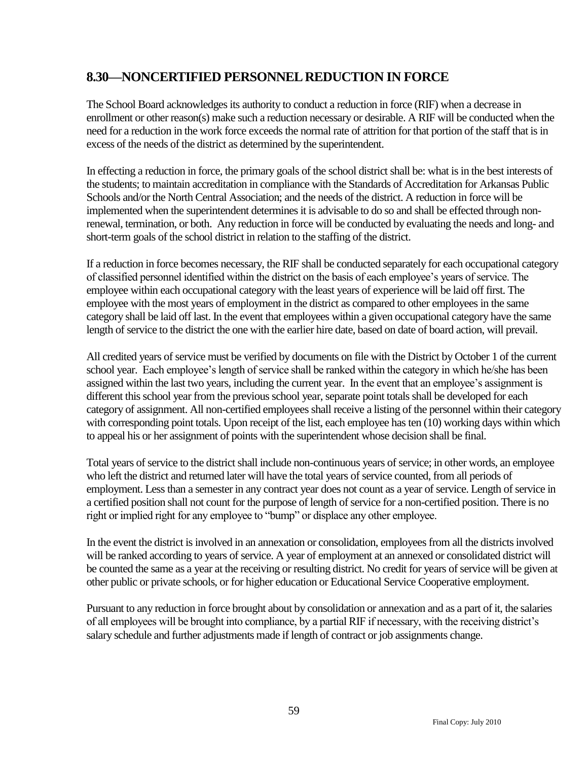## 8.30—NONCERTIFIED PERSONNEL REDUCTION IN FORCE

The School Board acknowledges its authority to conduct a reduction in force (RIF) when a decrease in enrollment or other reason(s) make such a reduction necessary or desirable. A RIF will be conducted when the need for a reduction in the work force exceeds the normal rate of attrition for that portion of the staff that is in excess of the needs of the district as determined by the superintendent.

In effecting a reduction in force, the primary goals of the school district shall be: what is in the best interests of the students; to maintain accreditation in compliance with the Standards of Accreditation for Arkansas Public Schools and/or the North Central Association; and the needs of the district. A reduction in force will be implemented when the superintendent determines it is advisable to do so and shall be effected through non-renewal, termination, or both. Any reduction in force will be conducted by evaluating the needs and long- and short-term goals of the school district in relation to the staffing of the district.

If a reduction in force becomes necessary, the RIF shall be conducted separately for each occupational category of classified personnel identified within the district on the basis of each employee's years of service. The employee within each occupational category with the least years of experience will be laid off first. The employee with the most years of employment in the district as compared to other employees in the same category shall be laid off last. In the event that employees within a given occupational category have the same length of service to the district the one with the earlier hire date, based on date of board action, will prevail.

All credited years of service must be verified by documents on file with the District by October 1 of the current school year. Each employee's length of service shall be ranked within the category in which he/she has been assigned within the last two years, including the current year. In the event that an employee's assignment is different this school year from the previous school year, separate point totals shall be developed for each category of assignment. All non-certified employees shall receive a listing of the personnel within their category with corresponding point totals. Upon receipt of the list, each employee has ten (10) working days within which to appeal his or her assignment of points with the superintendent whose decision shall be final.

Total years of service to the district shall include non-continuous years of service; in other words, an employee who left the district and returned later will have the total years of service counted, from all periods of employment. Less than a semester in any contract year does not count as a year of service. Length of service in a certified position shall not count for the purpose of length of service for a non-certified position. There is no right or implied right for any employee to "bump" or displace any other employee.

In the event the district is involved in an annexation or consolidation, employees from all the districts involved will be ranked according to years of service. A year of employment at an annexed or consolidated district will be counted the same as a year at the receiving or resulting district. No credit for years of service will be given at other public or private schools, or for higher education or Educational Service Cooperative employment.

Pursuant to any reduction in force brought about by consolidation or annexation and as a part of it, the salaries of all employees will be brought into compliance, by a partial RIF if necessary, with the receiving district's salary schedule and further adjustments made if length of contract or job assignments change.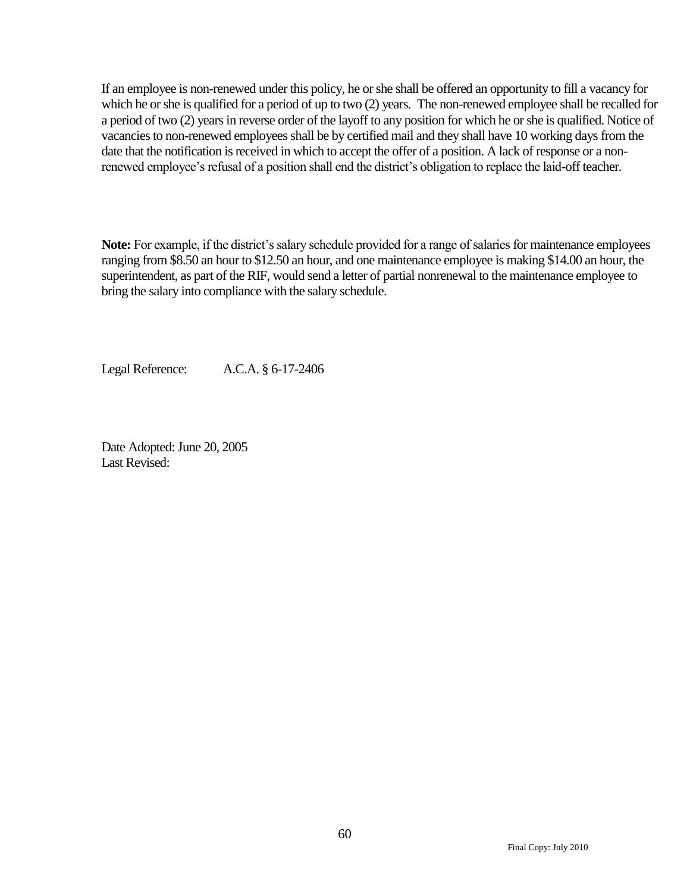If an employee is non-renewed under this policy, he or she shall be offered an opportunity to fill a vacancy for which he or she is qualified for a period of up to two (2) years. The non-renewed employee shall be recalled for a period of two (2) years in reverse order of the layoff to any position for which he or she is qualified. Notice of vacancies to non-renewed employees shall be by certified mail and they shall have 10 working days from the date that the notification is received in which to accept the offer of a position. A lack of response or a non-renewed employee's refusal of a position shall end the district's obligation to replace the laid-off teacher.

**Note:** For example, if the district's salary schedule provided for a range of salaries for maintenance employees ranging from $8.50 an hour to $12.50 an hour, and one maintenance employee is making $14.00 an hour, the superintendent, as part of the RIF, would send a letter of partial nonrenewal to the maintenance employee to bring the salary into compliance with the salary schedule.

Legal Reference: A.C.A. § 6-17-2406

Date Adopted: June 20, 2005
Last Revised: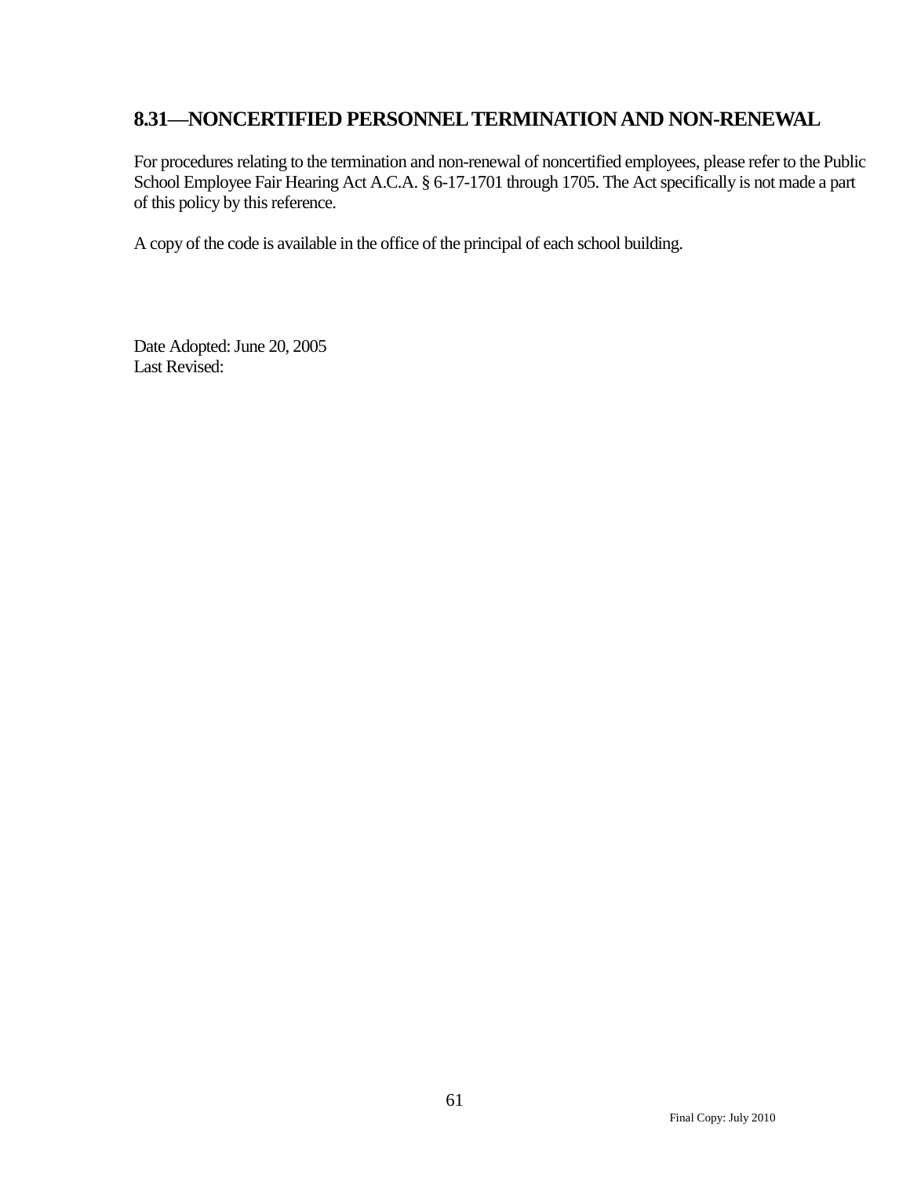## 8.31—NONCERTIFIED PERSONNEL TERMINATION AND NON-RENEWAL

For procedures relating to the termination and non-renewal of noncertified employees, please refer to the Public School Employee Fair Hearing Act A.C.A. § 6-17-1701 through 1705. The Act specifically is not made a part of this policy by this reference.

A copy of the code is available in the office of the principal of each school building.

Date Adopted: June 20, 2005
Last Revised: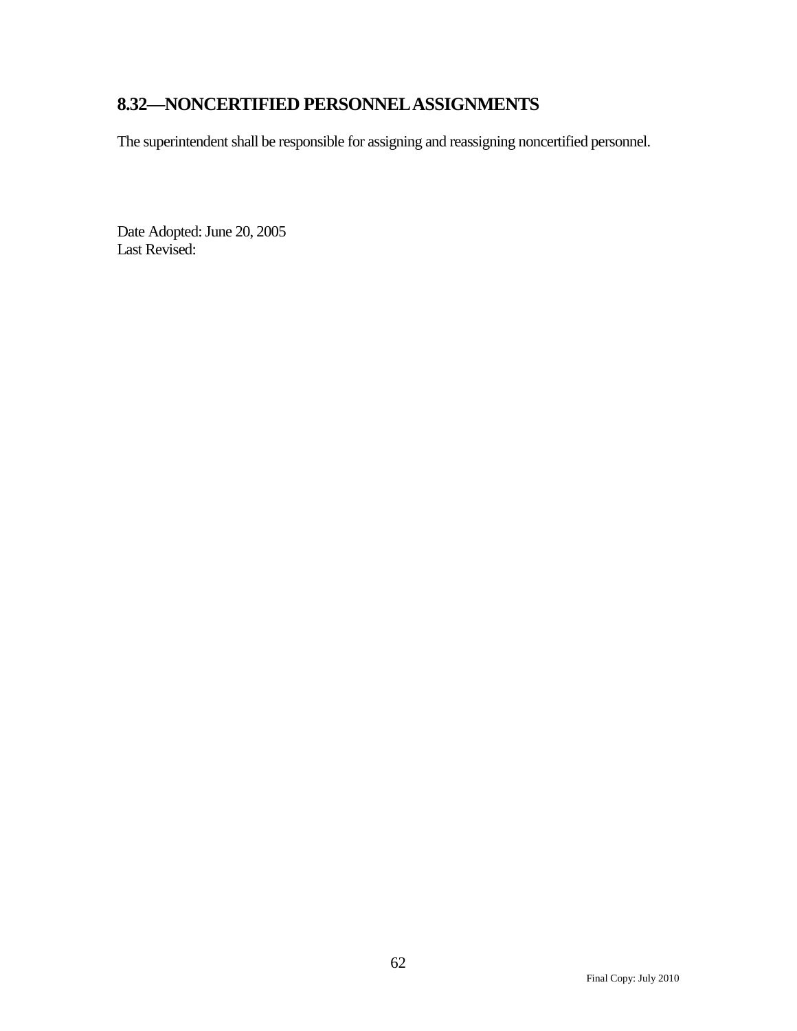## 8.32—NONCERTIFIED PERSONNEL ASSIGNMENTS

The superintendent shall be responsible for assigning and reassigning noncertified personnel.

Date Adopted: June 20, 2005
Last Revised: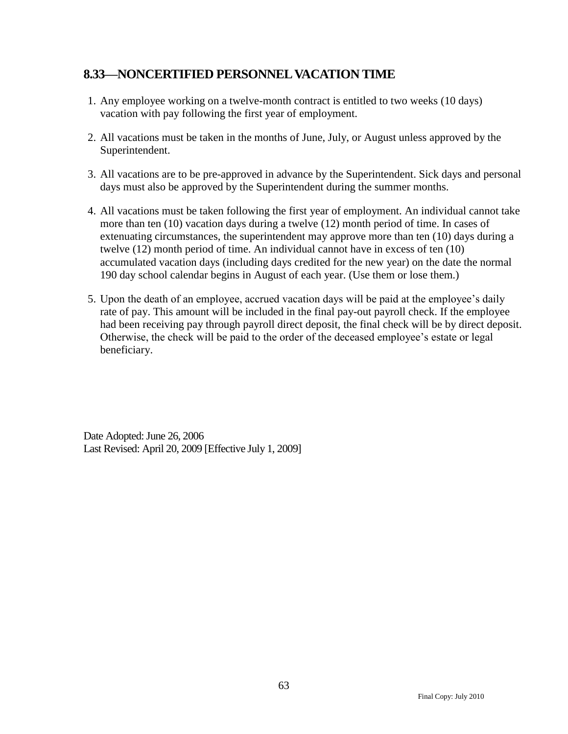## 8.33—NONCERTIFIED PERSONNEL VACATION TIME

1. Any employee working on a twelve-month contract is entitled to two weeks (10 days) vacation with pay following the first year of employment.
2. All vacations must be taken in the months of June, July, or August unless approved by the Superintendent.
3. All vacations are to be pre-approved in advance by the Superintendent. Sick days and personal days must also be approved by the Superintendent during the summer months.
4. All vacations must be taken following the first year of employment. An individual cannot take more than ten (10) vacation days during a twelve (12) month period of time. In cases of extenuating circumstances, the superintendent may approve more than ten (10) days during a twelve (12) month period of time. An individual cannot have in excess of ten (10) accumulated vacation days (including days credited for the new year) on the date the normal 190 day school calendar begins in August of each year. (Use them or lose them.)
5. Upon the death of an employee, accrued vacation days will be paid at the employee's daily rate of pay. This amount will be included in the final pay-out payroll check. If the employee had been receiving pay through payroll direct deposit, the final check will be by direct deposit. Otherwise, the check will be paid to the order of the deceased employee's estate or legal beneficiary.

Date Adopted: June 26, 2006
Last Revised: April 20, 2009 [Effective July 1, 2009]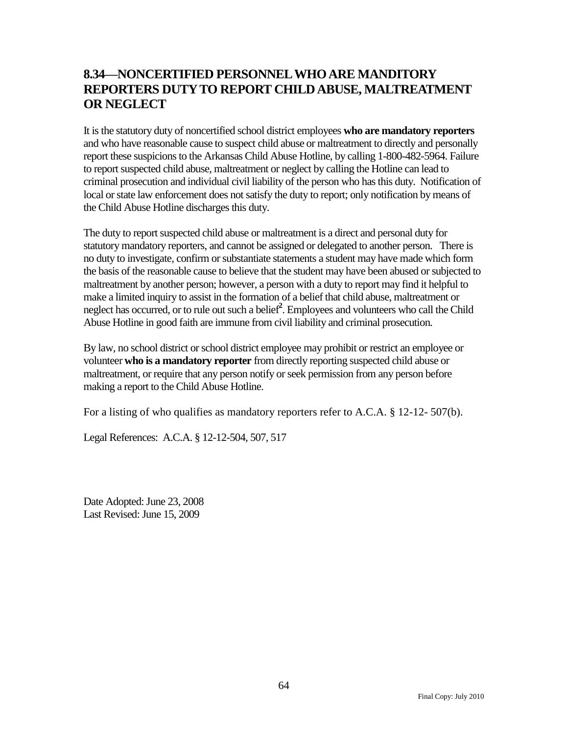## 8.34—NONCERTIFIED PERSONNEL WHO ARE MANDITORY REPORTERS DUTY TO REPORT CHILD ABUSE, MALTREATMENT OR NEGLECT

It is the statutory duty of noncertified school district employees **who are mandatory reporters** and who have reasonable cause to suspect child abuse or maltreatment to directly and personally report these suspicions to the Arkansas Child Abuse Hotline, by calling 1-800-482-5964. Failure to report suspected child abuse, maltreatment or neglect by calling the Hotline can lead to criminal prosecution and individual civil liability of the person who has this duty. Notification of local or state law enforcement does not satisfy the duty to report; only notification by means of the Child Abuse Hotline discharges this duty.

The duty to report suspected child abuse or maltreatment is a direct and personal duty for statutory mandatory reporters, and cannot be assigned or delegated to another person. There is no duty to investigate, confirm or substantiate statements a student may have made which form the basis of the reasonable cause to believe that the student may have been abused or subjected to maltreatment by another person; however, a person with a duty to report may find it helpful to make a limited inquiry to assist in the formation of a belief that child abuse, maltreatment or neglect has occurred, or to rule out such a belief[2]. Employees and volunteers who call the Child Abuse Hotline in good faith are immune from civil liability and criminal prosecution.

By law, no school district or school district employee may prohibit or restrict an employee or volunteer **who is a mandatory reporter** from directly reporting suspected child abuse or maltreatment, or require that any person notify or seek permission from any person before making a report to the Child Abuse Hotline.

For a listing of who qualifies as mandatory reporters refer to A.C.A. § 12-12- 507(b).

Legal References: A.C.A. § 12-12-504, 507, 517

Date Adopted: June 23, 2008
Last Revised: June 15, 2009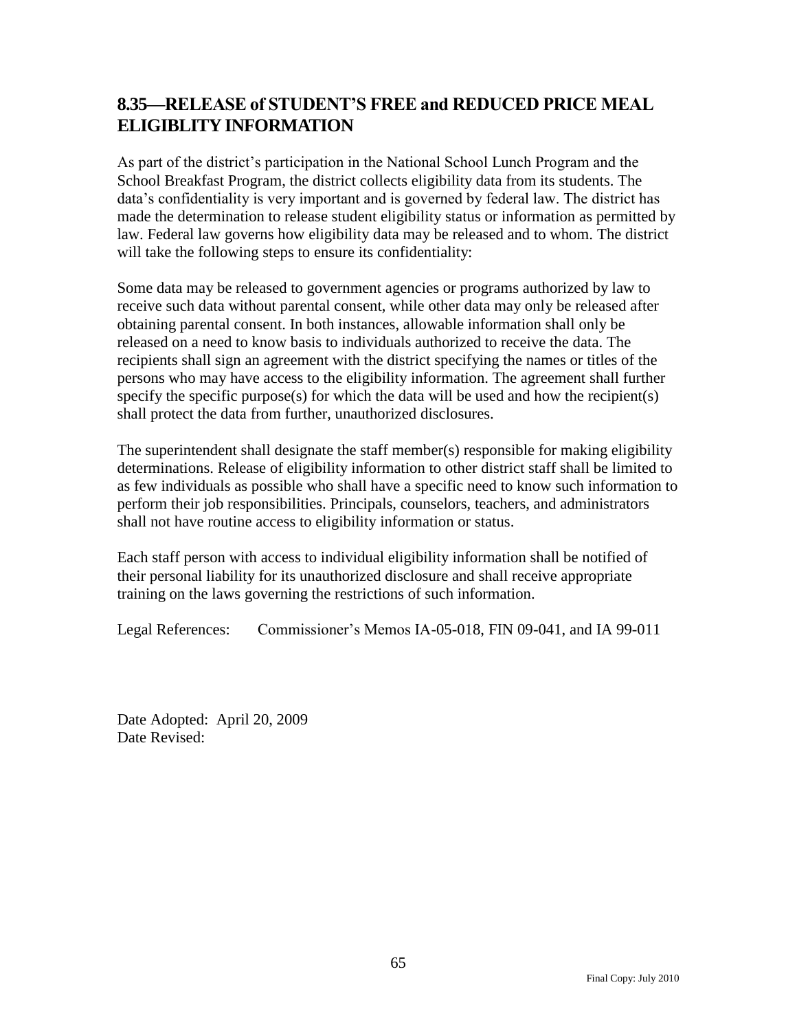## 8.35—RELEASE of STUDENT'S FREE and REDUCED PRICE MEAL ELIGIBLITY INFORMATION

As part of the district's participation in the National School Lunch Program and the School Breakfast Program, the district collects eligibility data from its students. The data's confidentiality is very important and is governed by federal law. The district has made the determination to release student eligibility status or information as permitted by law. Federal law governs how eligibility data may be released and to whom. The district will take the following steps to ensure its confidentiality:

Some data may be released to government agencies or programs authorized by law to receive such data without parental consent, while other data may only be released after obtaining parental consent. In both instances, allowable information shall only be released on a need to know basis to individuals authorized to receive the data. The recipients shall sign an agreement with the district specifying the names or titles of the persons who may have access to the eligibility information. The agreement shall further specify the specific purpose(s) for which the data will be used and how the recipient(s) shall protect the data from further, unauthorized disclosures.

The superintendent shall designate the staff member(s) responsible for making eligibility determinations. Release of eligibility information to other district staff shall be limited to as few individuals as possible who shall have a specific need to know such information to perform their job responsibilities. Principals, counselors, teachers, and administrators shall not have routine access to eligibility information or status.

Each staff person with access to individual eligibility information shall be notified of their personal liability for its unauthorized disclosure and shall receive appropriate training on the laws governing the restrictions of such information.

Legal References: Commissioner's Memos IA-05-018, FIN 09-041, and IA 99-011

Date Adopted: April 20, 2009
Date Revised: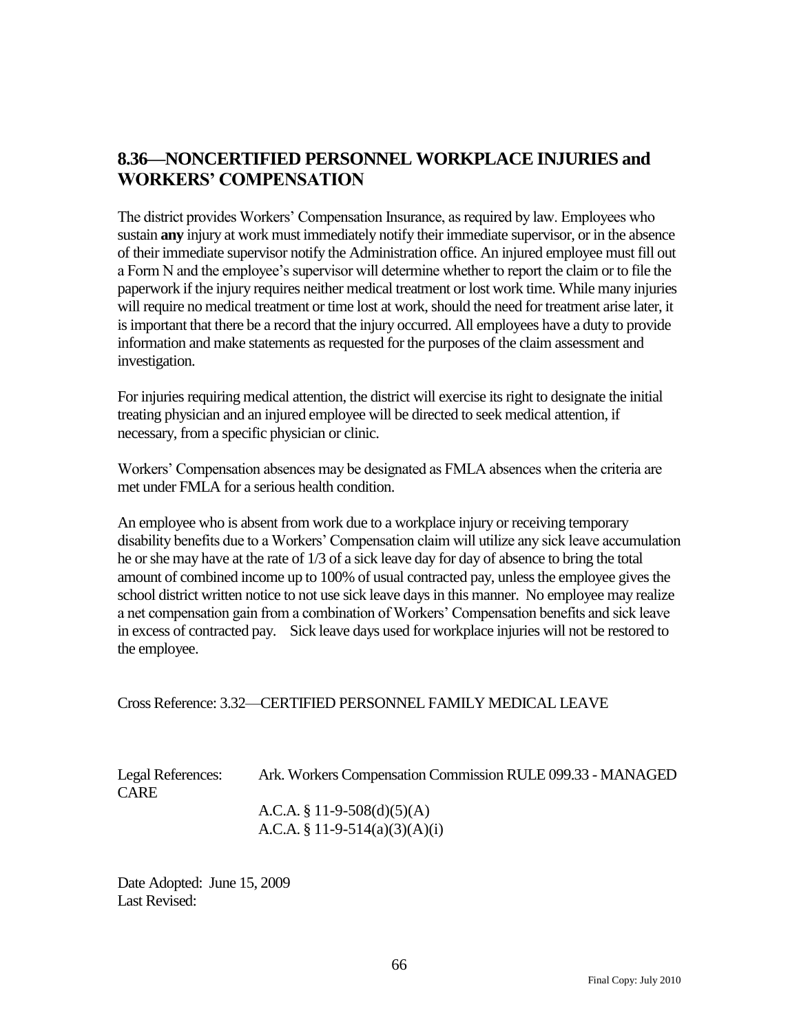## 8.36—NONCERTIFIED PERSONNEL WORKPLACE INJURIES and WORKERS' COMPENSATION

The district provides Workers' Compensation Insurance, as required by law. Employees who sustain **any** injury at work must immediately notify their immediate supervisor, or in the absence of their immediate supervisor notify the Administration office. An injured employee must fill out a Form N and the employee's supervisor will determine whether to report the claim or to file the paperwork if the injury requires neither medical treatment or lost work time. While many injuries will require no medical treatment or time lost at work, should the need for treatment arise later, it is important that there be a record that the injury occurred. All employees have a duty to provide information and make statements as requested for the purposes of the claim assessment and investigation.

For injuries requiring medical attention, the district will exercise its right to designate the initial treating physician and an injured employee will be directed to seek medical attention, if necessary, from a specific physician or clinic.

Workers' Compensation absences may be designated as FMLA absences when the criteria are met under FMLA for a serious health condition.

An employee who is absent from work due to a workplace injury or receiving temporary disability benefits due to a Workers' Compensation claim will utilize any sick leave accumulation he or she may have at the rate of 1/3 of a sick leave day for day of absence to bring the total amount of combined income up to 100% of usual contracted pay, unless the employee gives the school district written notice to not use sick leave days in this manner. No employee may realize a net compensation gain from a combination of Workers' Compensation benefits and sick leave in excess of contracted pay. Sick leave days used for workplace injuries will not be restored to the employee.

Cross Reference: 3.32—CERTIFIED PERSONNEL FAMILY MEDICAL LEAVE

Legal References: Ark. Workers Compensation Commission RULE 099.33 - MANAGED CARE
A.C.A. § 11-9-508(d)(5)(A)
A.C.A. § 11-9-514(a)(3)(A)(i)

Date Adopted: June 15, 2009
Last Revised:

Final Copy: July 2010